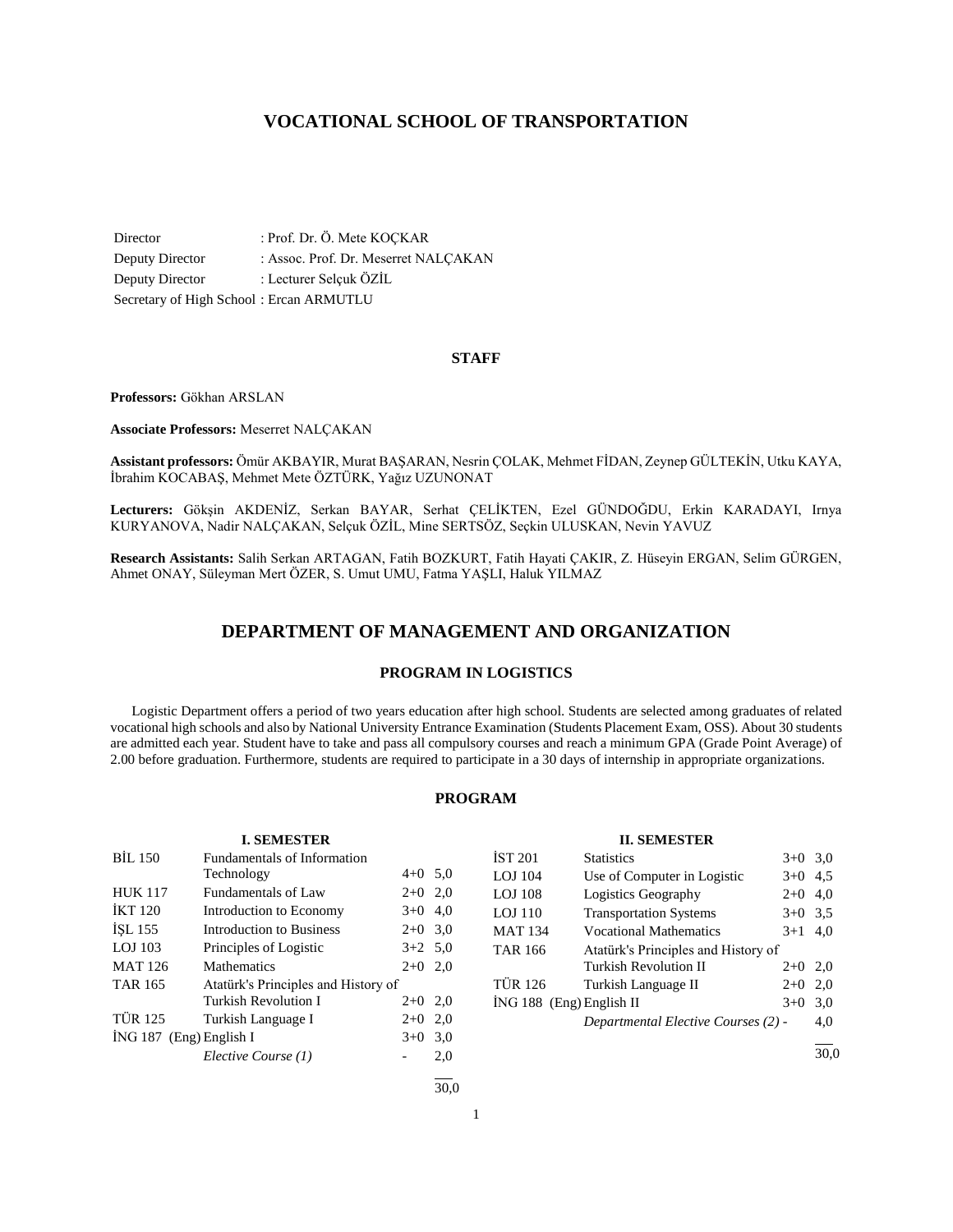# VOCATIONAL SCHOOL OF TRANSPORTATION

Director : Prof. Dr. Ö. Mete KOÇKAR
Deputy Director : Assoc. Prof. Dr. Meserret NALÇAKAN
Deputy Director : Lecturer Selçuk ÖZİL
Secretary of High School : Ercan ARMUTLU

## STAFF

**Professors:** Gökhan ARSLAN

**Associate Professors:** Meserret NALÇAKAN

**Assistant professors:** Ömür AKBAYIR, Murat BAŞARAN, Nesrin ÇOLAK, Mehmet FİDAN, Zeynep GÜLTEKİN, Utku KAYA, İbrahim KOCABAŞ, Mehmet Mete ÖZTÜRK, Yağız UZUNONAT

**Lecturers:** Gökşin AKDENİZ, Serkan BAYAR, Serhat ÇELİKTEN, Ezel GÜNDOĞDU, Erkin KARADAYI, Irnya KURYANOVA, Nadir NALÇAKAN, Selçuk ÖZİL, Mine SERTSÖZ, Seçkin ULUSKAN, Nevin YAVUZ

**Research Assistants:** Salih Serkan ARTAGAN, Fatih BOZKURT, Fatih Hayati ÇAKIR, Z. Hüseyin ERGAN, Selim GÜRGEN, Ahmet ONAY, Süleyman Mert ÖZER, S. Umut UMU, Fatma YAŞLI, Haluk YILMAZ

# DEPARTMENT OF MANAGEMENT AND ORGANIZATION

## PROGRAM IN LOGISTICS

Logistic Department offers a period of two years education after high school. Students are selected among graduates of related vocational high schools and also by National University Entrance Examination (Students Placement Exam, OSS). About 30 students are admitted each year. Student have to take and pass all compulsory courses and reach a minimum GPA (Grade Point Average) of 2.00 before graduation. Furthermore, students are required to participate in a 30 days of internship in appropriate organizations.

### PROGRAM

**I. SEMESTER**

| Code | Course | Hours | Credits |
|---|---|---|---|
| BİL 150 | Fundamentals of Information Technology | 4+0 | 5,0 |
| HUK 117 | Fundamentals of Law | 2+0 | 2,0 |
| İKT 120 | Introduction to Economy | 3+0 | 4,0 |
| İŞL 155 | Introduction to Business | 2+0 | 3,0 |
| LOJ 103 | Principles of Logistic | 3+2 | 5,0 |
| MAT 126 | Mathematics | 2+0 | 2,0 |
| TAR 165 | Atatürk's Principles and History of Turkish Revolution I | 2+0 | 2,0 |
| TÜR 125 | Turkish Language I | 2+0 | 2,0 |
| İNG 187 (Eng) | English I | 3+0 | 3,0 |
| | *Elective Course (1)* | - | 2,0 |
| | | | 30,0 |

**II. SEMESTER**

| Code | Course | Hours | Credits |
|---|---|---|---|
| İST 201 | Statistics | 3+0 | 3,0 |
| LOJ 104 | Use of Computer in Logistic | 3+0 | 4,5 |
| LOJ 108 | Logistics Geography | 2+0 | 4,0 |
| LOJ 110 | Transportation Systems | 3+0 | 3,5 |
| MAT 134 | Vocational Mathematics | 3+1 | 4,0 |
| TAR 166 | Atatürk's Principles and History of Turkish Revolution II | 2+0 | 2,0 |
| TÜR 126 | Turkish Language II | 2+0 | 2,0 |
| İNG 188 (Eng) | English II | 3+0 | 3,0 |
| | *Departmental Elective Courses (2)* | - | 4,0 |
| | | | 30,0 |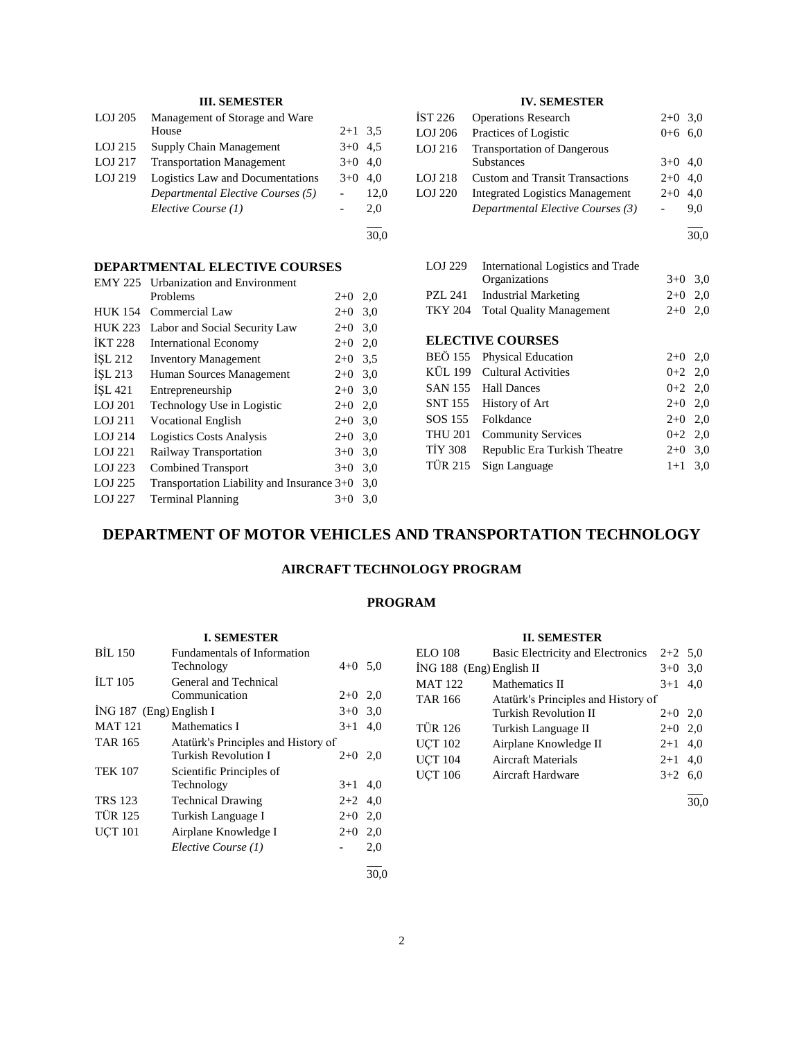### III. SEMESTER

| | | | |
|---|---|---|---|
| LOJ 205 | Management of Storage and Ware House | 2+1 | 3,5 |
| LOJ 215 | Supply Chain Management | 3+0 | 4,5 |
| LOJ 217 | Transportation Management | 3+0 | 4,0 |
| LOJ 219 | Logistics Law and Documentations | 3+0 | 4,0 |
| | *Departmental Elective Courses (5)* | - | 12,0 |
| | *Elective Course (1)* | - | 2,0 |
| | | | 30,0 |

### IV. SEMESTER

| | | | |
|---|---|---|---|
| İST 226 | Operations Research | 2+0 | 3,0 |
| LOJ 206 | Practices of Logistic | 0+6 | 6,0 |
| LOJ 216 | Transportation of Dangerous Substances | 3+0 | 4,0 |
| LOJ 218 | Custom and Transit Transactions | 2+0 | 4,0 |
| LOJ 220 | Integrated Logistics Management | 2+0 | 4,0 |
| | *Departmental Elective Courses (3)* | - | 9,0 |
| | | | 30,0 |

### DEPARTMENTAL ELECTIVE COURSES

| | | | |
|---|---|---|---|
| EMY 225 | Urbanization and Environment Problems | 2+0 | 2,0 |
| HUK 154 | Commercial Law | 2+0 | 3,0 |
| HUK 223 | Labor and Social Security Law | 2+0 | 3,0 |
| İKT 228 | International Economy | 2+0 | 2,0 |
| İŞL 212 | Inventory Management | 2+0 | 3,5 |
| İŞL 213 | Human Sources Management | 2+0 | 3,0 |
| İŞL 421 | Entrepreneurship | 2+0 | 3,0 |
| LOJ 201 | Technology Use in Logistic | 2+0 | 2,0 |
| LOJ 211 | Vocational English | 2+0 | 3,0 |
| LOJ 214 | Logistics Costs Analysis | 2+0 | 3,0 |
| LOJ 221 | Railway Transportation | 3+0 | 3,0 |
| LOJ 223 | Combined Transport | 3+0 | 3,0 |
| LOJ 225 | Transportation Liability and Insurance | 3+0 | 3,0 |
| LOJ 227 | Terminal Planning | 3+0 | 3,0 |
| LOJ 229 | International Logistics and Trade Organizations | 3+0 | 3,0 |
| PZL 241 | Industrial Marketing | 2+0 | 2,0 |
| TKY 204 | Total Quality Management | 2+0 | 2,0 |

### ELECTIVE COURSES

| | | | |
|---|---|---|---|
| BEÖ 155 | Physical Education | 2+0 | 2,0 |
| KÜL 199 | Cultural Activities | 0+2 | 2,0 |
| SAN 155 | Hall Dances | 0+2 | 2,0 |
| SNT 155 | History of Art | 2+0 | 2,0 |
| SOS 155 | Folkdance | 2+0 | 2,0 |
| THU 201 | Community Services | 0+2 | 2,0 |
| TİY 308 | Republic Era Turkish Theatre | 2+0 | 3,0 |
| TÜR 215 | Sign Language | 1+1 | 3,0 |

# DEPARTMENT OF MOTOR VEHICLES AND TRANSPORTATION TECHNOLOGY

## AIRCRAFT TECHNOLOGY PROGRAM

## PROGRAM

### I. SEMESTER

| | | | |
|---|---|---|---|
| BİL 150 | Fundamentals of Information Technology | 4+0 | 5,0 |
| İLT 105 | General and Technical Communication | 2+0 | 2,0 |
| İNG 187 (Eng) | English I | 3+0 | 3,0 |
| MAT 121 | Mathematics I | 3+1 | 4,0 |
| TAR 165 | Atatürk's Principles and History of Turkish Revolution I | 2+0 | 2,0 |
| TEK 107 | Scientific Principles of Technology | 3+1 | 4,0 |
| TRS 123 | Technical Drawing | 2+2 | 4,0 |
| TÜR 125 | Turkish Language I | 2+0 | 2,0 |
| UÇT 101 | Airplane Knowledge I | 2+0 | 2,0 |
| | *Elective Course (1)* | - | 2,0 |
| | | | 30,0 |

### II. SEMESTER

| | | | |
|---|---|---|---|
| ELO 108 | Basic Electricity and Electronics | 2+2 | 5,0 |
| İNG 188 (Eng) | English II | 3+0 | 3,0 |
| MAT 122 | Mathematics II | 3+1 | 4,0 |
| TAR 166 | Atatürk's Principles and History of Turkish Revolution II | 2+0 | 2,0 |
| TÜR 126 | Turkish Language II | 2+0 | 2,0 |
| UÇT 102 | Airplane Knowledge II | 2+1 | 4,0 |
| UÇT 104 | Aircraft Materials | 2+1 | 4,0 |
| UÇT 106 | Aircraft Hardware | 3+2 | 6,0 |
| | | | 30,0 |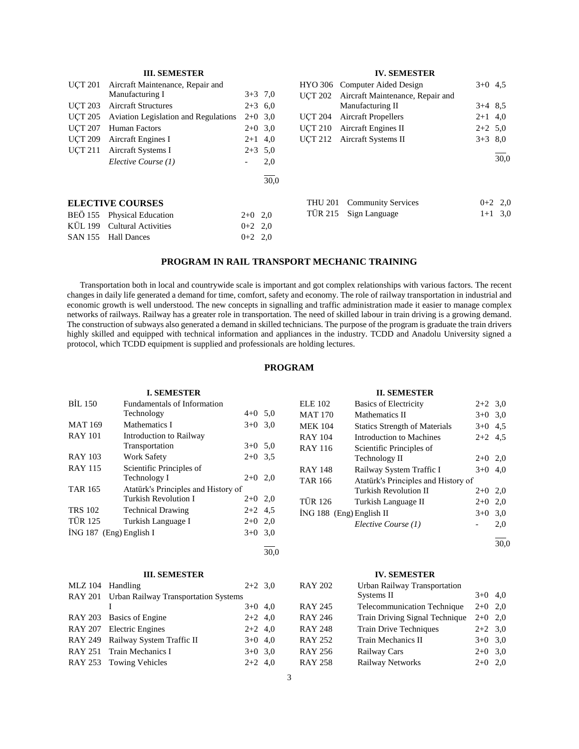### III. SEMESTER

| | | | |
|---|---|---|---|
| UÇT 201 | Aircraft Maintenance, Repair and Manufacturing I | 3+3 | 7,0 |
| UÇT 203 | Aircraft Structures | 2+3 | 6,0 |
| UÇT 205 | Aviation Legislation and Regulations | 2+0 | 3,0 |
| UÇT 207 | Human Factors | 2+0 | 3,0 |
| UÇT 209 | Aircraft Engines I | 2+1 | 4,0 |
| UÇT 211 | Aircraft Systems I | 2+3 | 5,0 |
| | *Elective Course (1)* | - | 2,0 |
| | | | 30,0 |

### IV. SEMESTER

| | | | |
|---|---|---|---|
| HYO 306 | Computer Aided Design | 3+0 | 4,5 |
| UÇT 202 | Aircraft Maintenance, Repair and Manufacturing II | 3+4 | 8,5 |
| UÇT 204 | Aircraft Propellers | 2+1 | 4,0 |
| UÇT 210 | Aircraft Engines II | 2+2 | 5,0 |
| UÇT 212 | Aircraft Systems II | 3+3 | 8,0 |
| | | | 30,0 |

### ELECTIVE COURSES

| | | | |
|---|---|---|---|
| BEÖ 155 | Physical Education | 2+0 | 2,0 |
| KÜL 199 | Cultural Activities | 0+2 | 2,0 |
| SAN 155 | Hall Dances | 0+2 | 2,0 |
| THU 201 | Community Services | 0+2 | 2,0 |
| TÜR 215 | Sign Language | 1+1 | 3,0 |

## PROGRAM IN RAIL TRANSPORT MECHANIC TRAINING

Transportation both in local and countrywide scale is important and got complex relationships with various factors. The recent changes in daily life generated a demand for time, comfort, safety and economy. The role of railway transportation in industrial and economic growth is well understood. The new concepts in signalling and traffic administration made it easier to manage complex networks of railways. Railway has a greater role in transportation. The need of skilled labour in train driving is a growing demand. The construction of subways also generated a demand in skilled technicians. The purpose of the program is graduate the train drivers highly skilled and equipped with technical information and appliances in the industry. TCDD and Anadolu University signed a protocol, which TCDD equipment is supplied and professionals are holding lectures.

## PROGRAM

### I. SEMESTER

| | | | |
|---|---|---|---|
| BİL 150 | Fundamentals of Information Technology | 4+0 | 5,0 |
| MAT 169 | Mathematics I | 3+0 | 3,0 |
| RAY 101 | Introduction to Railway Transportation | 3+0 | 5,0 |
| RAY 103 | Work Safety | 2+0 | 3,5 |
| RAY 115 | Scientific Principles of Technology I | 2+0 | 2,0 |
| TAR 165 | Atatürk's Principles and History of Turkish Revolution I | 2+0 | 2,0 |
| TRS 102 | Technical Drawing | 2+2 | 4,5 |
| TÜR 125 | Turkish Language I | 2+0 | 2,0 |
| İNG 187 | (Eng) English I | 3+0 | 3,0 |
| | | | 30,0 |

### II. SEMESTER

| | | | |
|---|---|---|---|
| ELE 102 | Basics of Electricity | 2+2 | 3,0 |
| MAT 170 | Mathematics II | 3+0 | 3,0 |
| MEK 104 | Statics Strength of Materials | 3+0 | 4,5 |
| RAY 104 | Introduction to Machines | 2+2 | 4,5 |
| RAY 116 | Scientific Principles of Technology II | 2+0 | 2,0 |
| RAY 148 | Railway System Traffic I | 3+0 | 4,0 |
| TAR 166 | Atatürk's Principles and History of Turkish Revolution II | 2+0 | 2,0 |
| TÜR 126 | Turkish Language II | 2+0 | 2,0 |
| İNG 188 | (Eng) English II | 3+0 | 3,0 |
| | *Elective Course (1)* | - | 2,0 |
| | | | 30,0 |

### III. SEMESTER

| | | | |
|---|---|---|---|
| MLZ 104 | Handling | 2+2 | 3,0 |
| RAY 201 | Urban Railway Transportation Systems I | 3+0 | 4,0 |
| RAY 203 | Basics of Engine | 2+2 | 4,0 |
| RAY 207 | Electric Engines | 2+2 | 4,0 |
| RAY 249 | Railway System Traffic II | 3+0 | 4,0 |
| RAY 251 | Train Mechanics I | 3+0 | 3,0 |
| RAY 253 | Towing Vehicles | 2+2 | 4,0 |

### IV. SEMESTER

| | | | |
|---|---|---|---|
| RAY 202 | Urban Railway Transportation Systems II | 3+0 | 4,0 |
| RAY 245 | Telecommunication Technique | 2+0 | 2,0 |
| RAY 246 | Train Driving Signal Technique | 2+0 | 2,0 |
| RAY 248 | Train Drive Techniques | 2+2 | 3,0 |
| RAY 252 | Train Mechanics II | 3+0 | 3,0 |
| RAY 256 | Railway Cars | 2+0 | 3,0 |
| RAY 258 | Railway Networks | 2+0 | 2,0 |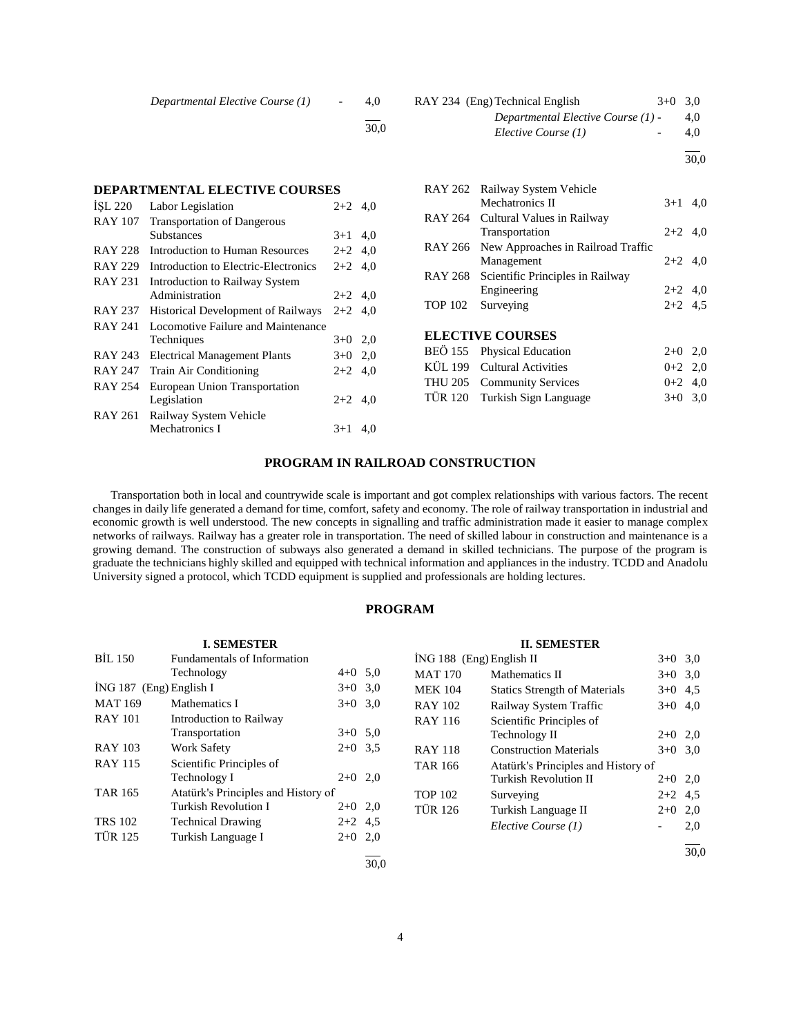| | | | |
|---|---|---|---|
| | *Departmental Elective Course (1)* | - | 4,0 |
| | | | 30,0 |

| | | | |
|---|---|---|---|
| RAY 234 (Eng) | Technical English | 3+0 | 3,0 |
| | *Departmental Elective Course (1)* | - | 4,0 |
| | *Elective Course (1)* | - | 4,0 |
| | | | 30,0 |

## DEPARTMENTAL ELECTIVE COURSES

| | | | |
|---|---|---|---|
| İŞL 220 | Labor Legislation | 2+2 | 4,0 |
| RAY 107 | Transportation of Dangerous Substances | 3+1 | 4,0 |
| RAY 228 | Introduction to Human Resources | 2+2 | 4,0 |
| RAY 229 | Introduction to Electric-Electronics | 2+2 | 4,0 |
| RAY 231 | Introduction to Railway System Administration | 2+2 | 4,0 |
| RAY 237 | Historical Development of Railways | 2+2 | 4,0 |
| RAY 241 | Locomotive Failure and Maintenance Techniques | 3+0 | 2,0 |
| RAY 243 | Electrical Management Plants | 3+0 | 2,0 |
| RAY 247 | Train Air Conditioning | 2+2 | 4,0 |
| RAY 254 | European Union Transportation Legislation | 2+2 | 4,0 |
| RAY 261 | Railway System Vehicle Mechatronics I | 3+1 | 4,0 |
| RAY 262 | Railway System Vehicle Mechatronics II | 3+1 | 4,0 |
| RAY 264 | Cultural Values in Railway Transportation | 2+2 | 4,0 |
| RAY 266 | New Approaches in Railroad Traffic Management | 2+2 | 4,0 |
| RAY 268 | Scientific Principles in Railway Engineering | 2+2 | 4,0 |
| TOP 102 | Surveying | 2+2 | 4,5 |

## ELECTIVE COURSES

| | | | |
|---|---|---|---|
| BEÖ 155 | Physical Education | 2+0 | 2,0 |
| KÜL 199 | Cultural Activities | 0+2 | 2,0 |
| THU 205 | Community Services | 0+2 | 4,0 |
| TÜR 120 | Turkish Sign Language | 3+0 | 3,0 |

## PROGRAM IN RAILROAD CONSTRUCTION

Transportation both in local and countrywide scale is important and got complex relationships with various factors. The recent changes in daily life generated a demand for time, comfort, safety and economy. The role of railway transportation in industrial and economic growth is well understood. The new concepts in signalling and traffic administration made it easier to manage complex networks of railways. Railway has a greater role in transportation. The need of skilled labour in construction and maintenance is a growing demand. The construction of subways also generated a demand in skilled technicians. The purpose of the program is graduate the technicians highly skilled and equipped with technical information and appliances in the industry. TCDD and Anadolu University signed a protocol, which TCDD equipment is supplied and professionals are holding lectures.

## PROGRAM

### I. SEMESTER

| | | | |
|---|---|---|---|
| BİL 150 | Fundamentals of Information Technology | 4+0 | 5,0 |
| İNG 187 (Eng) | English I | 3+0 | 3,0 |
| MAT 169 | Mathematics I | 3+0 | 3,0 |
| RAY 101 | Introduction to Railway Transportation | 3+0 | 5,0 |
| RAY 103 | Work Safety | 2+0 | 3,5 |
| RAY 115 | Scientific Principles of Technology I | 2+0 | 2,0 |
| TAR 165 | Atatürk's Principles and History of Turkish Revolution I | 2+0 | 2,0 |
| TRS 102 | Technical Drawing | 2+2 | 4,5 |
| TÜR 125 | Turkish Language I | 2+0 | 2,0 |
| | | | 30,0 |

### II. SEMESTER

| | | | |
|---|---|---|---|
| İNG 188 (Eng) | English II | 3+0 | 3,0 |
| MAT 170 | Mathematics II | 3+0 | 3,0 |
| MEK 104 | Statics Strength of Materials | 3+0 | 4,5 |
| RAY 102 | Railway System Traffic | 3+0 | 4,0 |
| RAY 116 | Scientific Principles of Technology II | 2+0 | 2,0 |
| RAY 118 | Construction Materials | 3+0 | 3,0 |
| TAR 166 | Atatürk's Principles and History of Turkish Revolution II | 2+0 | 2,0 |
| TOP 102 | Surveying | 2+2 | 4,5 |
| TÜR 126 | Turkish Language II | 2+0 | 2,0 |
| | *Elective Course (1)* | - | 2,0 |
| | | | 30,0 |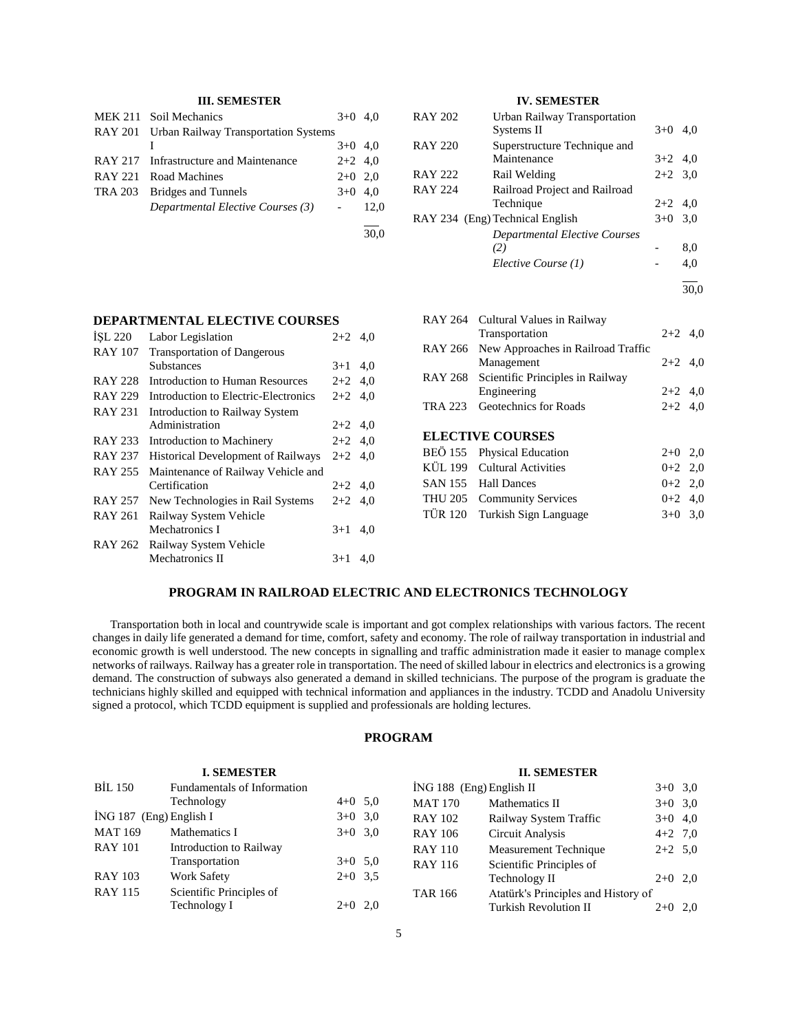### III. SEMESTER

| Code | Course | Hours | Credit |
|---|---|---|---|
| MEK 211 | Soil Mechanics | 3+0 | 4,0 |
| RAY 201 | Urban Railway Transportation Systems I | 3+0 | 4,0 |
| RAY 217 | Infrastructure and Maintenance | 2+2 | 4,0 |
| RAY 221 | Road Machines | 2+0 | 2,0 |
| TRA 203 | Bridges and Tunnels | 3+0 | 4,0 |
| | *Departmental Elective Courses (3)* | - | 12,0 |
| | | | 30,0 |

### IV. SEMESTER

| Code | Course | Hours | Credit |
|---|---|---|---|
| RAY 202 | Urban Railway Transportation Systems II | 3+0 | 4,0 |
| RAY 220 | Superstructure Technique and Maintenance | 3+2 | 4,0 |
| RAY 222 | Rail Welding | 2+2 | 3,0 |
| RAY 224 | Railroad Project and Railroad Technique | 2+2 | 4,0 |
| RAY 234 (Eng) | Technical English | 3+0 | 3,0 |
| | *Departmental Elective Courses (2)* | - | 8,0 |
| | *Elective Course (1)* | - | 4,0 |
| | | | 30,0 |

### DEPARTMENTAL ELECTIVE COURSES

| Code | Course | Hours | Credit |
|---|---|---|---|
| İŞL 220 | Labor Legislation | 2+2 | 4,0 |
| RAY 107 | Transportation of Dangerous Substances | 3+1 | 4,0 |
| RAY 228 | Introduction to Human Resources | 2+2 | 4,0 |
| RAY 229 | Introduction to Electric-Electronics | 2+2 | 4,0 |
| RAY 231 | Introduction to Railway System Administration | 2+2 | 4,0 |
| RAY 233 | Introduction to Machinery | 2+2 | 4,0 |
| RAY 237 | Historical Development of Railways | 2+2 | 4,0 |
| RAY 255 | Maintenance of Railway Vehicle and Certification | 2+2 | 4,0 |
| RAY 257 | New Technologies in Rail Systems | 2+2 | 4,0 |
| RAY 261 | Railway System Vehicle Mechatronics I | 3+1 | 4,0 |
| RAY 262 | Railway System Vehicle Mechatronics II | 3+1 | 4,0 |
| RAY 264 | Cultural Values in Railway Transportation | 2+2 | 4,0 |
| RAY 266 | New Approaches in Railroad Traffic Management | 2+2 | 4,0 |
| RAY 268 | Scientific Principles in Railway Engineering | 2+2 | 4,0 |
| TRA 223 | Geotechnics for Roads | 2+2 | 4,0 |

### ELECTIVE COURSES

| Code | Course | Hours | Credit |
|---|---|---|---|
| BEÖ 155 | Physical Education | 2+0 | 2,0 |
| KÜL 199 | Cultural Activities | 0+2 | 2,0 |
| SAN 155 | Hall Dances | 0+2 | 2,0 |
| THU 205 | Community Services | 0+2 | 4,0 |
| TÜR 120 | Turkish Sign Language | 3+0 | 3,0 |

## PROGRAM IN RAILROAD ELECTRIC AND ELECTRONICS TECHNOLOGY

Transportation both in local and countrywide scale is important and got complex relationships with various factors. The recent changes in daily life generated a demand for time, comfort, safety and economy. The role of railway transportation in industrial and economic growth is well understood. The new concepts in signalling and traffic administration made it easier to manage complex networks of railways. Railway has a greater role in transportation. The need of skilled labour in electrics and electronics is a growing demand. The construction of subways also generated a demand in skilled technicians. The purpose of the program is graduate the technicians highly skilled and equipped with technical information and appliances in the industry. TCDD and Anadolu University signed a protocol, which TCDD equipment is supplied and professionals are holding lectures.

## PROGRAM

### I. SEMESTER

| Code | Course | Hours | Credit |
|---|---|---|---|
| BİL 150 | Fundamentals of Information Technology | 4+0 | 5,0 |
| İNG 187 (Eng) | English I | 3+0 | 3,0 |
| MAT 169 | Mathematics I | 3+0 | 3,0 |
| RAY 101 | Introduction to Railway Transportation | 3+0 | 5,0 |
| RAY 103 | Work Safety | 2+0 | 3,5 |
| RAY 115 | Scientific Principles of Technology I | 2+0 | 2,0 |

### II. SEMESTER

| Code | Course | Hours | Credit |
|---|---|---|---|
| İNG 188 (Eng) | English II | 3+0 | 3,0 |
| MAT 170 | Mathematics II | 3+0 | 3,0 |
| RAY 102 | Railway System Traffic | 3+0 | 4,0 |
| RAY 106 | Circuit Analysis | 4+2 | 7,0 |
| RAY 110 | Measurement Technique | 2+2 | 5,0 |
| RAY 116 | Scientific Principles of Technology II | 2+0 | 2,0 |
| TAR 166 | Atatürk's Principles and History of Turkish Revolution II | 2+0 | 2,0 |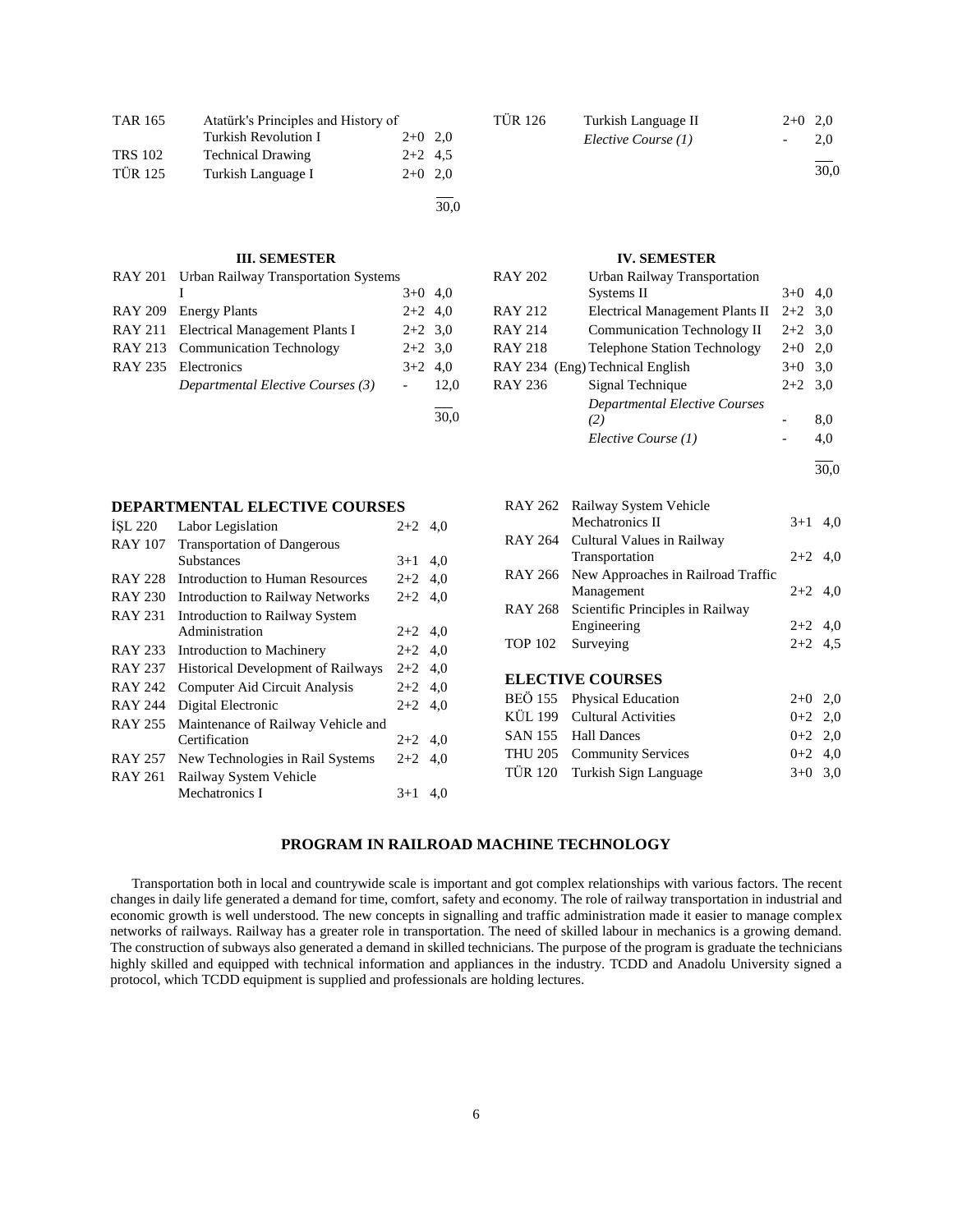| | | | |
|---|---|---|---|
| TAR 165 | Atatürk's Principles and History of Turkish Revolution I | 2+0 | 2,0 |
| TRS 102 | Technical Drawing | 2+2 | 4,5 |
| TÜR 125 | Turkish Language I | 2+0 | 2,0 |
| | | | 30,0 |

| | | | |
|---|---|---|---|
| TÜR 126 | Turkish Language II | 2+0 | 2,0 |
| | *Elective Course (1)* | - | 2,0 |
| | | | 30,0 |

### III. SEMESTER

| | | | |
|---|---|---|---|
| RAY 201 | Urban Railway Transportation Systems I | 3+0 | 4,0 |
| RAY 209 | Energy Plants | 2+2 | 4,0 |
| RAY 211 | Electrical Management Plants I | 2+2 | 3,0 |
| RAY 213 | Communication Technology | 2+2 | 3,0 |
| RAY 235 | Electronics | 3+2 | 4,0 |
| | *Departmental Elective Courses (3)* | - | 12,0 |
| | | | 30,0 |

### IV. SEMESTER

| | | | |
|---|---|---|---|
| RAY 202 | Urban Railway Transportation Systems II | 3+0 | 4,0 |
| RAY 212 | Electrical Management Plants II | 2+2 | 3,0 |
| RAY 214 | Communication Technology II | 2+2 | 3,0 |
| RAY 218 | Telephone Station Technology | 2+0 | 2,0 |
| RAY 234 | (Eng) Technical English | 3+0 | 3,0 |
| RAY 236 | Signal Technique | 2+2 | 3,0 |
| | *Departmental Elective Courses (2)* | - | 8,0 |
| | *Elective Course (1)* | - | 4,0 |
| | | | 30,0 |

### DEPARTMENTAL ELECTIVE COURSES

| | | | |
|---|---|---|---|
| İŞL 220 | Labor Legislation | 2+2 | 4,0 |
| RAY 107 | Transportation of Dangerous Substances | 3+1 | 4,0 |
| RAY 228 | Introduction to Human Resources | 2+2 | 4,0 |
| RAY 230 | Introduction to Railway Networks | 2+2 | 4,0 |
| RAY 231 | Introduction to Railway System Administration | 2+2 | 4,0 |
| RAY 233 | Introduction to Machinery | 2+2 | 4,0 |
| RAY 237 | Historical Development of Railways | 2+2 | 4,0 |
| RAY 242 | Computer Aid Circuit Analysis | 2+2 | 4,0 |
| RAY 244 | Digital Electronic | 2+2 | 4,0 |
| RAY 255 | Maintenance of Railway Vehicle and Certification | 2+2 | 4,0 |
| RAY 257 | New Technologies in Rail Systems | 2+2 | 4,0 |
| RAY 261 | Railway System Vehicle Mechatronics I | 3+1 | 4,0 |
| RAY 262 | Railway System Vehicle Mechatronics II | 3+1 | 4,0 |
| RAY 264 | Cultural Values in Railway Transportation | 2+2 | 4,0 |
| RAY 266 | New Approaches in Railroad Traffic Management | 2+2 | 4,0 |
| RAY 268 | Scientific Principles in Railway Engineering | 2+2 | 4,0 |
| TOP 102 | Surveying | 2+2 | 4,5 |

### ELECTIVE COURSES

| | | | |
|---|---|---|---|
| BEÖ 155 | Physical Education | 2+0 | 2,0 |
| KÜL 199 | Cultural Activities | 0+2 | 2,0 |
| SAN 155 | Hall Dances | 0+2 | 2,0 |
| THU 205 | Community Services | 0+2 | 4,0 |
| TÜR 120 | Turkish Sign Language | 3+0 | 3,0 |

## PROGRAM IN RAILROAD MACHINE TECHNOLOGY

Transportation both in local and countrywide scale is important and got complex relationships with various factors. The recent changes in daily life generated a demand for time, comfort, safety and economy. The role of railway transportation in industrial and economic growth is well understood. The new concepts in signalling and traffic administration made it easier to manage complex networks of railways. Railway has a greater role in transportation. The need of skilled labour in mechanics is a growing demand. The construction of subways also generated a demand in skilled technicians. The purpose of the program is graduate the technicians highly skilled and equipped with technical information and appliances in the industry. TCDD and Anadolu University signed a protocol, which TCDD equipment is supplied and professionals are holding lectures.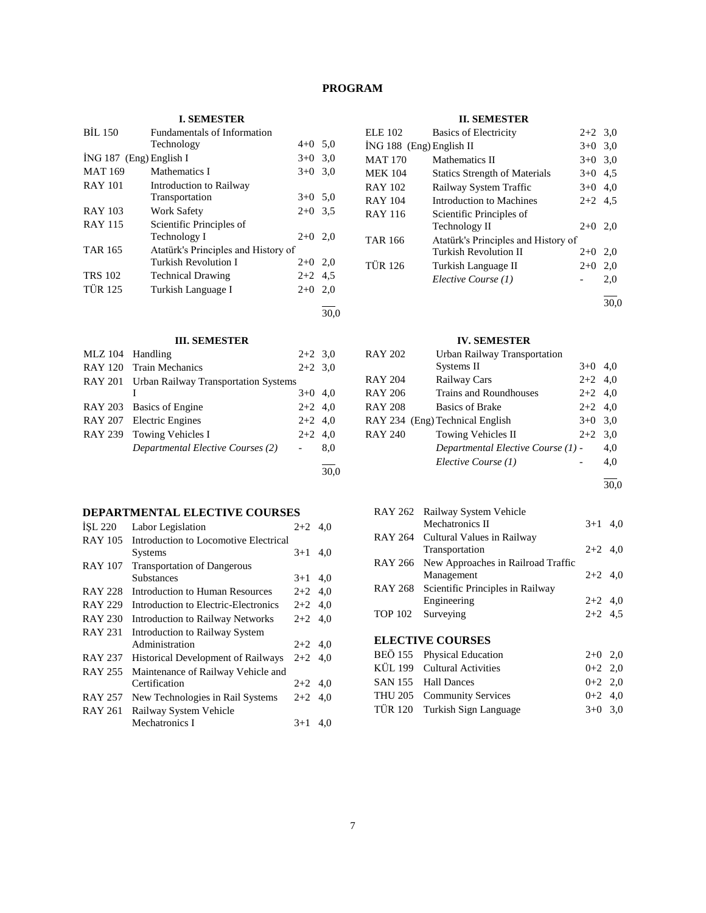# PROGRAM

### I. SEMESTER

| Code | Course | Hours | Credit |
|---|---|---|---|
| BİL 150 | Fundamentals of Information Technology | 4+0 | 5,0 |
| İNG 187 (Eng) | English I | 3+0 | 3,0 |
| MAT 169 | Mathematics I | 3+0 | 3,0 |
| RAY 101 | Introduction to Railway Transportation | 3+0 | 5,0 |
| RAY 103 | Work Safety | 2+0 | 3,5 |
| RAY 115 | Scientific Principles of Technology I | 2+0 | 2,0 |
| TAR 165 | Atatürk's Principles and History of Turkish Revolution I | 2+0 | 2,0 |
| TRS 102 | Technical Drawing | 2+2 | 4,5 |
| TÜR 125 | Turkish Language I | 2+0 | 2,0 |
| | | | 30,0 |

### II. SEMESTER

| Code | Course | Hours | Credit |
|---|---|---|---|
| ELE 102 | Basics of Electricity | 2+2 | 3,0 |
| İNG 188 (Eng) | English II | 3+0 | 3,0 |
| MAT 170 | Mathematics II | 3+0 | 3,0 |
| MEK 104 | Statics Strength of Materials | 3+0 | 4,5 |
| RAY 102 | Railway System Traffic | 3+0 | 4,0 |
| RAY 104 | Introduction to Machines | 2+2 | 4,5 |
| RAY 116 | Scientific Principles of Technology II | 2+0 | 2,0 |
| TAR 166 | Atatürk's Principles and History of Turkish Revolution II | 2+0 | 2,0 |
| TÜR 126 | Turkish Language II | 2+0 | 2,0 |
| | *Elective Course (1)* | - | 2,0 |
| | | | 30,0 |

### III. SEMESTER

| Code | Course | Hours | Credit |
|---|---|---|---|
| MLZ 104 | Handling | 2+2 | 3,0 |
| RAY 120 | Train Mechanics | 2+2 | 3,0 |
| RAY 201 | Urban Railway Transportation Systems I | 3+0 | 4,0 |
| RAY 203 | Basics of Engine | 2+2 | 4,0 |
| RAY 207 | Electric Engines | 2+2 | 4,0 |
| RAY 239 | Towing Vehicles I | 2+2 | 4,0 |
| | *Departmental Elective Courses (2)* | - | 8,0 |
| | | | 30,0 |

### IV. SEMESTER

| Code | Course | Hours | Credit |
|---|---|---|---|
| RAY 202 | Urban Railway Transportation Systems II | 3+0 | 4,0 |
| RAY 204 | Railway Cars | 2+2 | 4,0 |
| RAY 206 | Trains and Roundhouses | 2+2 | 4,0 |
| RAY 208 | Basics of Brake | 2+2 | 4,0 |
| RAY 234 (Eng) | Technical English | 3+0 | 3,0 |
| RAY 240 | Towing Vehicles II | 2+2 | 3,0 |
| | *Departmental Elective Course (1)* | - | 4,0 |
| | *Elective Course (1)* | - | 4,0 |
| | | | 30,0 |

## DEPARTMENTAL ELECTIVE COURSES

| Code | Course | Hours | Credit |
|---|---|---|---|
| İŞL 220 | Labor Legislation | 2+2 | 4,0 |
| RAY 105 | Introduction to Locomotive Electrical Systems | 3+1 | 4,0 |
| RAY 107 | Transportation of Dangerous Substances | 3+1 | 4,0 |
| RAY 228 | Introduction to Human Resources | 2+2 | 4,0 |
| RAY 229 | Introduction to Electric-Electronics | 2+2 | 4,0 |
| RAY 230 | Introduction to Railway Networks | 2+2 | 4,0 |
| RAY 231 | Introduction to Railway System Administration | 2+2 | 4,0 |
| RAY 237 | Historical Development of Railways | 2+2 | 4,0 |
| RAY 255 | Maintenance of Railway Vehicle and Certification | 2+2 | 4,0 |
| RAY 257 | New Technologies in Rail Systems | 2+2 | 4,0 |
| RAY 261 | Railway System Vehicle Mechatronics I | 3+1 | 4,0 |
| RAY 262 | Railway System Vehicle Mechatronics II | 3+1 | 4,0 |
| RAY 264 | Cultural Values in Railway Transportation | 2+2 | 4,0 |
| RAY 266 | New Approaches in Railroad Traffic Management | 2+2 | 4,0 |
| RAY 268 | Scientific Principles in Railway Engineering | 2+2 | 4,0 |
| TOP 102 | Surveying | 2+2 | 4,5 |

## ELECTIVE COURSES

| Code | Course | Hours | Credit |
|---|---|---|---|
| BEÖ 155 | Physical Education | 2+0 | 2,0 |
| KÜL 199 | Cultural Activities | 0+2 | 2,0 |
| SAN 155 | Hall Dances | 0+2 | 2,0 |
| THU 205 | Community Services | 0+2 | 4,0 |
| TÜR 120 | Turkish Sign Language | 3+0 | 3,0 |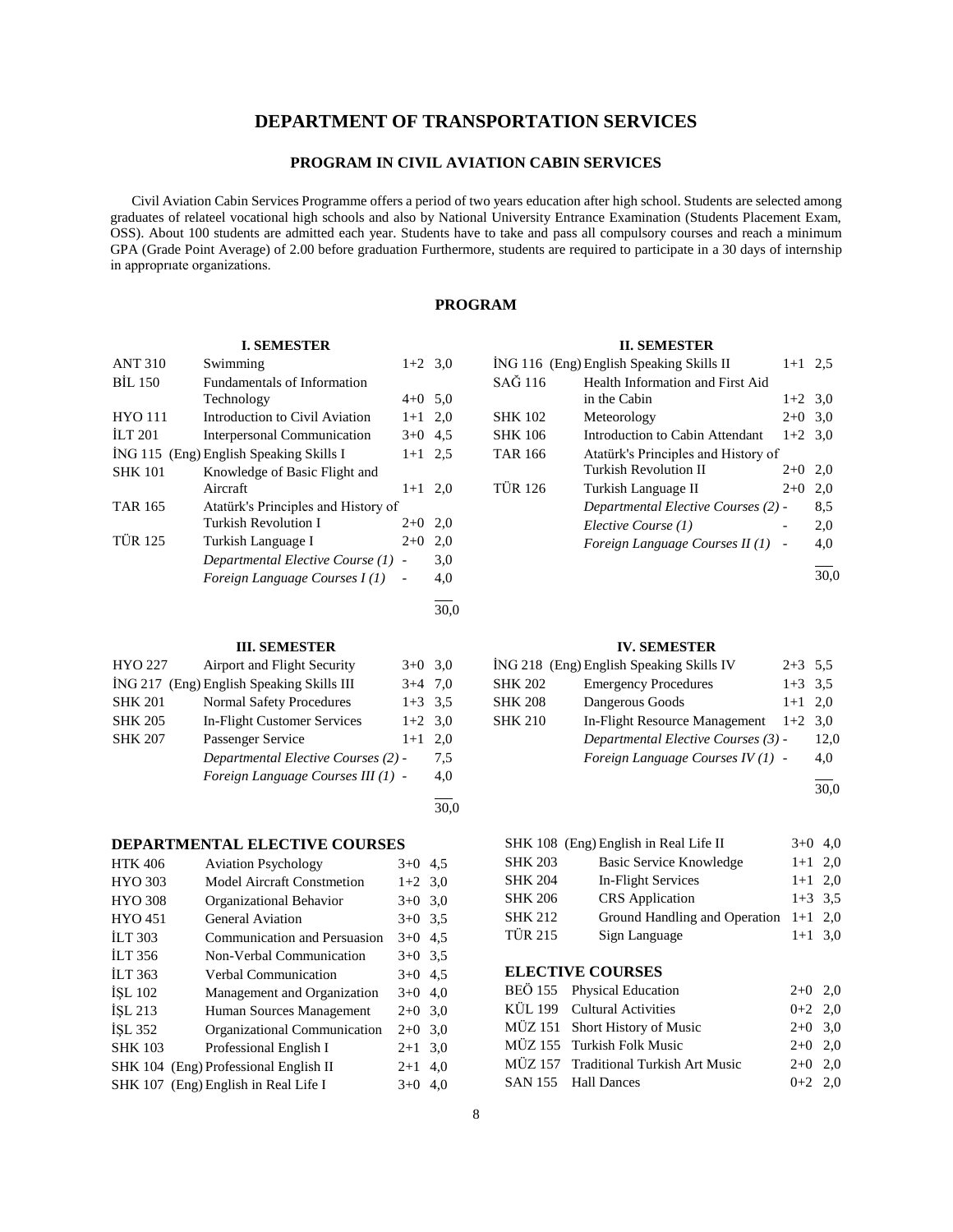# DEPARTMENT OF TRANSPORTATION SERVICES

## PROGRAM IN CIVIL AVIATION CABIN SERVICES

Civil Aviation Cabin Services Programme offers a period of two years education after high school. Students are selected among graduates of relateel vocational high schools and also by National University Entrance Examination (Students Placement Exam, OSS). About 100 students are admitted each year. Students have to take and pass all compulsory courses and reach a minimum GPA (Grade Point Average) of 2.00 before graduation Furthermore, students are required to participate in a 30 days of internship in appropriate organizations.

### PROGRAM

**I. SEMESTER**

| Code | Course | Hours | Credits |
|---|---|---|---|
| ANT 310 | Swimming | 1+2 | 3,0 |
| BİL 150 | Fundamentals of Information Technology | 4+0 | 5,0 |
| HYO 111 | Introduction to Civil Aviation | 1+1 | 2,0 |
| İLT 201 | Interpersonal Communication | 3+0 | 4,5 |
| İNG 115 (Eng) | English Speaking Skills I | 1+1 | 2,5 |
| SHK 101 | Knowledge of Basic Flight and Aircraft | 1+1 | 2,0 |
| TAR 165 | Atatürk's Principles and History of Turkish Revolution I | 2+0 | 2,0 |
| TÜR 125 | Turkish Language I | 2+0 | 2,0 |
| | *Departmental Elective Course (1)* | - | 3,0 |
| | *Foreign Language Courses I (1)* | - | 4,0 |
| | | | 30,0 |

**II. SEMESTER**

| Code | Course | Hours | Credits |
|---|---|---|---|
| İNG 116 (Eng) | English Speaking Skills II | 1+1 | 2,5 |
| SAĞ 116 | Health Information and First Aid in the Cabin | 1+2 | 3,0 |
| SHK 102 | Meteorology | 2+0 | 3,0 |
| SHK 106 | Introduction to Cabin Attendant | 1+2 | 3,0 |
| TAR 166 | Atatürk's Principles and History of Turkish Revolution II | 2+0 | 2,0 |
| TÜR 126 | Turkish Language II | 2+0 | 2,0 |
| | *Departmental Elective Courses (2)* | - | 8,5 |
| | *Elective Course (1)* | - | 2,0 |
| | *Foreign Language Courses II (1)* | - | 4,0 |
| | | | 30,0 |

**III. SEMESTER**

| Code | Course | Hours | Credits |
|---|---|---|---|
| HYO 227 | Airport and Flight Security | 3+0 | 3,0 |
| İNG 217 (Eng) | English Speaking Skills III | 3+4 | 7,0 |
| SHK 201 | Normal Safety Procedures | 1+3 | 3,5 |
| SHK 205 | In-Flight Customer Services | 1+2 | 3,0 |
| SHK 207 | Passenger Service | 1+1 | 2,0 |
| | *Departmental Elective Courses (2)* | - | 7,5 |
| | *Foreign Language Courses III (1)* | - | 4,0 |
| | | | 30,0 |

**IV. SEMESTER**

| Code | Course | Hours | Credits |
|---|---|---|---|
| İNG 218 (Eng) | English Speaking Skills IV | 2+3 | 5,5 |
| SHK 202 | Emergency Procedures | 1+3 | 3,5 |
| SHK 208 | Dangerous Goods | 1+1 | 2,0 |
| SHK 210 | In-Flight Resource Management | 1+2 | 3,0 |
| | *Departmental Elective Courses (3)* | - | 12,0 |
| | *Foreign Language Courses IV (1)* | - | 4,0 |
| | | | 30,0 |

### DEPARTMENTAL ELECTIVE COURSES

| Code | Course | Hours | Credits |
|---|---|---|---|
| HTK 406 | Aviation Psychology | 3+0 | 4,5 |
| HYO 303 | Model Aircraft Constmetion | 1+2 | 3,0 |
| HYO 308 | Organizational Behavior | 3+0 | 3,0 |
| HYO 451 | General Aviation | 3+0 | 3,5 |
| İLT 303 | Communication and Persuasion | 3+0 | 4,5 |
| İLT 356 | Non-Verbal Communication | 3+0 | 3,5 |
| İLT 363 | Verbal Communication | 3+0 | 4,5 |
| İŞL 102 | Management and Organization | 3+0 | 4,0 |
| İŞL 213 | Human Sources Management | 2+0 | 3,0 |
| İŞL 352 | Organizational Communication | 2+0 | 3,0 |
| SHK 103 | Professional English I | 2+1 | 3,0 |
| SHK 104 (Eng) | Professional English II | 2+1 | 4,0 |
| SHK 107 (Eng) | English in Real Life I | 3+0 | 4,0 |
| SHK 108 (Eng) | English in Real Life II | 3+0 | 4,0 |
| SHK 203 | Basic Service Knowledge | 1+1 | 2,0 |
| SHK 204 | In-Flight Services | 1+1 | 2,0 |
| SHK 206 | CRS Application | 1+3 | 3,5 |
| SHK 212 | Ground Handling and Operation | 1+1 | 2,0 |
| TÜR 215 | Sign Language | 1+1 | 3,0 |

### ELECTIVE COURSES

| Code | Course | Hours | Credits |
|---|---|---|---|
| BEÖ 155 | Physical Education | 2+0 | 2,0 |
| KÜL 199 | Cultural Activities | 0+2 | 2,0 |
| MÜZ 151 | Short History of Music | 2+0 | 3,0 |
| MÜZ 155 | Turkish Folk Music | 2+0 | 2,0 |
| MÜZ 157 | Traditional Turkish Art Music | 2+0 | 2,0 |
| SAN 155 | Hall Dances | 0+2 | 2,0 |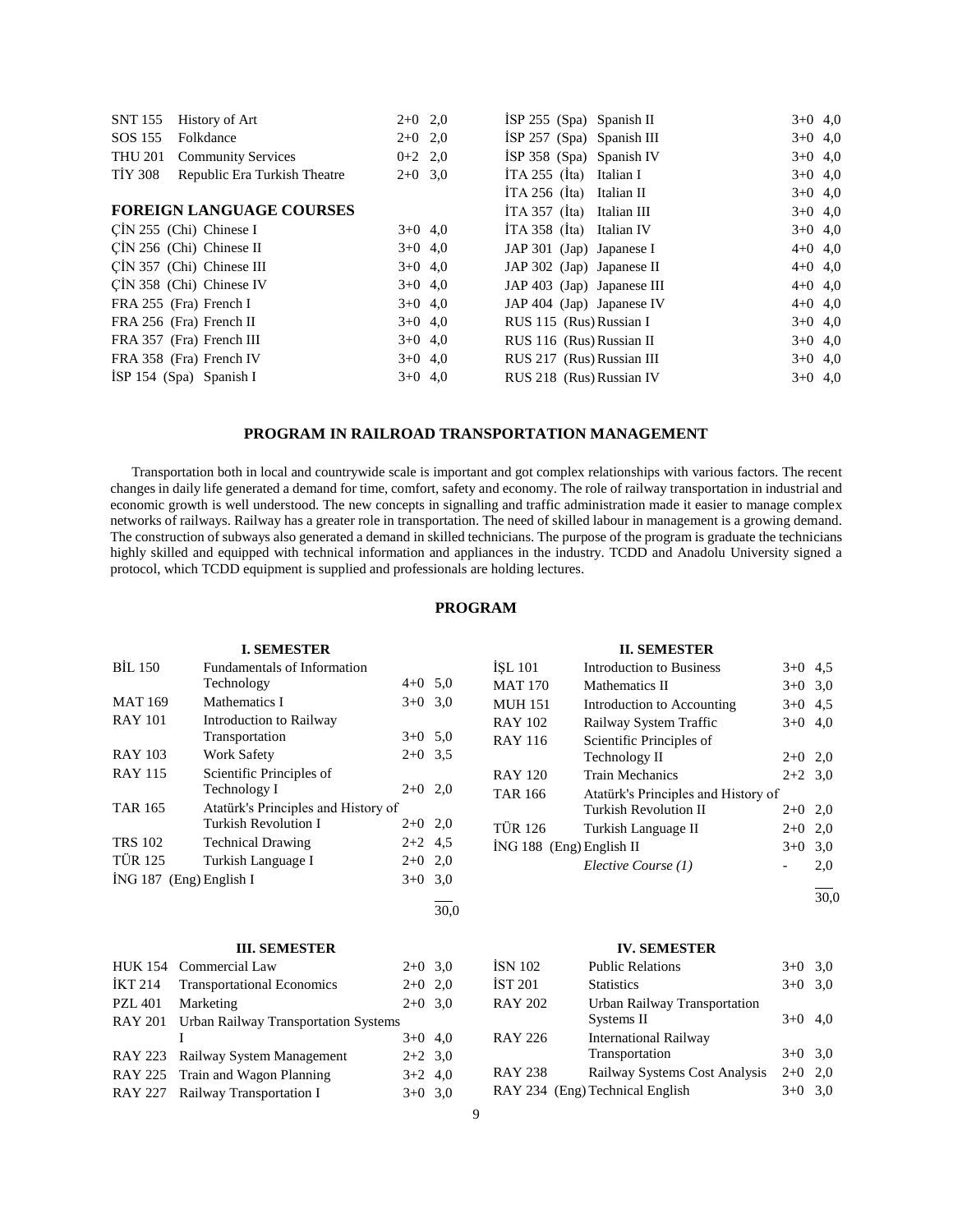| | | | |
|---|---|---|---|
| SNT 155 | History of Art | 2+0 | 2,0 |
| SOS 155 | Folkdance | 2+0 | 2,0 |
| THU 201 | Community Services | 0+2 | 2,0 |
| TİY 308 | Republic Era Turkish Theatre | 2+0 | 3,0 |

**FOREIGN LANGUAGE COURSES**

| | | | |
|---|---|---|---|
| ÇİN 255 (Chi) | Chinese I | 3+0 | 4,0 |
| ÇİN 256 (Chi) | Chinese II | 3+0 | 4,0 |
| ÇİN 357 (Chi) | Chinese III | 3+0 | 4,0 |
| ÇİN 358 (Chi) | Chinese IV | 3+0 | 4,0 |
| FRA 255 (Fra) | French I | 3+0 | 4,0 |
| FRA 256 (Fra) | French II | 3+0 | 4,0 |
| FRA 357 (Fra) | French III | 3+0 | 4,0 |
| FRA 358 (Fra) | French IV | 3+0 | 4,0 |
| İSP 154 (Spa) | Spanish I | 3+0 | 4,0 |
| İSP 255 (Spa) | Spanish II | 3+0 | 4,0 |
| İSP 257 (Spa) | Spanish III | 3+0 | 4,0 |
| İSP 358 (Spa) | Spanish IV | 3+0 | 4,0 |
| İTA 255 (İta) | Italian I | 3+0 | 4,0 |
| İTA 256 (İta) | Italian II | 3+0 | 4,0 |
| İTA 357 (İta) | Italian III | 3+0 | 4,0 |
| İTA 358 (İta) | Italian IV | 3+0 | 4,0 |
| JAP 301 (Jap) | Japanese I | 4+0 | 4,0 |
| JAP 302 (Jap) | Japanese II | 4+0 | 4,0 |
| JAP 403 (Jap) | Japanese III | 4+0 | 4,0 |
| JAP 404 (Jap) | Japanese IV | 4+0 | 4,0 |
| RUS 115 (Rus) | Russian I | 3+0 | 4,0 |
| RUS 116 (Rus) | Russian II | 3+0 | 4,0 |
| RUS 217 (Rus) | Russian III | 3+0 | 4,0 |
| RUS 218 (Rus) | Russian IV | 3+0 | 4,0 |

## PROGRAM IN RAILROAD TRANSPORTATION MANAGEMENT

Transportation both in local and countrywide scale is important and got complex relationships with various factors. The recent changes in daily life generated a demand for time, comfort, safety and economy. The role of railway transportation in industrial and economic growth is well understood. The new concepts in signalling and traffic administration made it easier to manage complex networks of railways. Railway has a greater role in transportation. The need of skilled labour in management is a growing demand. The construction of subways also generated a demand in skilled technicians. The purpose of the program is graduate the technicians highly skilled and equipped with technical information and appliances in the industry. TCDD and Anadolu University signed a protocol, which TCDD equipment is supplied and professionals are holding lectures.

## PROGRAM

### I. SEMESTER

| | | | |
|---|---|---|---|
| BİL 150 | Fundamentals of Information Technology | 4+0 | 5,0 |
| MAT 169 | Mathematics I | 3+0 | 3,0 |
| RAY 101 | Introduction to Railway Transportation | 3+0 | 5,0 |
| RAY 103 | Work Safety | 2+0 | 3,5 |
| RAY 115 | Scientific Principles of Technology I | 2+0 | 2,0 |
| TAR 165 | Atatürk's Principles and History of Turkish Revolution I | 2+0 | 2,0 |
| TRS 102 | Technical Drawing | 2+2 | 4,5 |
| TÜR 125 | Turkish Language I | 2+0 | 2,0 |
| İNG 187 (Eng) | English I | 3+0 | 3,0 |
| | | | 30,0 |

### II. SEMESTER

| | | | |
|---|---|---|---|
| İŞL 101 | Introduction to Business | 3+0 | 4,5 |
| MAT 170 | Mathematics II | 3+0 | 3,0 |
| MUH 151 | Introduction to Accounting | 3+0 | 4,5 |
| RAY 102 | Railway System Traffic | 3+0 | 4,0 |
| RAY 116 | Scientific Principles of Technology II | 2+0 | 2,0 |
| RAY 120 | Train Mechanics | 2+2 | 3,0 |
| TAR 166 | Atatürk's Principles and History of Turkish Revolution II | 2+0 | 2,0 |
| TÜR 126 | Turkish Language II | 2+0 | 2,0 |
| İNG 188 (Eng) | English II | 3+0 | 3,0 |
| | *Elective Course (1)* | - | 2,0 |
| | | | 30,0 |

### III. SEMESTER

| | | | |
|---|---|---|---|
| HUK 154 | Commercial Law | 2+0 | 3,0 |
| İKT 214 | Transportational Economics | 2+0 | 2,0 |
| PZL 401 | Marketing | 2+0 | 3,0 |
| RAY 201 | Urban Railway Transportation Systems I | 3+0 | 4,0 |
| RAY 223 | Railway System Management | 2+2 | 3,0 |
| RAY 225 | Train and Wagon Planning | 3+2 | 4,0 |
| RAY 227 | Railway Transportation I | 3+0 | 3,0 |

### IV. SEMESTER

| | | | |
|---|---|---|---|
| İSN 102 | Public Relations | 3+0 | 3,0 |
| İST 201 | Statistics | 3+0 | 3,0 |
| RAY 202 | Urban Railway Transportation Systems II | 3+0 | 4,0 |
| RAY 226 | International Railway Transportation | 3+0 | 3,0 |
| RAY 238 | Railway Systems Cost Analysis | 2+0 | 2,0 |
| RAY 234 (Eng) | Technical English | 3+0 | 3,0 |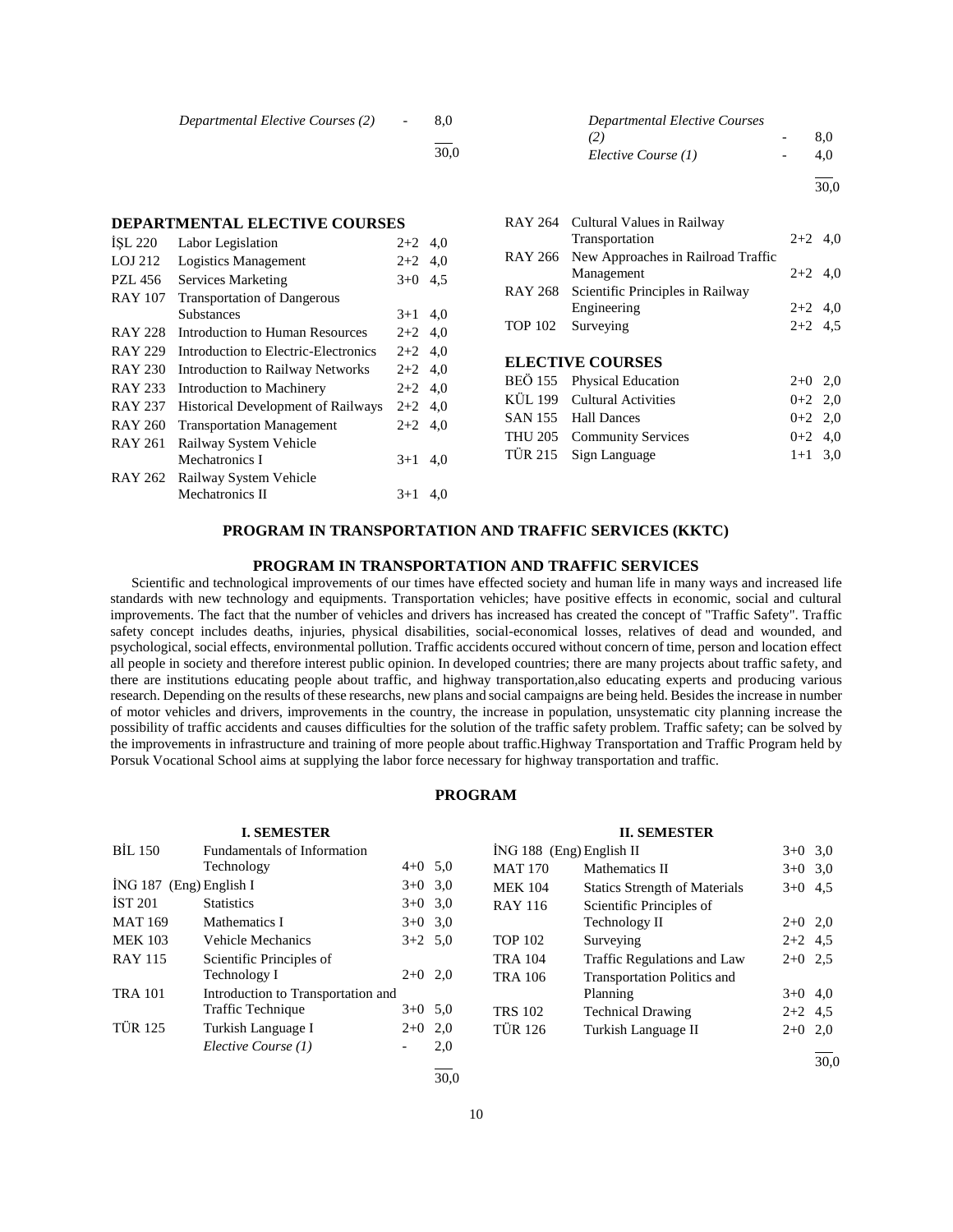| | | | |
|---|---|---|---|
| | *Departmental Elective Courses (2)* | - | 8,0 |
| | | | 30,0 |

| | | | |
|---|---|---|---|
| | *Departmental Elective Courses (2)* | - | 8,0 |
| | *Elective Course (1)* | - | 4,0 |
| | | | 30,0 |

### DEPARTMENTAL ELECTIVE COURSES

| | | | |
|---|---|---|---|
| İŞL 220 | Labor Legislation | 2+2 | 4,0 |
| LOJ 212 | Logistics Management | 2+2 | 4,0 |
| PZL 456 | Services Marketing | 3+0 | 4,5 |
| RAY 107 | Transportation of Dangerous Substances | 3+1 | 4,0 |
| RAY 228 | Introduction to Human Resources | 2+2 | 4,0 |
| RAY 229 | Introduction to Electric-Electronics | 2+2 | 4,0 |
| RAY 230 | Introduction to Railway Networks | 2+2 | 4,0 |
| RAY 233 | Introduction to Machinery | 2+2 | 4,0 |
| RAY 237 | Historical Development of Railways | 2+2 | 4,0 |
| RAY 260 | Transportation Management | 2+2 | 4,0 |
| RAY 261 | Railway System Vehicle Mechatronics I | 3+1 | 4,0 |
| RAY 262 | Railway System Vehicle Mechatronics II | 3+1 | 4,0 |
| RAY 264 | Cultural Values in Railway Transportation | 2+2 | 4,0 |
| RAY 266 | New Approaches in Railroad Traffic Management | 2+2 | 4,0 |
| RAY 268 | Scientific Principles in Railway Engineering | 2+2 | 4,0 |
| TOP 102 | Surveying | 2+2 | 4,5 |

### ELECTIVE COURSES

| | | | |
|---|---|---|---|
| BEÖ 155 | Physical Education | 2+0 | 2,0 |
| KÜL 199 | Cultural Activities | 0+2 | 2,0 |
| SAN 155 | Hall Dances | 0+2 | 2,0 |
| THU 205 | Community Services | 0+2 | 4,0 |
| TÜR 215 | Sign Language | 1+1 | 3,0 |

## PROGRAM IN TRANSPORTATION AND TRAFFIC SERVICES (KKTC)

## PROGRAM IN TRANSPORTATION AND TRAFFIC SERVICES

Scientific and technological improvements of our times have effected society and human life in many ways and increased life standards with new technology and equipments. Transportation vehicles; have positive effects in economic, social and cultural improvements. The fact that the number of vehicles and drivers has increased has created the concept of "Traffic Safety". Traffic safety concept includes deaths, injuries, physical disabilities, social-economical losses, relatives of dead and wounded, and psychological, social effects, environmental pollution. Traffic accidents occured without concern of time, person and location effect all people in society and therefore interest public opinion. In developed countries; there are many projects about traffic safety, and there are institutions educating people about traffic, and highway transportation,also educating experts and producing various research. Depending on the results of these researchs, new plans and social campaigns are being held. Besides the increase in number of motor vehicles and drivers, improvements in the country, the increase in population, unsystematic city planning increase the possibility of traffic accidents and causes difficulties for the solution of the traffic safety problem. Traffic safety; can be solved by the improvements in infrastructure and training of more people about traffic.Highway Transportation and Traffic Program held by Porsuk Vocational School aims at supplying the labor force necessary for highway transportation and traffic.

### PROGRAM

#### I. SEMESTER

| | | | |
|---|---|---|---|
| BİL 150 | Fundamentals of Information Technology | 4+0 | 5,0 |
| İNG 187 (Eng) | English I | 3+0 | 3,0 |
| İST 201 | Statistics | 3+0 | 3,0 |
| MAT 169 | Mathematics I | 3+0 | 3,0 |
| MEK 103 | Vehicle Mechanics | 3+2 | 5,0 |
| RAY 115 | Scientific Principles of Technology I | 2+0 | 2,0 |
| TRA 101 | Introduction to Transportation and Traffic Technique | 3+0 | 5,0 |
| TÜR 125 | Turkish Language I | 2+0 | 2,0 |
| | *Elective Course (1)* | - | 2,0 |
| | | | 30,0 |

#### II. SEMESTER

| | | | |
|---|---|---|---|
| İNG 188 (Eng) | English II | 3+0 | 3,0 |
| MAT 170 | Mathematics II | 3+0 | 3,0 |
| MEK 104 | Statics Strength of Materials | 3+0 | 4,5 |
| RAY 116 | Scientific Principles of Technology II | 2+0 | 2,0 |
| TOP 102 | Surveying | 2+2 | 4,5 |
| TRA 104 | Traffic Regulations and Law | 2+0 | 2,5 |
| TRA 106 | Transportation Politics and Planning | 3+0 | 4,0 |
| TRS 102 | Technical Drawing | 2+2 | 4,5 |
| TÜR 126 | Turkish Language II | 2+0 | 2,0 |
| | | | 30,0 |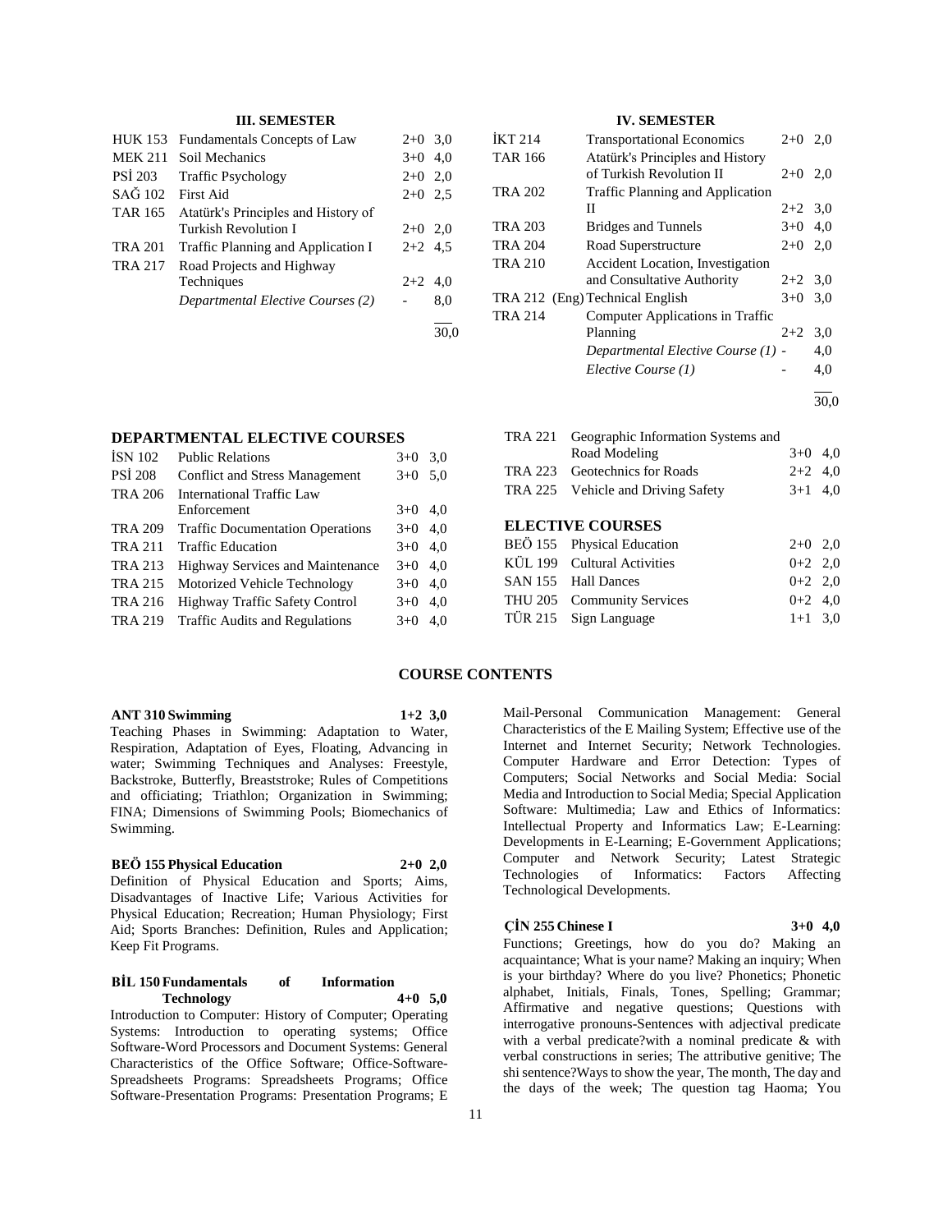### III. SEMESTER

| | | | |
|---|---|---|---|
| HUK 153 | Fundamentals Concepts of Law | 2+0 | 3,0 |
| MEK 211 | Soil Mechanics | 3+0 | 4,0 |
| PSİ 203 | Traffic Psychology | 2+0 | 2,0 |
| SAĞ 102 | First Aid | 2+0 | 2,5 |
| TAR 165 | Atatürk's Principles and History of Turkish Revolution I | 2+0 | 2,0 |
| TRA 201 | Traffic Planning and Application I | 2+2 | 4,5 |
| TRA 217 | Road Projects and Highway Techniques | 2+2 | 4,0 |
| | *Departmental Elective Courses (2)* | - | 8,0 |
| | | | 30,0 |

### IV. SEMESTER

| | | | |
|---|---|---|---|
| İKT 214 | Transportational Economics | 2+0 | 2,0 |
| TAR 166 | Atatürk's Principles and History of Turkish Revolution II | 2+0 | 2,0 |
| TRA 202 | Traffic Planning and Application II | 2+2 | 3,0 |
| TRA 203 | Bridges and Tunnels | 3+0 | 4,0 |
| TRA 204 | Road Superstructure | 2+0 | 2,0 |
| TRA 210 | Accident Location, Investigation and Consultative Authority | 2+2 | 3,0 |
| TRA 212 (Eng) | Technical English | 3+0 | 3,0 |
| TRA 214 | Computer Applications in Traffic Planning | 2+2 | 3,0 |
| | *Departmental Elective Course (1)* | - | 4,0 |
| | *Elective Course (1)* | - | 4,0 |
| | | | 30,0 |

## DEPARTMENTAL ELECTIVE COURSES

| | | | |
|---|---|---|---|
| İSN 102 | Public Relations | 3+0 | 3,0 |
| PSİ 208 | Conflict and Stress Management | 3+0 | 5,0 |
| TRA 206 | International Traffic Law Enforcement | 3+0 | 4,0 |
| TRA 209 | Traffic Documentation Operations | 3+0 | 4,0 |
| TRA 211 | Traffic Education | 3+0 | 4,0 |
| TRA 213 | Highway Services and Maintenance | 3+0 | 4,0 |
| TRA 215 | Motorized Vehicle Technology | 3+0 | 4,0 |
| TRA 216 | Highway Traffic Safety Control | 3+0 | 4,0 |
| TRA 219 | Traffic Audits and Regulations | 3+0 | 4,0 |
| TRA 221 | Geographic Information Systems and Road Modeling | 3+0 | 4,0 |
| TRA 223 | Geotechnics for Roads | 2+2 | 4,0 |
| TRA 225 | Vehicle and Driving Safety | 3+1 | 4,0 |

## ELECTIVE COURSES

| | | | |
|---|---|---|---|
| BEÖ 155 | Physical Education | 2+0 | 2,0 |
| KÜL 199 | Cultural Activities | 0+2 | 2,0 |
| SAN 155 | Hall Dances | 0+2 | 2,0 |
| THU 205 | Community Services | 0+2 | 4,0 |
| TÜR 215 | Sign Language | 1+1 | 3,0 |

## COURSE CONTENTS

**ANT 310 Swimming 1+2 3,0**
Teaching Phases in Swimming: Adaptation to Water, Respiration, Adaptation of Eyes, Floating, Advancing in water; Swimming Techniques and Analyses: Freestyle, Backstroke, Butterfly, Breaststroke; Rules of Competitions and officiating; Triathlon; Organization in Swimming; FINA; Dimensions of Swimming Pools; Biomechanics of Swimming.

**BEÖ 155 Physical Education 2+0 2,0**
Definition of Physical Education and Sports; Aims, Disadvantages of Inactive Life; Various Activities for Physical Education; Recreation; Human Physiology; First Aid; Sports Branches: Definition, Rules and Application; Keep Fit Programs.

**BİL 150 Fundamentals of Information Technology 4+0 5,0**
Introduction to Computer: History of Computer; Operating Systems: Introduction to operating systems; Office Software-Word Processors and Document Systems: General Characteristics of the Office Software; Office-Software-Spreadsheets Programs: Spreadsheets Programs; Office Software-Presentation Programs: Presentation Programs; E Mail-Personal Communication Management: General Characteristics of the E Mailing System; Effective use of the Internet and Internet Security; Network Technologies. Computer Hardware and Error Detection: Types of Computers; Social Networks and Social Media: Social Media and Introduction to Social Media; Special Application Software: Multimedia; Law and Ethics of Informatics: Intellectual Property and Informatics Law; E-Learning: Developments in E-Learning; E-Government Applications; Computer and Network Security; Latest Strategic Technologies of Informatics: Factors Affecting Technological Developments.

**ÇİN 255 Chinese I 3+0 4,0**
Functions; Greetings, how do you do? Making an acquaintance; What is your name? Making an inquiry; When is your birthday? Where do you live? Phonetics; Phonetic alphabet, Initials, Finals, Tones, Spelling; Grammar; Affirmative and negative questions; Questions with interrogative pronouns-Sentences with adjectival predicate with a verbal predicate?with a nominal predicate & with verbal constructions in series; The attributive genitive; The shi sentence?Ways to show the year, The month, The day and the days of the week; The question tag Haoma; You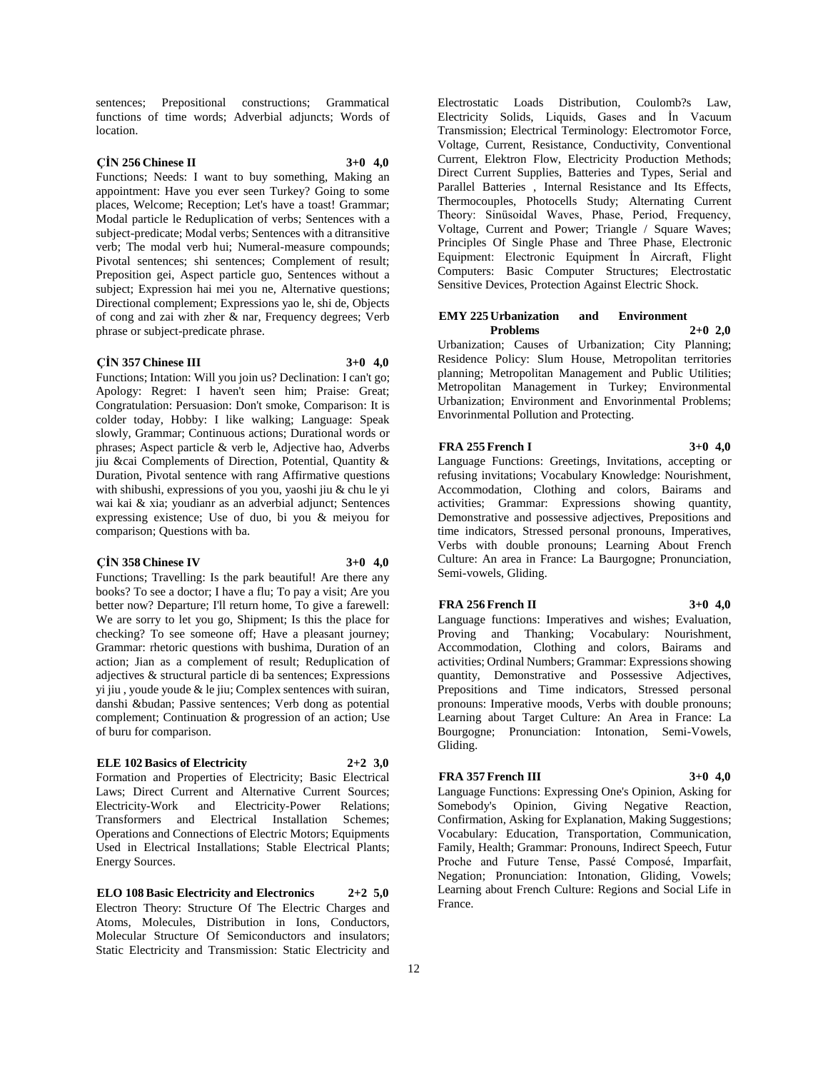sentences; Prepositional constructions; Grammatical functions of time words; Adverbial adjuncts; Words of location.

**ÇİN 256 Chinese II 3+0 4,0**

Functions; Needs: I want to buy something, Making an appointment: Have you ever seen Turkey? Going to some places, Welcome; Reception; Let's have a toast! Grammar; Modal particle le Reduplication of verbs; Sentences with a subject-predicate; Modal verbs; Sentences with a ditransitive verb; The modal verb hui; Numeral-measure compounds; Pivotal sentences; shi sentences; Complement of result; Preposition gei, Aspect particle guo, Sentences without a subject; Expression hai mei you ne, Alternative questions; Directional complement; Expressions yao le, shi de, Objects of cong and zai with zher & nar, Frequency degrees; Verb phrase or subject-predicate phrase.

**ÇİN 357 Chinese III 3+0 4,0**

Functions; Intation: Will you join us? Declination: I can't go; Apology: Regret: I haven't seen him; Praise: Great; Congratulation: Persuasion: Don't smoke, Comparison: It is colder today, Hobby: I like walking; Language: Speak slowly, Grammar; Continuous actions; Durational words or phrases; Aspect particle & verb le, Adjective hao, Adverbs jiu &cai Complements of Direction, Potential, Quantity & Duration, Pivotal sentence with rang Affirmative questions with shibushi, expressions of you you, yaoshi jiu & chu le yi wai kai & xia; youdianr as an adverbial adjunct; Sentences expressing existence; Use of duo, bi you & meiyou for comparison; Questions with ba.

**ÇİN 358 Chinese IV 3+0 4,0**

Functions; Travelling: Is the park beautiful! Are there any books? To see a doctor; I have a flu; To pay a visit; Are you better now? Departure; I'll return home, To give a farewell: We are sorry to let you go, Shipment; Is this the place for checking? To see someone off; Have a pleasant journey; Grammar: rhetoric questions with bushima, Duration of an action; Jian as a complement of result; Reduplication of adjectives & structural particle di ba sentences; Expressions yi jiu , youde youde & le jiu; Complex sentences with suiran, danshi &budan; Passive sentences; Verb dong as potential complement; Continuation & progression of an action; Use of buru for comparison.

**ELE 102 Basics of Electricity 2+2 3,0**

Formation and Properties of Electricity; Basic Electrical Laws; Direct Current and Alternative Current Sources; Electricity-Work and Electricity-Power Relations; Transformers and Electrical Installation Schemes; Operations and Connections of Electric Motors; Equipments Used in Electrical Installations; Stable Electrical Plants; Energy Sources.

**ELO 108 Basic Electricity and Electronics 2+2 5,0**

Electron Theory: Structure Of The Electric Charges and Atoms, Molecules, Distribution in Ions, Conductors, Molecular Structure Of Semiconductors and insulators; Static Electricity and Transmission: Static Electricity and Electrostatic Loads Distribution, Coulomb?s Law, Electricity Solids, Liquids, Gases and İn Vacuum Transmission; Electrical Terminology: Electromotor Force, Voltage, Current, Resistance, Conductivity, Conventional Current, Elektron Flow, Electricity Production Methods; Direct Current Supplies, Batteries and Types, Serial and Parallel Batteries , Internal Resistance and Its Effects, Thermocouples, Photocells Study; Alternating Current Theory: Sinüsoidal Waves, Phase, Period, Frequency, Voltage, Current and Power; Triangle / Square Waves; Principles Of Single Phase and Three Phase, Electronic Equipment: Electronic Equipment İn Aircraft, Flight Computers: Basic Computer Structures; Electrostatic Sensitive Devices, Protection Against Electric Shock.

**EMY 225 Urbanization and Environment Problems 2+0 2,0**

Urbanization; Causes of Urbanization; City Planning; Residence Policy: Slum House, Metropolitan territories planning; Metropolitan Management and Public Utilities; Metropolitan Management in Turkey; Environmental Urbanization; Environment and Envorinmental Problems; Envorinmental Pollution and Protecting.

**FRA 255 French I 3+0 4,0**

Language Functions: Greetings, Invitations, accepting or refusing invitations; Vocabulary Knowledge: Nourishment, Accommodation, Clothing and colors, Bairams and activities; Grammar: Expressions showing quantity, Demonstrative and possessive adjectives, Prepositions and time indicators, Stressed personal pronouns, Imperatives, Verbs with double pronouns; Learning About French Culture: An area in France: La Baurgogne; Pronunciation, Semi-vowels, Gliding.

**FRA 256 French II 3+0 4,0**

Language functions: Imperatives and wishes; Evaluation, Proving and Thanking; Vocabulary: Nourishment, Accommodation, Clothing and colors, Bairams and activities; Ordinal Numbers; Grammar: Expressions showing quantity, Demonstrative and Possessive Adjectives, Prepositions and Time indicators, Stressed personal pronouns: Imperative moods, Verbs with double pronouns; Learning about Target Culture: An Area in France: La Bourgogne; Pronunciation: Intonation, Semi-Vowels, Gliding.

**FRA 357 French III 3+0 4,0**

Language Functions: Expressing One's Opinion, Asking for Somebody's Opinion, Giving Negative Reaction, Confirmation, Asking for Explanation, Making Suggestions; Vocabulary: Education, Transportation, Communication, Family, Health; Grammar: Pronouns, Indirect Speech, Futur Proche and Future Tense, Passé Composé, Imparfait, Negation; Pronunciation: Intonation, Gliding, Vowels; Learning about French Culture: Regions and Social Life in France.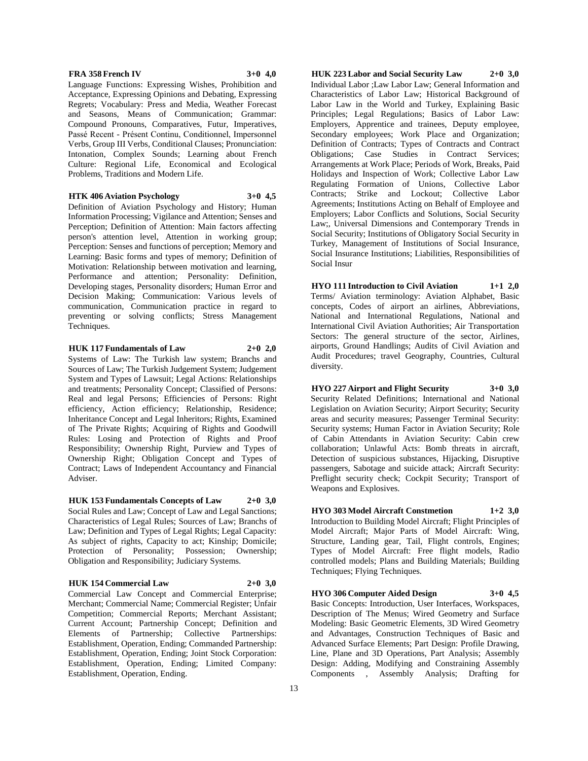**FRA 358 French IV 3+0 4,0**

Language Functions: Expressing Wishes, Prohibition and Acceptance, Expressing Opinions and Debating, Expressing Regrets; Vocabulary: Press and Media, Weather Forecast and Seasons, Means of Communication; Grammar: Compound Pronouns, Comparatives, Futur, Imperatives, Passé Recent - Présent Continu, Conditionnel, Impersonnel Verbs, Group III Verbs, Conditional Clauses; Pronunciation: Intonation, Complex Sounds; Learning about French Culture: Regional Life, Economical and Ecological Problems, Traditions and Modern Life.

**HTK 406 Aviation Psychology 3+0 4,5**

Definition of Aviation Psychology and History; Human Information Processing; Vigilance and Attention; Senses and Perception; Definition of Attention: Main factors affecting person's attention level, Attention in working group; Perception: Senses and functions of perception; Memory and Learning: Basic forms and types of memory; Definition of Motivation: Relationship between motivation and learning, Performance and attention; Personality: Definition, Developing stages, Personality disorders; Human Error and Decision Making; Communication: Various levels of communication, Communication practice in regard to preventing or solving conflicts; Stress Management Techniques.

**HUK 117 Fundamentals of Law 2+0 2,0**

Systems of Law: The Turkish law system; Branchs and Sources of Law; The Turkish Judgement System; Judgement System and Types of Lawsuit; Legal Actions: Relationships and treatments; Personality Concept; Classified of Persons: Real and legal Persons; Efficiencies of Persons: Right efficiency, Action efficiency; Relationship, Residence; Inheritance Concept and Legal Inheritors; Rights, Examined of The Private Rights; Acquiring of Rights and Goodwill Rules: Losing and Protection of Rights and Proof Responsibility; Ownership Right, Purview and Types of Ownership Right; Obligation Concept and Types of Contract; Laws of Independent Accountancy and Financial Adviser.

**HUK 153 Fundamentals Concepts of Law 2+0 3,0**

Social Rules and Law; Concept of Law and Legal Sanctions; Characteristics of Legal Rules; Sources of Law; Branchs of Law; Definition and Types of Legal Rights; Legal Capacity: As subject of rights, Capacity to act; Kinship; Domicile; Protection of Personality; Possession; Ownership; Obligation and Responsibility; Judiciary Systems.

**HUK 154 Commercial Law 2+0 3,0**

Commercial Law Concept and Commercial Enterprise; Merchant; Commercial Name; Commercial Register; Unfair Competition; Commercial Reports; Merchant Assistant; Current Account; Partnership Concept; Definition and Elements of Partnership; Collective Partnerships: Establishment, Operation, Ending; Commanded Partnership: Establishment, Operation, Ending; Joint Stock Corporation: Establishment, Operation, Ending; Limited Company: Establishment, Operation, Ending.

**HUK 223 Labor and Social Security Law 2+0 3,0**

Individual Labor ;Law Labor Law; General Information and Characteristics of Labor Law; Historical Background of Labor Law in the World and Turkey, Explaining Basic Principles; Legal Regulations; Basics of Labor Law: Employers, Apprentice and trainees, Deputy employee, Secondary employees; Work Place and Organization; Definition of Contracts; Types of Contracts and Contract Obligations; Case Studies in Contract Services; Arrangements at Work Place; Periods of Work, Breaks, Paid Holidays and Inspection of Work; Collective Labor Law Regulating Formation of Unions, Collective Labor Contracts; Strike and Lockout; Collective Labor Agreements; Institutions Acting on Behalf of Employee and Employers; Labor Conflicts and Solutions, Social Security Law;, Universal Dimensions and Contemporary Trends in Social Security; Institutions of Obligatory Social Security in Turkey, Management of Institutions of Social Insurance, Social Insurance Institutions; Liabilities, Responsibilities of Social Insur

**HYO 111 Introduction to Civil Aviation 1+1 2,0**

Terms/ Aviation terminology: Aviation Alphabet, Basic concepts, Codes of airport an airlines, Abbreviations, National and International Regulations, National and International Civil Aviation Authorities; Air Transportation Sectors: The general structure of the sector, Airlines, airports, Ground Handlings; Audits of Civil Aviation and Audit Procedures; travel Geography, Countries, Cultural diversity.

**HYO 227 Airport and Flight Security 3+0 3,0**

Security Related Definitions; International and National Legislation on Aviation Security; Airport Security; Security areas and security measures; Passenger Terminal Security: Security systems; Human Factor in Aviation Security; Role of Cabin Attendants in Aviation Security: Cabin crew collaboration; Unlawful Acts: Bomb threats in aircraft, Detection of suspicious substances, Hijacking, Disruptive passengers, Sabotage and suicide attack; Aircraft Security: Preflight security check; Cockpit Security; Transport of Weapons and Explosives.

**HYO 303 Model Aircraft Constmetion 1+2 3,0**

Introduction to Building Model Aircraft; Flight Principles of Model Aircraft; Major Parts of Model Aircraft: Wing, Structure, Landing gear, Tail, Flight controls, Engines; Types of Model Aircraft: Free flight models, Radio controlled models; Plans and Building Materials; Building Techniques; Flying Techniques.

**HYO 306 Computer Aided Design 3+0 4,5**

Basic Concepts: Introduction, User Interfaces, Workspaces, Description of The Menus; Wired Geometry and Surface Modeling: Basic Geometric Elements, 3D Wired Geometry and Advantages, Construction Techniques of Basic and Advanced Surface Elements; Part Design: Profile Drawing, Line, Plane and 3D Operations, Part Analysis; Assembly Design: Adding, Modifying and Constraining Assembly Components , Assembly Analysis; Drafting for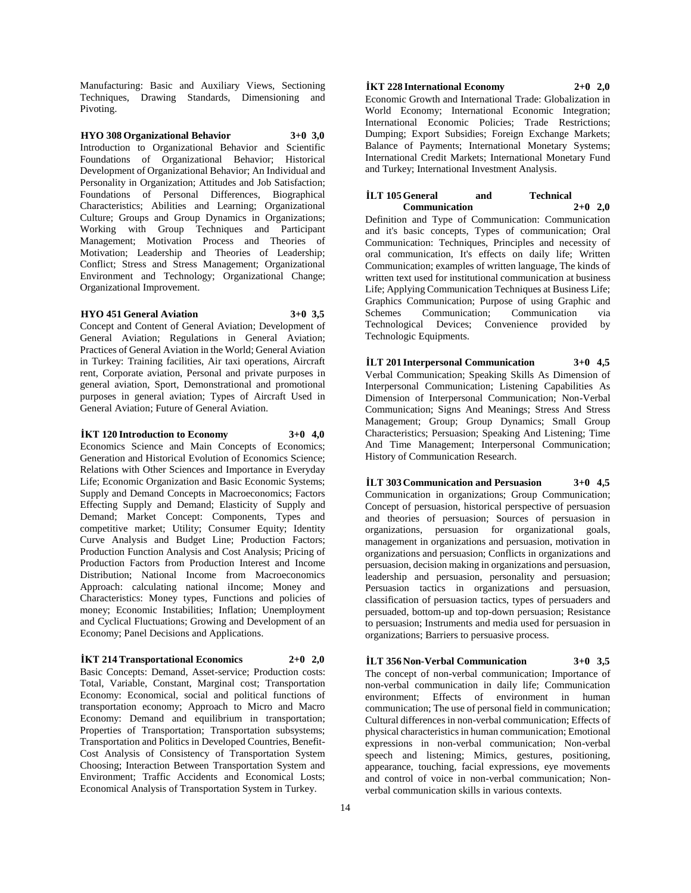Manufacturing: Basic and Auxiliary Views, Sectioning Techniques, Drawing Standards, Dimensioning and Pivoting.

**HYO 308 Organizational Behavior 3+0 3,0**

Introduction to Organizational Behavior and Scientific Foundations of Organizational Behavior; Historical Development of Organizational Behavior; An Individual and Personality in Organization; Attitudes and Job Satisfaction; Foundations of Personal Differences, Biographical Characteristics; Abilities and Learning; Organizational Culture; Groups and Group Dynamics in Organizations; Working with Group Techniques and Participant Management; Motivation Process and Theories of Motivation; Leadership and Theories of Leadership; Conflict; Stress and Stress Management; Organizational Environment and Technology; Organizational Change; Organizational Improvement.

**HYO 451 General Aviation 3+0 3,5**

Concept and Content of General Aviation; Development of General Aviation; Regulations in General Aviation; Practices of General Aviation in the World; General Aviation in Turkey: Training facilities, Air taxi operations, Aircraft rent, Corporate aviation, Personal and private purposes in general aviation, Sport, Demonstrational and promotional purposes in general aviation; Types of Aircraft Used in General Aviation; Future of General Aviation.

**İKT 120 Introduction to Economy 3+0 4,0**

Economics Science and Main Concepts of Economics; Generation and Historical Evolution of Economics Science; Relations with Other Sciences and Importance in Everyday Life; Economic Organization and Basic Economic Systems; Supply and Demand Concepts in Macroeconomics; Factors Effecting Supply and Demand; Elasticity of Supply and Demand; Market Concept: Components, Types and competitive market; Utility; Consumer Equity; Identity Curve Analysis and Budget Line; Production Factors; Production Function Analysis and Cost Analysis; Pricing of Production Factors from Production Interest and Income Distribution; National Income from Macroeconomics Approach: calculating national iIncome; Money and Characteristics: Money types, Functions and policies of money; Economic Instabilities; Inflation; Unemployment and Cyclical Fluctuations; Growing and Development of an Economy; Panel Decisions and Applications.

**İKT 214 Transportational Economics 2+0 2,0**

Basic Concepts: Demand, Asset-service; Production costs: Total, Variable, Constant, Marginal cost; Transportation Economy: Economical, social and political functions of transportation economy; Approach to Micro and Macro Economy: Demand and equilibrium in transportation; Properties of Transportation; Transportation subsystems; Transportation and Politics in Developed Countries, Benefit-Cost Analysis of Consistency of Transportation System Choosing; Interaction Between Transportation System and Environment; Traffic Accidents and Economical Losts; Economical Analysis of Transportation System in Turkey.

**İKT 228 International Economy 2+0 2,0**

Economic Growth and International Trade: Globalization in World Economy; International Economic Integration; International Economic Policies; Trade Restrictions; Dumping; Export Subsidies; Foreign Exchange Markets; Balance of Payments; International Monetary Systems; International Credit Markets; International Monetary Fund and Turkey; International Investment Analysis.

**İLT 105 General and Technical Communication 2+0 2,0**

Definition and Type of Communication: Communication and it's basic concepts, Types of communication; Oral Communication: Techniques, Principles and necessity of oral communication, It's effects on daily life; Written Communication; examples of written language, The kinds of written text used for institutional communication at business Life; Applying Communication Techniques at Business Life; Graphics Communication; Purpose of using Graphic and Schemes Communication; Communication via Technological Devices; Convenience provided by Technologic Equipments.

**İLT 201 Interpersonal Communication 3+0 4,5**

Verbal Communication; Speaking Skills As Dimension of Interpersonal Communication; Listening Capabilities As Dimension of Interpersonal Communication; Non-Verbal Communication; Signs And Meanings; Stress And Stress Management; Group; Group Dynamics; Small Group Characteristics; Persuasion; Speaking And Listening; Time And Time Management; Interpersonal Communication; History of Communication Research.

**İLT 303 Communication and Persuasion 3+0 4,5**

Communication in organizations; Group Communication; Concept of persuasion, historical perspective of persuasion and theories of persuasion; Sources of persuasion in organizations, persuasion for organizational goals, management in organizations and persuasion, motivation in organizations and persuasion; Conflicts in organizations and persuasion, decision making in organizations and persuasion, leadership and persuasion, personality and persuasion; Persuasion tactics in organizations and persuasion, classification of persuasion tactics, types of persuaders and persuaded, bottom-up and top-down persuasion; Resistance to persuasion; Instruments and media used for persuasion in organizations; Barriers to persuasive process.

**İLT 356 Non-Verbal Communication 3+0 3,5**

The concept of non-verbal communication; Importance of non-verbal communication in daily life; Communication environment; Effects of environment in human communication; The use of personal field in communication; Cultural differences in non-verbal communication; Effects of physical characteristics in human communication; Emotional expressions in non-verbal communication; Non-verbal speech and listening; Mimics, gestures, positioning, appearance, touching, facial expressions, eye movements and control of voice in non-verbal communication; Non-verbal communication skills in various contexts.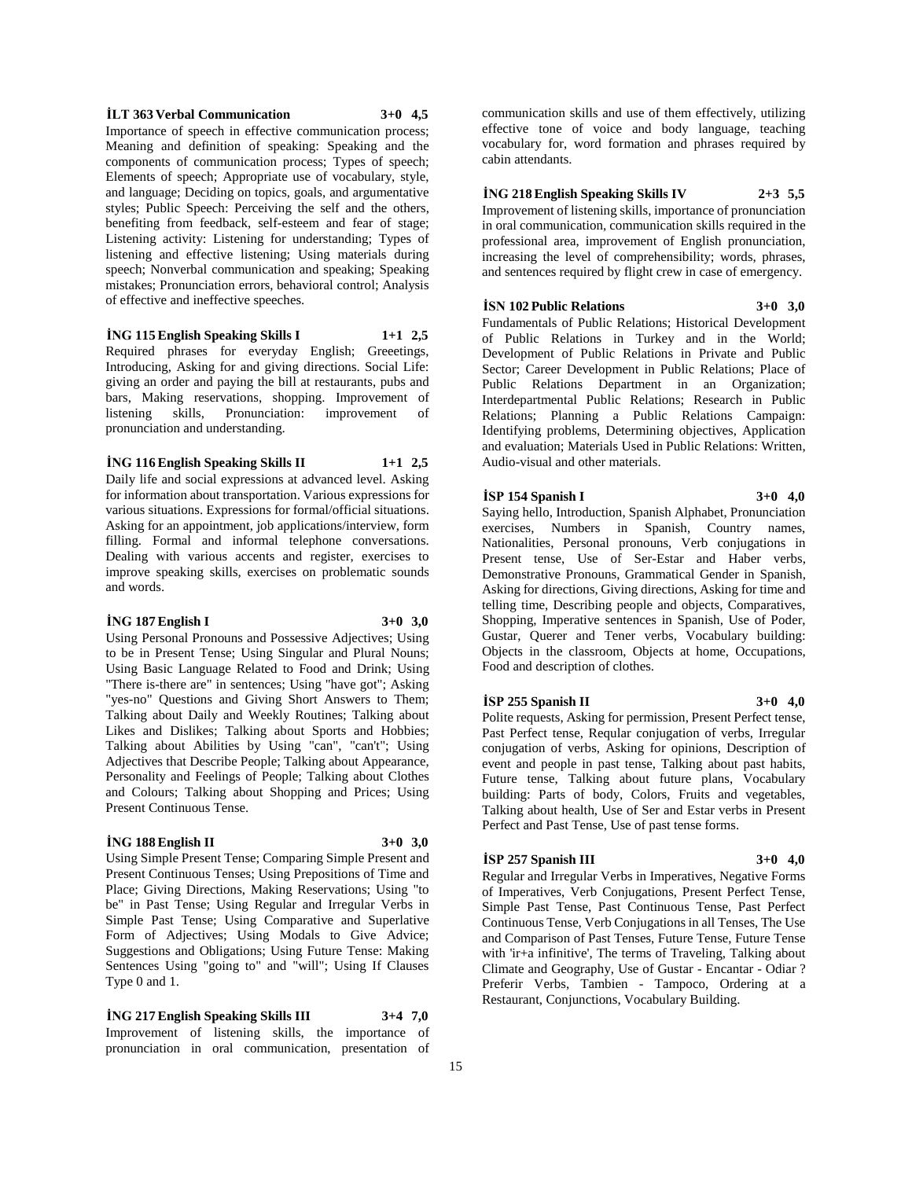**İLT 363 Verbal Communication 3+0 4,5**

Importance of speech in effective communication process; Meaning and definition of speaking: Speaking and the components of communication process; Types of speech; Elements of speech; Appropriate use of vocabulary, style, and language; Deciding on topics, goals, and argumentative styles; Public Speech: Perceiving the self and the others, benefiting from feedback, self-esteem and fear of stage; Listening activity: Listening for understanding; Types of listening and effective listening; Using materials during speech; Nonverbal communication and speaking; Speaking mistakes; Pronunciation errors, behavioral control; Analysis of effective and ineffective speeches.

**İNG 115 English Speaking Skills I 1+1 2,5**

Required phrases for everyday English; Greeetings, Introducing, Asking for and giving directions. Social Life: giving an order and paying the bill at restaurants, pubs and bars, Making reservations, shopping. Improvement of listening skills, Pronunciation: improvement of pronunciation and understanding.

**İNG 116 English Speaking Skills II 1+1 2,5**

Daily life and social expressions at advanced level. Asking for information about transportation. Various expressions for various situations. Expressions for formal/official situations. Asking for an appointment, job applications/interview, form filling. Formal and informal telephone conversations. Dealing with various accents and register, exercises to improve speaking skills, exercises on problematic sounds and words.

**İNG 187 English I 3+0 3,0**

Using Personal Pronouns and Possessive Adjectives; Using to be in Present Tense; Using Singular and Plural Nouns; Using Basic Language Related to Food and Drink; Using "There is-there are" in sentences; Using "have got"; Asking "yes-no" Questions and Giving Short Answers to Them; Talking about Daily and Weekly Routines; Talking about Likes and Dislikes; Talking about Sports and Hobbies; Talking about Abilities by Using "can", "can't"; Using Adjectives that Describe People; Talking about Appearance, Personality and Feelings of People; Talking about Clothes and Colours; Talking about Shopping and Prices; Using Present Continuous Tense.

**İNG 188 English II 3+0 3,0**

Using Simple Present Tense; Comparing Simple Present and Present Continuous Tenses; Using Prepositions of Time and Place; Giving Directions, Making Reservations; Using "to be" in Past Tense; Using Regular and Irregular Verbs in Simple Past Tense; Using Comparative and Superlative Form of Adjectives; Using Modals to Give Advice; Suggestions and Obligations; Using Future Tense: Making Sentences Using "going to" and "will"; Using If Clauses Type 0 and 1.

**İNG 217 English Speaking Skills III 3+4 7,0**

Improvement of listening skills, the importance of pronunciation in oral communication, presentation of communication skills and use of them effectively, utilizing effective tone of voice and body language, teaching vocabulary for, word formation and phrases required by cabin attendants.

**İNG 218 English Speaking Skills IV 2+3 5,5**

Improvement of listening skills, importance of pronunciation in oral communication, communication skills required in the professional area, improvement of English pronunciation, increasing the level of comprehensibility; words, phrases, and sentences required by flight crew in case of emergency.

**İSN 102 Public Relations 3+0 3,0**

Fundamentals of Public Relations; Historical Development of Public Relations in Turkey and in the World; Development of Public Relations in Private and Public Sector; Career Development in Public Relations; Place of Public Relations Department in an Organization; Interdepartmental Public Relations; Research in Public Relations; Planning a Public Relations Campaign: Identifying problems, Determining objectives, Application and evaluation; Materials Used in Public Relations: Written, Audio-visual and other materials.

**İSP 154 Spanish I 3+0 4,0**

Saying hello, Introduction, Spanish Alphabet, Pronunciation exercises, Numbers in Spanish, Country names, Nationalities, Personal pronouns, Verb conjugations in Present tense, Use of Ser-Estar and Haber verbs, Demonstrative Pronouns, Grammatical Gender in Spanish, Asking for directions, Giving directions, Asking for time and telling time, Describing people and objects, Comparatives, Shopping, Imperative sentences in Spanish, Use of Poder, Gustar, Querer and Tener verbs, Vocabulary building: Objects in the classroom, Objects at home, Occupations, Food and description of clothes.

**İSP 255 Spanish II 3+0 4,0**

Polite requests, Asking for permission, Present Perfect tense, Past Perfect tense, Reqular conjugation of verbs, Irregular conjugation of verbs, Asking for opinions, Description of event and people in past tense, Talking about past habits, Future tense, Talking about future plans, Vocabulary building: Parts of body, Colors, Fruits and vegetables, Talking about health, Use of Ser and Estar verbs in Present Perfect and Past Tense, Use of past tense forms.

**İSP 257 Spanish III 3+0 4,0**

Regular and Irregular Verbs in Imperatives, Negative Forms of Imperatives, Verb Conjugations, Present Perfect Tense, Simple Past Tense, Past Continuous Tense, Past Perfect Continuous Tense, Verb Conjugations in all Tenses, The Use and Comparison of Past Tenses, Future Tense, Future Tense with 'ir+a infinitive', The terms of Traveling, Talking about Climate and Geography, Use of Gustar - Encantar - Odiar ? Preferir Verbs, Tambien - Tampoco, Ordering at a Restaurant, Conjunctions, Vocabulary Building.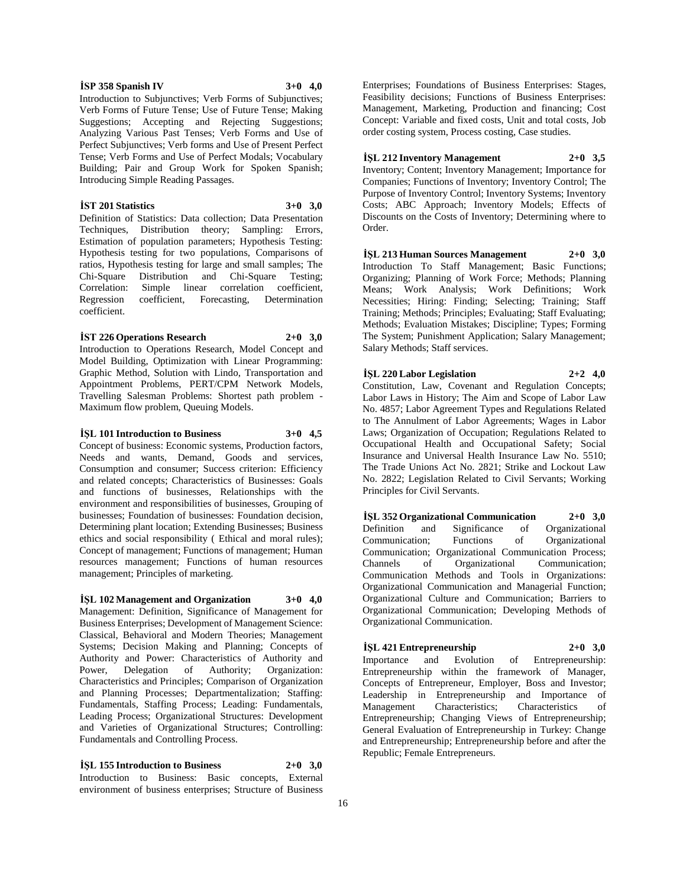**İSP 358 Spanish IV 3+0 4,0**

Introduction to Subjunctives; Verb Forms of Subjunctives; Verb Forms of Future Tense; Use of Future Tense; Making Suggestions; Accepting and Rejecting Suggestions; Analyzing Various Past Tenses; Verb Forms and Use of Perfect Subjunctives; Verb forms and Use of Present Perfect Tense; Verb Forms and Use of Perfect Modals; Vocabulary Building; Pair and Group Work for Spoken Spanish; Introducing Simple Reading Passages.

**İST 201 Statistics 3+0 3,0**

Definition of Statistics: Data collection; Data Presentation Techniques, Distribution theory; Sampling: Errors, Estimation of population parameters; Hypothesis Testing: Hypothesis testing for two populations, Comparisons of ratios, Hypothesis testing for large and small samples; The Chi-Square Distribution and Chi-Square Testing; Correlation: Simple linear correlation coefficient, Regression coefficient, Forecasting, Determination coefficient.

**İST 226 Operations Research 2+0 3,0**

Introduction to Operations Research, Model Concept and Model Building, Optimization with Linear Programming: Graphic Method, Solution with Lindo, Transportation and Appointment Problems, PERT/CPM Network Models, Travelling Salesman Problems: Shortest path problem - Maximum flow problem, Queuing Models.

**İŞL 101 Introduction to Business 3+0 4,5**

Concept of business: Economic systems, Production factors, Needs and wants, Demand, Goods and services, Consumption and consumer; Success criterion: Efficiency and related concepts; Characteristics of Businesses: Goals and functions of businesses, Relationships with the environment and responsibilities of businesses, Grouping of businesses; Foundation of businesses: Foundation decision, Determining plant location; Extending Businesses; Business ethics and social responsibility ( Ethical and moral rules); Concept of management; Functions of management; Human resources management; Functions of human resources management; Principles of marketing.

**İŞL 102 Management and Organization 3+0 4,0**

Management: Definition, Significance of Management for Business Enterprises; Development of Management Science: Classical, Behavioral and Modern Theories; Management Systems; Decision Making and Planning; Concepts of Authority and Power: Characteristics of Authority and Power, Delegation of Authority; Organization: Characteristics and Principles; Comparison of Organization and Planning Processes; Departmentalization; Staffing: Fundamentals, Staffing Process; Leading: Fundamentals, Leading Process; Organizational Structures: Development and Varieties of Organizational Structures; Controlling: Fundamentals and Controlling Process.

**İŞL 155 Introduction to Business 2+0 3,0**

Introduction to Business: Basic concepts, External environment of business enterprises; Structure of Business Enterprises; Foundations of Business Enterprises: Stages, Feasibility decisions; Functions of Business Enterprises: Management, Marketing, Production and financing; Cost Concept: Variable and fixed costs, Unit and total costs, Job order costing system, Process costing, Case studies.

**İŞL 212 Inventory Management 2+0 3,5**

Inventory; Content; Inventory Management; Importance for Companies; Functions of Inventory; Inventory Control; The Purpose of Inventory Control; Inventory Systems; Inventory Costs; ABC Approach; Inventory Models; Effects of Discounts on the Costs of Inventory; Determining where to Order.

**İŞL 213 Human Sources Management 2+0 3,0**

Introduction To Staff Management; Basic Functions; Organizing; Planning of Work Force; Methods; Planning Means; Work Analysis; Work Definitions; Work Necessities; Hiring: Finding; Selecting; Training; Staff Training; Methods; Principles; Evaluating; Staff Evaluating; Methods; Evaluation Mistakes; Discipline; Types; Forming The System; Punishment Application; Salary Management; Salary Methods; Staff services.

**İŞL 220 Labor Legislation 2+2 4,0**

Constitution, Law, Covenant and Regulation Concepts; Labor Laws in History; The Aim and Scope of Labor Law No. 4857; Labor Agreement Types and Regulations Related to The Annulment of Labor Agreements; Wages in Labor Laws; Organization of Occupation; Regulations Related to Occupational Health and Occupational Safety; Social Insurance and Universal Health Insurance Law No. 5510; The Trade Unions Act No. 2821; Strike and Lockout Law No. 2822; Legislation Related to Civil Servants; Working Principles for Civil Servants.

**İŞL 352 Organizational Communication 2+0 3,0**

Definition and Significance of Organizational Communication; Functions of Organizational Communication; Organizational Communication Process; Channels of Organizational Communication; Communication Methods and Tools in Organizations: Organizational Communication and Managerial Function; Organizational Culture and Communication; Barriers to Organizational Communication; Developing Methods of Organizational Communication.

**İŞL 421 Entrepreneurship 2+0 3,0**

Importance and Evolution of Entrepreneurship: Entrepreneurship within the framework of Manager, Concepts of Entrepreneur, Employer, Boss and Investor; Leadership in Entrepreneurship and Importance of Management Characteristics; Characteristics of Entrepreneurship; Changing Views of Entrepreneurship; General Evaluation of Entrepreneurship in Turkey: Change and Entrepreneurship; Entrepreneurship before and after the Republic; Female Entrepreneurs.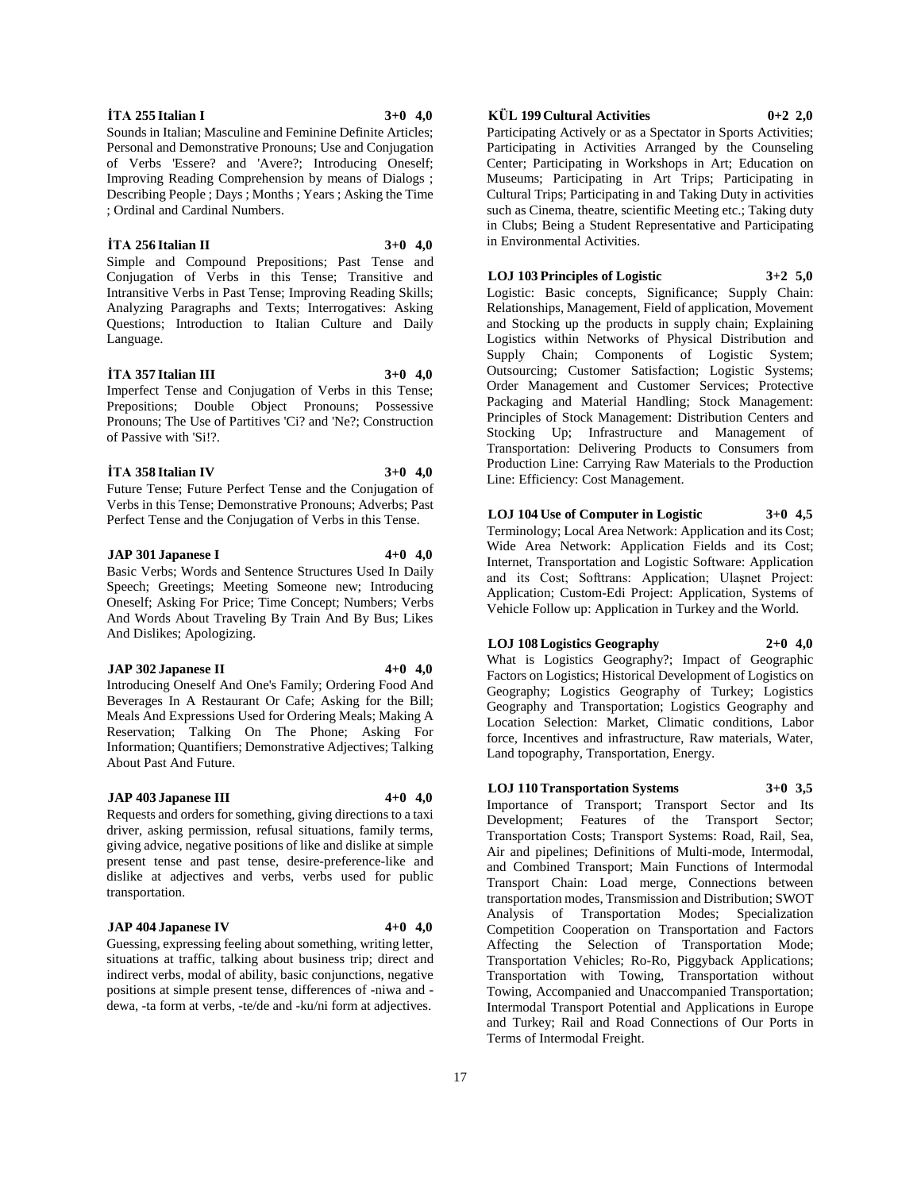**İTA 255 Italian I 3+0 4,0**

Sounds in Italian; Masculine and Feminine Definite Articles; Personal and Demonstrative Pronouns; Use and Conjugation of Verbs 'Essere? and 'Avere?; Introducing Oneself; Improving Reading Comprehension by means of Dialogs ; Describing People ; Days ; Months ; Years ; Asking the Time ; Ordinal and Cardinal Numbers.

**İTA 256 Italian II 3+0 4,0**

Simple and Compound Prepositions; Past Tense and Conjugation of Verbs in this Tense; Transitive and Intransitive Verbs in Past Tense; Improving Reading Skills; Analyzing Paragraphs and Texts; Interrogatives: Asking Questions; Introduction to Italian Culture and Daily Language.

**İTA 357 Italian III 3+0 4,0**

Imperfect Tense and Conjugation of Verbs in this Tense; Prepositions; Double Object Pronouns; Possessive Pronouns; The Use of Partitives 'Ci? and 'Ne?; Construction of Passive with 'Si!?.

**İTA 358 Italian IV 3+0 4,0**

Future Tense; Future Perfect Tense and the Conjugation of Verbs in this Tense; Demonstrative Pronouns; Adverbs; Past Perfect Tense and the Conjugation of Verbs in this Tense.

**JAP 301 Japanese I 4+0 4,0**

Basic Verbs; Words and Sentence Structures Used In Daily Speech; Greetings; Meeting Someone new; Introducing Oneself; Asking For Price; Time Concept; Numbers; Verbs And Words About Traveling By Train And By Bus; Likes And Dislikes; Apologizing.

**JAP 302 Japanese II 4+0 4,0**

Introducing Oneself And One's Family; Ordering Food And Beverages In A Restaurant Or Cafe; Asking for the Bill; Meals And Expressions Used for Ordering Meals; Making A Reservation; Talking On The Phone; Asking For Information; Quantifiers; Demonstrative Adjectives; Talking About Past And Future.

**JAP 403 Japanese III 4+0 4,0**

Requests and orders for something, giving directions to a taxi driver, asking permission, refusal situations, family terms, giving advice, negative positions of like and dislike at simple present tense and past tense, desire-preference-like and dislike at adjectives and verbs, verbs used for public transportation.

**JAP 404 Japanese IV 4+0 4,0**

Guessing, expressing feeling about something, writing letter, situations at traffic, talking about business trip; direct and indirect verbs, modal of ability, basic conjunctions, negative positions at simple present tense, differences of -niwa and -dewa, -ta form at verbs, -te/de and -ku/ni form at adjectives.

**KÜL 199 Cultural Activities 0+2 2,0**

Participating Actively or as a Spectator in Sports Activities; Participating in Activities Arranged by the Counseling Center; Participating in Workshops in Art; Education on Museums; Participating in Art Trips; Participating in Cultural Trips; Participating in and Taking Duty in activities such as Cinema, theatre, scientific Meeting etc.; Taking duty in Clubs; Being a Student Representative and Participating in Environmental Activities.

**LOJ 103 Principles of Logistic 3+2 5,0**

Logistic: Basic concepts, Significance; Supply Chain: Relationships, Management, Field of application, Movement and Stocking up the products in supply chain; Explaining Logistics within Networks of Physical Distribution and Supply Chain; Components of Logistic System; Outsourcing; Customer Satisfaction; Logistic Systems; Order Management and Customer Services; Protective Packaging and Material Handling; Stock Management: Principles of Stock Management: Distribution Centers and Stocking Up; Infrastructure and Management of Transportation: Delivering Products to Consumers from Production Line: Carrying Raw Materials to the Production Line: Efficiency: Cost Management.

**LOJ 104 Use of Computer in Logistic 3+0 4,5**

Terminology; Local Area Network: Application and its Cost; Wide Area Network: Application Fields and its Cost; Internet, Transportation and Logistic Software: Application and its Cost; Softtrans: Application; Ulaşnet Project: Application; Custom-Edi Project: Application, Systems of Vehicle Follow up: Application in Turkey and the World.

**LOJ 108 Logistics Geography 2+0 4,0**

What is Logistics Geography?; Impact of Geographic Factors on Logistics; Historical Development of Logistics on Geography; Logistics Geography of Turkey; Logistics Geography and Transportation; Logistics Geography and Location Selection: Market, Climatic conditions, Labor force, Incentives and infrastructure, Raw materials, Water, Land topography, Transportation, Energy.

**LOJ 110 Transportation Systems 3+0 3,5**

Importance of Transport; Transport Sector and Its Development; Features of the Transport Sector; Transportation Costs; Transport Systems: Road, Rail, Sea, Air and pipelines; Definitions of Multi-mode, Intermodal, and Combined Transport; Main Functions of Intermodal Transport Chain: Load merge, Connections between transportation modes, Transmission and Distribution; SWOT Analysis of Transportation Modes; Specialization Competition Cooperation on Transportation and Factors Affecting the Selection of Transportation Mode; Transportation Vehicles; Ro-Ro, Piggyback Applications; Transportation with Towing, Transportation without Towing, Accompanied and Unaccompanied Transportation; Intermodal Transport Potential and Applications in Europe and Turkey; Rail and Road Connections of Our Ports in Terms of Intermodal Freight.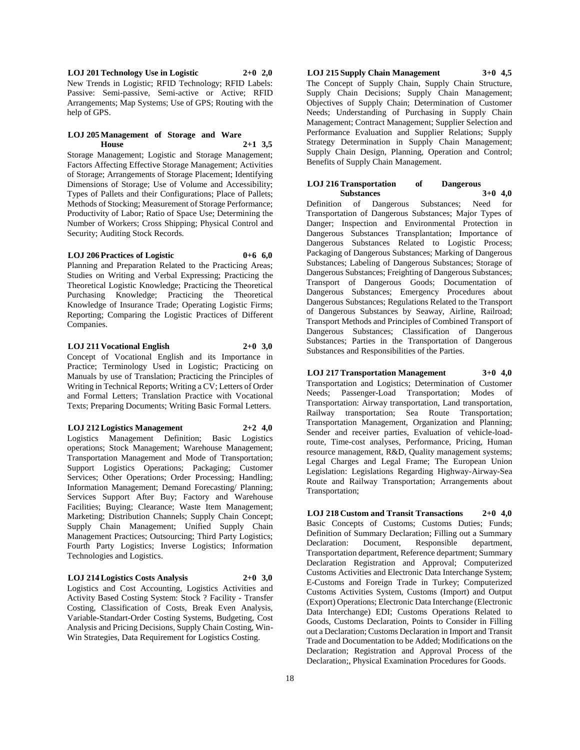**LOJ 201 Technology Use in Logistic 2+0 2,0**

New Trends in Logistic; RFID Technology; RFID Labels: Passive: Semi-passive, Semi-active or Active; RFID Arrangements; Map Systems; Use of GPS; Routing with the help of GPS.

**LOJ 205 Management of Storage and Ware House 2+1 3,5**

Storage Management; Logistic and Storage Management; Factors Affecting Effective Storage Management; Activities of Storage; Arrangements of Storage Placement; Identifying Dimensions of Storage; Use of Volume and Accessibility; Types of Pallets and their Configurations; Place of Pallets; Methods of Stocking; Measurement of Storage Performance; Productivity of Labor; Ratio of Space Use; Determining the Number of Workers; Cross Shipping; Physical Control and Security; Auditing Stock Records.

**LOJ 206 Practices of Logistic 0+6 6,0**

Planning and Preparation Related to the Practicing Areas; Studies on Writing and Verbal Expressing; Practicing the Theoretical Logistic Knowledge; Practicing the Theoretical Purchasing Knowledge; Practicing the Theoretical Knowledge of Insurance Trade; Operating Logistic Firms; Reporting; Comparing the Logistic Practices of Different Companies.

**LOJ 211 Vocational English 2+0 3,0**

Concept of Vocational English and its Importance in Practice; Terminology Used in Logistic; Practicing on Manuals by use of Translation; Practicing the Principles of Writing in Technical Reports; Writing a CV; Letters of Order and Formal Letters; Translation Practice with Vocational Texts; Preparing Documents; Writing Basic Formal Letters.

**LOJ 212 Logistics Management 2+2 4,0**

Logistics Management Definition; Basic Logistics operations; Stock Management; Warehouse Management; Transportation Management and Mode of Transportation; Support Logistics Operations; Packaging; Customer Services; Other Operations; Order Processing; Handling; Information Management; Demand Forecasting/ Planning; Services Support After Buy; Factory and Warehouse Facilities; Buying; Clearance; Waste Item Management; Marketing; Distribution Channels; Supply Chain Concept; Supply Chain Management; Unified Supply Chain Management Practices; Outsourcing; Third Party Logistics; Fourth Party Logistics; Inverse Logistics; Information Technologies and Logistics.

**LOJ 214 Logistics Costs Analysis 2+0 3,0**

Logistics and Cost Accounting, Logistics Activities and Activity Based Costing System: Stock ? Facility - Transfer Costing, Classification of Costs, Break Even Analysis, Variable-Standart-Order Costing Systems, Budgeting, Cost Analysis and Pricing Decisions, Supply Chain Costing, Win-Win Strategies, Data Requirement for Logistics Costing.

**LOJ 215 Supply Chain Management 3+0 4,5**

The Concept of Supply Chain, Supply Chain Structure, Supply Chain Decisions; Supply Chain Management; Objectives of Supply Chain; Determination of Customer Needs; Understanding of Purchasing in Supply Chain Management; Contract Management; Supplier Selection and Performance Evaluation and Supplier Relations; Supply Strategy Determination in Supply Chain Management; Supply Chain Design, Planning, Operation and Control; Benefits of Supply Chain Management.

**LOJ 216 Transportation of Dangerous Substances 3+0 4,0**

Definition of Dangerous Substances; Need for Transportation of Dangerous Substances; Major Types of Danger; Inspection and Environmental Protection in Dangerous Substances Transplantation; Importance of Dangerous Substances Related to Logistic Process; Packaging of Dangerous Substances; Marking of Dangerous Substances; Labeling of Dangerous Substances; Storage of Dangerous Substances; Freighting of Dangerous Substances; Transport of Dangerous Goods; Documentation of Dangerous Substances; Emergency Procedures about Dangerous Substances; Regulations Related to the Transport of Dangerous Substances by Seaway, Airline, Railroad; Transport Methods and Principles of Combined Transport of Dangerous Substances; Classification of Dangerous Substances; Parties in the Transportation of Dangerous Substances and Responsibilities of the Parties.

**LOJ 217 Transportation Management 3+0 4,0**

Transportation and Logistics; Determination of Customer Needs; Passenger-Load Transportation; Modes of Transportation: Airway transportation, Land transportation, Railway transportation; Sea Route Transportation; Transportation Management, Organization and Planning; Sender and receiver parties, Evaluation of vehicle-load-route, Time-cost analyses, Performance, Pricing, Human resource management, R&D, Quality management systems; Legal Charges and Legal Frame; The European Union Legislation: Legislations Regarding Highway-Airway-Sea Route and Railway Transportation; Arrangements about Transportation;

**LOJ 218 Custom and Transit Transactions 2+0 4,0**

Basic Concepts of Customs; Customs Duties; Funds; Definition of Summary Declaration; Filling out a Summary Declaration: Document, Responsible department, Transportation department, Reference department; Summary Declaration Registration and Approval; Computerized Customs Activities and Electronic Data Interchange System; E-Customs and Foreign Trade in Turkey; Computerized Customs Activities System, Customs (Import) and Output (Export) Operations; Electronic Data Interchange (Electronic Data Interchange) EDI; Customs Operations Related to Goods, Customs Declaration, Points to Consider in Filling out a Declaration; Customs Declaration in Import and Transit Trade and Documentation to be Added; Modifications on the Declaration; Registration and Approval Process of the Declaration;, Physical Examination Procedures for Goods.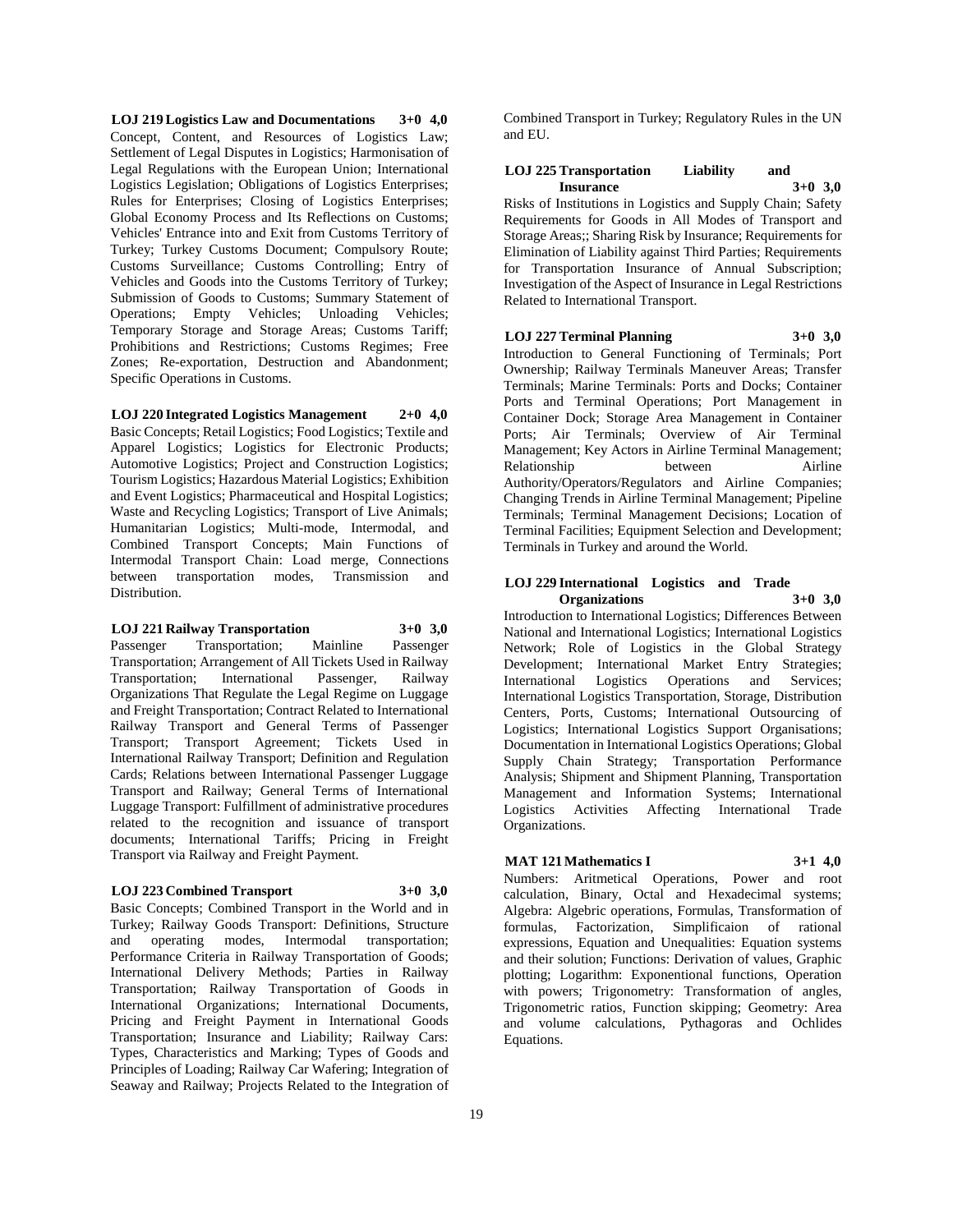**LOJ 219 Logistics Law and Documentations 3+0 4,0**

Concept, Content, and Resources of Logistics Law; Settlement of Legal Disputes in Logistics; Harmonisation of Legal Regulations with the European Union; International Logistics Legislation; Obligations of Logistics Enterprises; Rules for Enterprises; Closing of Logistics Enterprises; Global Economy Process and Its Reflections on Customs; Vehicles' Entrance into and Exit from Customs Territory of Turkey; Turkey Customs Document; Compulsory Route; Customs Surveillance; Customs Controlling; Entry of Vehicles and Goods into the Customs Territory of Turkey; Submission of Goods to Customs; Summary Statement of Operations; Empty Vehicles; Unloading Vehicles; Temporary Storage and Storage Areas; Customs Tariff; Prohibitions and Restrictions; Customs Regimes; Free Zones; Re-exportation, Destruction and Abandonment; Specific Operations in Customs.

**LOJ 220 Integrated Logistics Management 2+0 4,0**

Basic Concepts; Retail Logistics; Food Logistics; Textile and Apparel Logistics; Logistics for Electronic Products; Automotive Logistics; Project and Construction Logistics; Tourism Logistics; Hazardous Material Logistics; Exhibition and Event Logistics; Pharmaceutical and Hospital Logistics; Waste and Recycling Logistics; Transport of Live Animals; Humanitarian Logistics; Multi-mode, Intermodal, and Combined Transport Concepts; Main Functions of Intermodal Transport Chain: Load merge, Connections between transportation modes, Transmission and Distribution.

**LOJ 221 Railway Transportation 3+0 3,0**

Passenger Transportation; Mainline Passenger Transportation; Arrangement of All Tickets Used in Railway Transportation; International Passenger, Railway Organizations That Regulate the Legal Regime on Luggage and Freight Transportation; Contract Related to International Railway Transport and General Terms of Passenger Transport; Transport Agreement; Tickets Used in International Railway Transport; Definition and Regulation Cards; Relations between International Passenger Luggage Transport and Railway; General Terms of International Luggage Transport: Fulfillment of administrative procedures related to the recognition and issuance of transport documents; International Tariffs; Pricing in Freight Transport via Railway and Freight Payment.

**LOJ 223 Combined Transport 3+0 3,0**

Basic Concepts; Combined Transport in the World and in Turkey; Railway Goods Transport: Definitions, Structure and operating modes, Intermodal transportation; Performance Criteria in Railway Transportation of Goods; International Delivery Methods; Parties in Railway Transportation; Railway Transportation of Goods in International Organizations; International Documents, Pricing and Freight Payment in International Goods Transportation; Insurance and Liability; Railway Cars: Types, Characteristics and Marking; Types of Goods and Principles of Loading; Railway Car Wafering; Integration of Seaway and Railway; Projects Related to the Integration of Combined Transport in Turkey; Regulatory Rules in the UN and EU.

**LOJ 225 Transportation Liability and Insurance 3+0 3,0**

Risks of Institutions in Logistics and Supply Chain; Safety Requirements for Goods in All Modes of Transport and Storage Areas;; Sharing Risk by Insurance; Requirements for Elimination of Liability against Third Parties; Requirements for Transportation Insurance of Annual Subscription; Investigation of the Aspect of Insurance in Legal Restrictions Related to International Transport.

**LOJ 227 Terminal Planning 3+0 3,0**

Introduction to General Functioning of Terminals; Port Ownership; Railway Terminals Maneuver Areas; Transfer Terminals; Marine Terminals: Ports and Docks; Container Ports and Terminal Operations; Port Management in Container Dock; Storage Area Management in Container Ports; Air Terminals; Overview of Air Terminal Management; Key Actors in Airline Terminal Management; Relationship between Airline Authority/Operators/Regulators and Airline Companies; Changing Trends in Airline Terminal Management; Pipeline Terminals; Terminal Management Decisions; Location of Terminal Facilities; Equipment Selection and Development; Terminals in Turkey and around the World.

**LOJ 229 International Logistics and Trade Organizations 3+0 3,0**

Introduction to International Logistics; Differences Between National and International Logistics; International Logistics Network; Role of Logistics in the Global Strategy Development; International Market Entry Strategies; International Logistics Operations and Services; International Logistics Transportation, Storage, Distribution Centers, Ports, Customs; International Outsourcing of Logistics; International Logistics Support Organisations; Documentation in International Logistics Operations; Global Supply Chain Strategy; Transportation Performance Analysis; Shipment and Shipment Planning, Transportation Management and Information Systems; International Logistics Activities Affecting International Trade Organizations.

**MAT 121 Mathematics I 3+1 4,0**

Numbers: Aritmetical Operations, Power and root calculation, Binary, Octal and Hexadecimal systems; Algebra: Algebric operations, Formulas, Transformation of formulas, Factorization, Simplificaion of rational expressions, Equation and Unequalities: Equation systems and their solution; Functions: Derivation of values, Graphic plotting; Logarithm: Exponentional functions, Operation with powers; Trigonometry: Transformation of angles, Trigonometric ratios, Function skipping; Geometry: Area and volume calculations, Pythagoras and Ochlides Equations.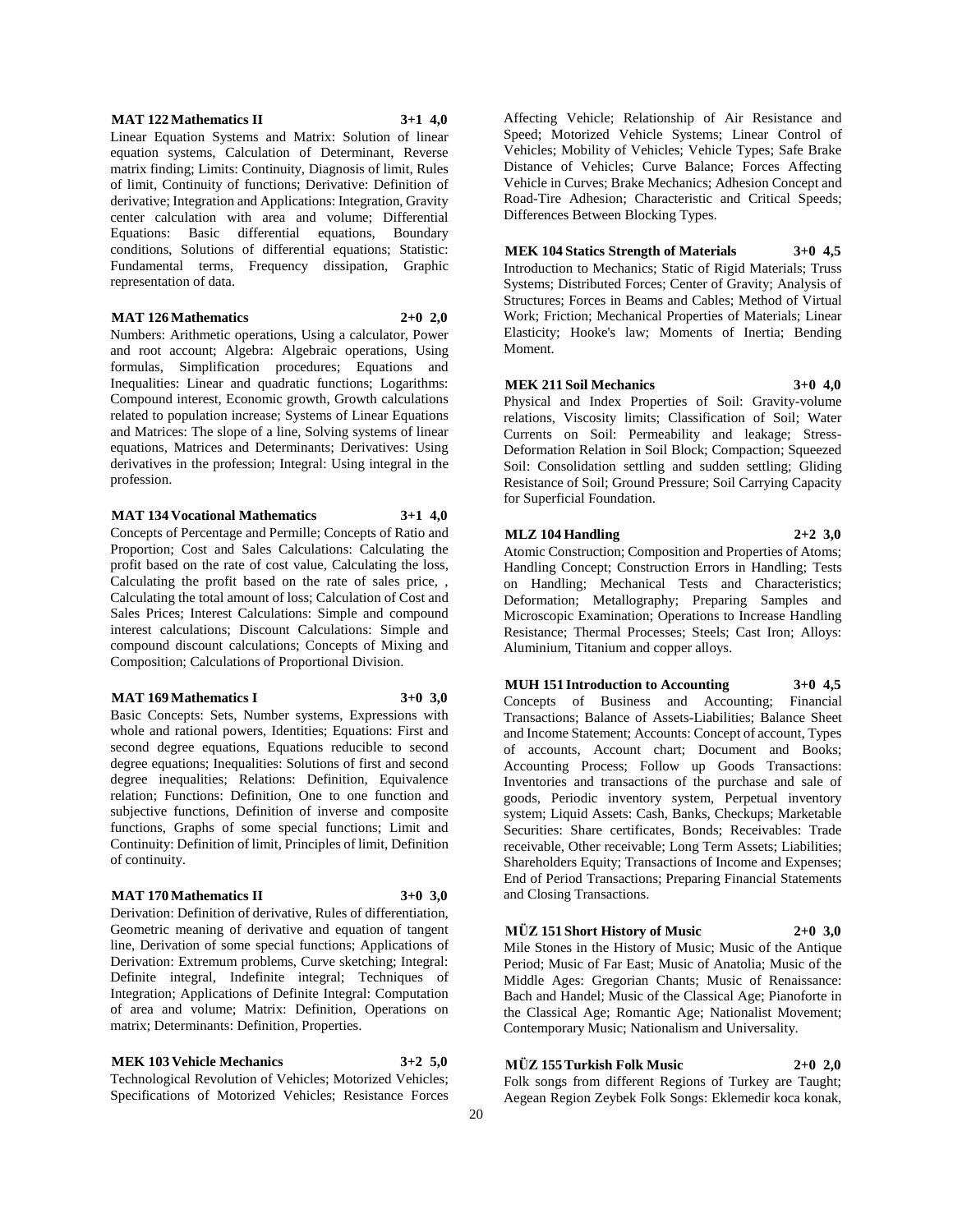**MAT 122 Mathematics II 3+1 4,0**

Linear Equation Systems and Matrix: Solution of linear equation systems, Calculation of Determinant, Reverse matrix finding; Limits: Continuity, Diagnosis of limit, Rules of limit, Continuity of functions; Derivative: Definition of derivative; Integration and Applications: Integration, Gravity center calculation with area and volume; Differential Equations: Basic differential equations, Boundary conditions, Solutions of differential equations; Statistic: Fundamental terms, Frequency dissipation, Graphic representation of data.

**MAT 126 Mathematics 2+0 2,0**

Numbers: Arithmetic operations, Using a calculator, Power and root account; Algebra: Algebraic operations, Using formulas, Simplification procedures; Equations and Inequalities: Linear and quadratic functions; Logarithms: Compound interest, Economic growth, Growth calculations related to population increase; Systems of Linear Equations and Matrices: The slope of a line, Solving systems of linear equations, Matrices and Determinants; Derivatives: Using derivatives in the profession; Integral: Using integral in the profession.

**MAT 134 Vocational Mathematics 3+1 4,0**

Concepts of Percentage and Permille; Concepts of Ratio and Proportion; Cost and Sales Calculations: Calculating the profit based on the rate of cost value, Calculating the loss, Calculating the profit based on the rate of sales price, , Calculating the total amount of loss; Calculation of Cost and Sales Prices; Interest Calculations: Simple and compound interest calculations; Discount Calculations: Simple and compound discount calculations; Concepts of Mixing and Composition; Calculations of Proportional Division.

**MAT 169 Mathematics I 3+0 3,0**

Basic Concepts: Sets, Number systems, Expressions with whole and rational powers, Identities; Equations: First and second degree equations, Equations reducible to second degree equations; Inequalities: Solutions of first and second degree inequalities; Relations: Definition, Equivalence relation; Functions: Definition, One to one function and subjective functions, Definition of inverse and composite functions, Graphs of some special functions; Limit and Continuity: Definition of limit, Principles of limit, Definition of continuity.

**MAT 170 Mathematics II 3+0 3,0**

Derivation: Definition of derivative, Rules of differentiation, Geometric meaning of derivative and equation of tangent line, Derivation of some special functions; Applications of Derivation: Extremum problems, Curve sketching; Integral: Definite integral, Indefinite integral; Techniques of Integration; Applications of Definite Integral: Computation of area and volume; Matrix: Definition, Operations on matrix; Determinants: Definition, Properties.

**MEK 103 Vehicle Mechanics 3+2 5,0**

Technological Revolution of Vehicles; Motorized Vehicles; Specifications of Motorized Vehicles; Resistance Forces Affecting Vehicle; Relationship of Air Resistance and Speed; Motorized Vehicle Systems; Linear Control of Vehicles; Mobility of Vehicles; Vehicle Types; Safe Brake Distance of Vehicles; Curve Balance; Forces Affecting Vehicle in Curves; Brake Mechanics; Adhesion Concept and Road-Tire Adhesion; Characteristic and Critical Speeds; Differences Between Blocking Types.

**MEK 104 Statics Strength of Materials 3+0 4,5**

Introduction to Mechanics; Static of Rigid Materials; Truss Systems; Distributed Forces; Center of Gravity; Analysis of Structures; Forces in Beams and Cables; Method of Virtual Work; Friction; Mechanical Properties of Materials; Linear Elasticity; Hooke's law; Moments of Inertia; Bending Moment.

**MEK 211 Soil Mechanics 3+0 4,0**

Physical and Index Properties of Soil: Gravity-volume relations, Viscosity limits; Classification of Soil; Water Currents on Soil: Permeability and leakage; Stress-Deformation Relation in Soil Block; Compaction; Squeezed Soil: Consolidation settling and sudden settling; Gliding Resistance of Soil; Ground Pressure; Soil Carrying Capacity for Superficial Foundation.

**MLZ 104 Handling 2+2 3,0**

Atomic Construction; Composition and Properties of Atoms; Handling Concept; Construction Errors in Handling; Tests on Handling; Mechanical Tests and Characteristics; Deformation; Metallography; Preparing Samples and Microscopic Examination; Operations to Increase Handling Resistance; Thermal Processes; Steels; Cast Iron; Alloys: Aluminium, Titanium and copper alloys.

**MUH 151 Introduction to Accounting 3+0 4,5**

Concepts of Business and Accounting; Financial Transactions; Balance of Assets-Liabilities; Balance Sheet and Income Statement; Accounts: Concept of account, Types of accounts, Account chart; Document and Books; Accounting Process; Follow up Goods Transactions: Inventories and transactions of the purchase and sale of goods, Periodic inventory system, Perpetual inventory system; Liquid Assets: Cash, Banks, Checkups; Marketable Securities: Share certificates, Bonds; Receivables: Trade receivable, Other receivable; Long Term Assets; Liabilities; Shareholders Equity; Transactions of Income and Expenses; End of Period Transactions; Preparing Financial Statements and Closing Transactions.

**MÜZ 151 Short History of Music 2+0 3,0**

Mile Stones in the History of Music; Music of the Antique Period; Music of Far East; Music of Anatolia; Music of the Middle Ages: Gregorian Chants; Music of Renaissance: Bach and Handel; Music of the Classical Age; Pianoforte in the Classical Age; Romantic Age; Nationalist Movement; Contemporary Music; Nationalism and Universality.

**MÜZ 155 Turkish Folk Music 2+0 2,0**

Folk songs from different Regions of Turkey are Taught; Aegean Region Zeybek Folk Songs: Eklemedir koca konak,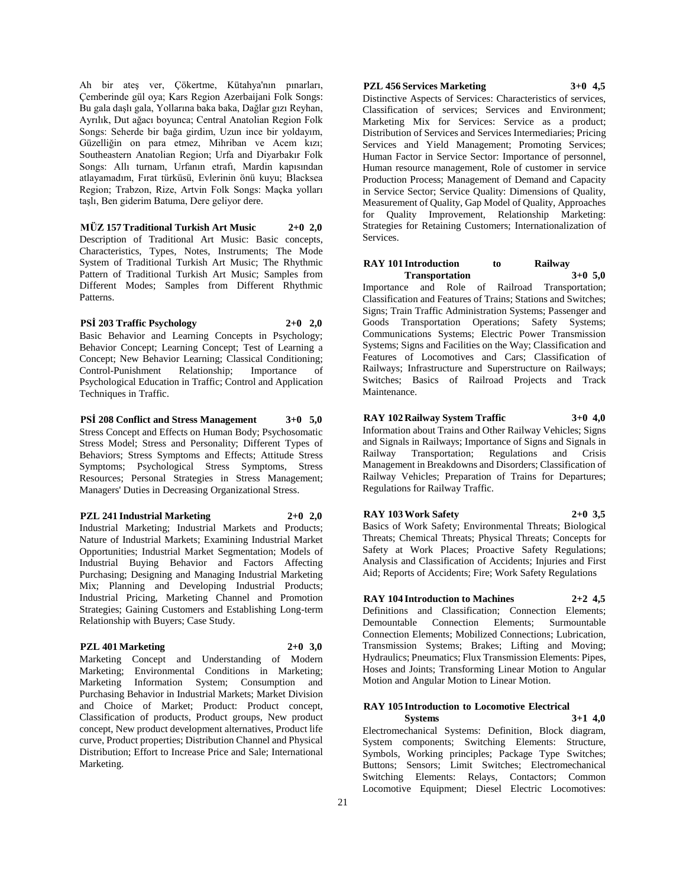Ah bir ateş ver, Çökertme, Kütahya'nın pınarları, Çemberinde gül oya; Kars Region Azerbaijani Folk Songs: Bu gala daşlı gala, Yollarına baka baka, Dağlar gızı Reyhan, Ayrılık, Dut ağacı boyunca; Central Anatolian Region Folk Songs: Seherde bir bağa girdim, Uzun ince bir yoldayım, Güzelliğin on para etmez, Mihriban ve Acem kızı; Southeastern Anatolian Region; Urfa and Diyarbakır Folk Songs: Allı turnam, Urfanın etrafı, Mardin kapısından atlayamadım, Fırat türküsü, Evlerinin önü kuyu; Blacksea Region; Trabzon, Rize, Artvin Folk Songs: Maçka yolları taşlı, Ben giderim Batuma, Dere geliyor dere.

**MÜZ 157 Traditional Turkish Art Music 2+0 2,0**
Description of Traditional Art Music: Basic concepts, Characteristics, Types, Notes, Instruments; The Mode System of Traditional Turkish Art Music; The Rhythmic Pattern of Traditional Turkish Art Music; Samples from Different Modes; Samples from Different Rhythmic Patterns.

**PSİ 203 Traffic Psychology 2+0 2,0**
Basic Behavior and Learning Concepts in Psychology; Behavior Concept; Learning Concept; Test of Learning a Concept; New Behavior Learning; Classical Conditioning; Control-Punishment Relationship; Importance of Psychological Education in Traffic; Control and Application Techniques in Traffic.

**PSİ 208 Conflict and Stress Management 3+0 5,0**
Stress Concept and Effects on Human Body; Psychosomatic Stress Model; Stress and Personality; Different Types of Behaviors; Stress Symptoms and Effects; Attitude Stress Symptoms; Psychological Stress Symptoms, Stress Resources; Personal Strategies in Stress Management; Managers' Duties in Decreasing Organizational Stress.

**PZL 241 Industrial Marketing 2+0 2,0**
Industrial Marketing; Industrial Markets and Products; Nature of Industrial Markets; Examining Industrial Market Opportunities; Industrial Market Segmentation; Models of Industrial Buying Behavior and Factors Affecting Purchasing; Designing and Managing Industrial Marketing Mix; Planning and Developing Industrial Products; Industrial Pricing, Marketing Channel and Promotion Strategies; Gaining Customers and Establishing Long-term Relationship with Buyers; Case Study.

**PZL 401 Marketing 2+0 3,0**
Marketing Concept and Understanding of Modern Marketing; Environmental Conditions in Marketing; Marketing Information System; Consumption and Purchasing Behavior in Industrial Markets; Market Division and Choice of Market; Product: Product concept, Classification of products, Product groups, New product concept, New product development alternatives, Product life curve, Product properties; Distribution Channel and Physical Distribution; Effort to Increase Price and Sale; International Marketing.

**PZL 456 Services Marketing 3+0 4,5**
Distinctive Aspects of Services: Characteristics of services, Classification of services; Services and Environment; Marketing Mix for Services: Service as a product; Distribution of Services and Services Intermediaries; Pricing Services and Yield Management; Promoting Services; Human Factor in Service Sector: Importance of personnel, Human resource management, Role of customer in service Production Process; Management of Demand and Capacity in Service Sector; Service Quality: Dimensions of Quality, Measurement of Quality, Gap Model of Quality, Approaches for Quality Improvement, Relationship Marketing: Strategies for Retaining Customers; Internationalization of Services.

**RAY 101 Introduction to Railway Transportation 3+0 5,0**
Importance and Role of Railroad Transportation; Classification and Features of Trains; Stations and Switches; Signs; Train Traffic Administration Systems; Passenger and Goods Transportation Operations; Safety Systems; Communications Systems; Electric Power Transmission Systems; Signs and Facilities on the Way; Classification and Features of Locomotives and Cars; Classification of Railways; Infrastructure and Superstructure on Railways; Switches; Basics of Railroad Projects and Track Maintenance.

**RAY 102 Railway System Traffic 3+0 4,0**
Information about Trains and Other Railway Vehicles; Signs and Signals in Railways; Importance of Signs and Signals in Railway Transportation; Regulations and Crisis Management in Breakdowns and Disorders; Classification of Railway Vehicles; Preparation of Trains for Departures; Regulations for Railway Traffic.

**RAY 103 Work Safety 2+0 3,5**
Basics of Work Safety; Environmental Threats; Biological Threats; Chemical Threats; Physical Threats; Concepts for Safety at Work Places; Proactive Safety Regulations; Analysis and Classification of Accidents; Injuries and First Aid; Reports of Accidents; Fire; Work Safety Regulations

**RAY 104 Introduction to Machines 2+2 4,5**
Definitions and Classification; Connection Elements; Demountable Connection Elements; Surmountable Connection Elements; Mobilized Connections; Lubrication, Transmission Systems; Brakes; Lifting and Moving; Hydraulics; Pneumatics; Flux Transmission Elements: Pipes, Hoses and Joints; Transforming Linear Motion to Angular Motion and Angular Motion to Linear Motion.

**RAY 105 Introduction to Locomotive Electrical Systems 3+1 4,0**
Electromechanical Systems: Definition, Block diagram, System components; Switching Elements: Structure, Symbols, Working principles; Package Type Switches; Buttons; Sensors; Limit Switches; Electromechanical Switching Elements: Relays, Contactors; Common Locomotive Equipment; Diesel Electric Locomotives: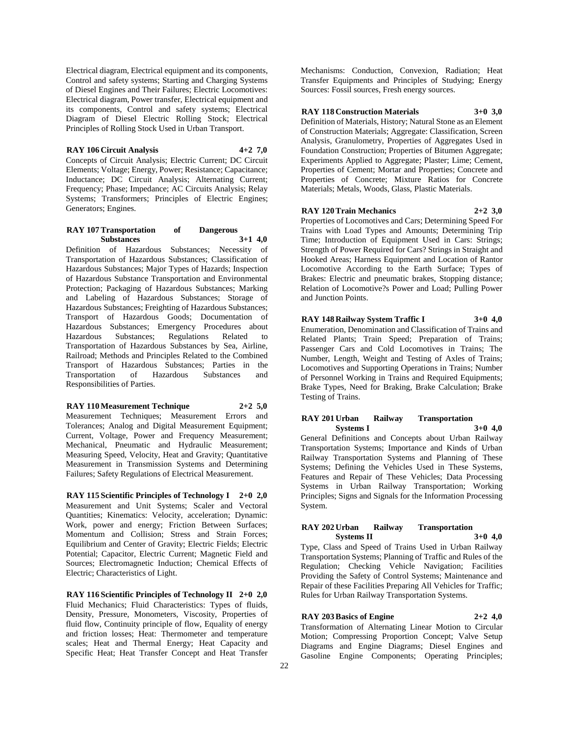Electrical diagram, Electrical equipment and its components, Control and safety systems; Starting and Charging Systems of Diesel Engines and Their Failures; Electric Locomotives: Electrical diagram, Power transfer, Electrical equipment and its components, Control and safety systems; Electrical Diagram of Diesel Electric Rolling Stock; Electrical Principles of Rolling Stock Used in Urban Transport.

**RAY 106 Circuit Analysis 4+2 7,0**

Concepts of Circuit Analysis; Electric Current; DC Circuit Elements; Voltage; Energy, Power; Resistance; Capacitance; Inductance; DC Circuit Analysis; Alternating Current; Frequency; Phase; Impedance; AC Circuits Analysis; Relay Systems; Transformers; Principles of Electric Engines; Generators; Engines.

**RAY 107 Transportation of Dangerous Substances 3+1 4,0**

Definition of Hazardous Substances; Necessity of Transportation of Hazardous Substances; Classification of Hazardous Substances; Major Types of Hazards; Inspection of Hazardous Substance Transportation and Environmental Protection; Packaging of Hazardous Substances; Marking and Labeling of Hazardous Substances; Storage of Hazardous Substances; Freighting of Hazardous Substances; Transport of Hazardous Goods; Documentation of Hazardous Substances; Emergency Procedures about Hazardous Substances; Regulations Related to Transportation of Hazardous Substances by Sea, Airline, Railroad; Methods and Principles Related to the Combined Transport of Hazardous Substances; Parties in the Transportation of Hazardous Substances and Responsibilities of Parties.

**RAY 110 Measurement Technique 2+2 5,0**

Measurement Techniques; Measurement Errors and Tolerances; Analog and Digital Measurement Equipment; Current, Voltage, Power and Frequency Measurement; Mechanical, Pneumatic and Hydraulic Measurement; Measuring Speed, Velocity, Heat and Gravity; Quantitative Measurement in Transmission Systems and Determining Failures; Safety Regulations of Electrical Measurement.

**RAY 115 Scientific Principles of Technology I 2+0 2,0**

Measurement and Unit Systems; Scaler and Vectoral Quantities; Kinematics: Velocity, acceleration; Dynamic: Work, power and energy; Friction Between Surfaces; Momentum and Collision; Stress and Strain Forces; Equilibrium and Center of Gravity; Electric Fields; Electric Potential; Capacitor, Electric Current; Magnetic Field and Sources; Electromagnetic Induction; Chemical Effects of Electric; Characteristics of Light.

**RAY 116 Scientific Principles of Technology II 2+0 2,0**

Fluid Mechanics; Fluid Characteristics: Types of fluids, Density, Pressure, Monometers, Viscosity, Properties of fluid flow, Continuity principle of flow, Equality of energy and friction losses; Heat: Thermometer and temperature scales; Heat and Thermal Energy; Heat Capacity and Specific Heat; Heat Transfer Concept and Heat Transfer Mechanisms: Conduction, Convexion, Radiation; Heat Transfer Equipments and Principles of Studying; Energy Sources: Fossil sources, Fresh energy sources.

**RAY 118 Construction Materials 3+0 3,0**

Definition of Materials, History; Natural Stone as an Element of Construction Materials; Aggregate: Classification, Screen Analysis, Granulometry, Properties of Aggregates Used in Foundation Construction; Properties of Bitumen Aggregate; Experiments Applied to Aggregate; Plaster; Lime; Cement, Properties of Cement; Mortar and Properties; Concrete and Properties of Concrete; Mixture Ratios for Concrete Materials; Metals, Woods, Glass, Plastic Materials.

**RAY 120 Train Mechanics 2+2 3,0**

Properties of Locomotives and Cars; Determining Speed For Trains with Load Types and Amounts; Determining Trip Time; Introduction of Equipment Used in Cars: Strings; Strength of Power Required for Cars? Strings in Straight and Hooked Areas; Harness Equipment and Location of Rantor Locomotive According to the Earth Surface; Types of Brakes: Electric and pneumatic brakes, Stopping distance; Relation of Locomotive?s Power and Load; Pulling Power and Junction Points.

**RAY 148 Railway System Traffic I 3+0 4,0**

Enumeration, Denomination and Classification of Trains and Related Plants; Train Speed; Preparation of Trains; Passenger Cars and Cold Locomotives in Trains; The Number, Length, Weight and Testing of Axles of Trains; Locomotives and Supporting Operations in Trains; Number of Personnel Working in Trains and Required Equipments; Brake Types, Need for Braking, Brake Calculation; Brake Testing of Trains.

**RAY 201 Urban Railway Transportation Systems I 3+0 4,0**

General Definitions and Concepts about Urban Railway Transportation Systems; Importance and Kinds of Urban Railway Transportation Systems and Planning of These Systems; Defining the Vehicles Used in These Systems, Features and Repair of These Vehicles; Data Processing Systems in Urban Railway Transportation; Working Principles; Signs and Signals for the Information Processing System.

**RAY 202 Urban Railway Transportation Systems II 3+0 4,0**

Type, Class and Speed of Trains Used in Urban Railway Transportation Systems; Planning of Traffic and Rules of the Regulation; Checking Vehicle Navigation; Facilities Providing the Safety of Control Systems; Maintenance and Repair of these Facilities Preparing All Vehicles for Traffic; Rules for Urban Railway Transportation Systems.

**RAY 203 Basics of Engine 2+2 4,0**

Transformation of Alternating Linear Motion to Circular Motion; Compressing Proportion Concept; Valve Setup Diagrams and Engine Diagrams; Diesel Engines and Gasoline Engine Components; Operating Principles;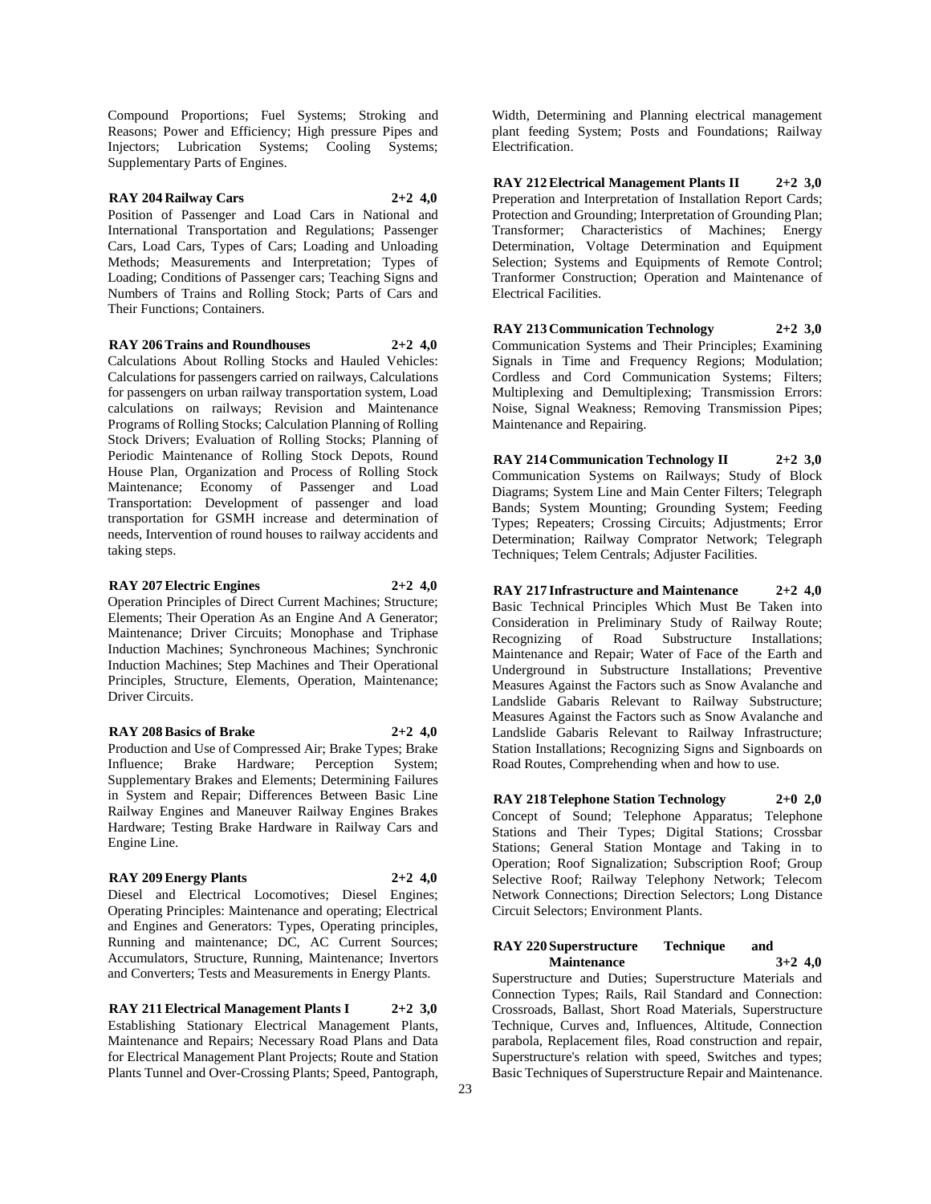Compound Proportions; Fuel Systems; Stroking and Reasons; Power and Efficiency; High pressure Pipes and Injectors; Lubrication Systems; Cooling Systems; Supplementary Parts of Engines.

**RAY 204 Railway Cars 2+2 4,0**

Position of Passenger and Load Cars in National and International Transportation and Regulations; Passenger Cars, Load Cars, Types of Cars; Loading and Unloading Methods; Measurements and Interpretation; Types of Loading; Conditions of Passenger cars; Teaching Signs and Numbers of Trains and Rolling Stock; Parts of Cars and Their Functions; Containers.

**RAY 206 Trains and Roundhouses 2+2 4,0**

Calculations About Rolling Stocks and Hauled Vehicles: Calculations for passengers carried on railways, Calculations for passengers on urban railway transportation system, Load calculations on railways; Revision and Maintenance Programs of Rolling Stocks; Calculation Planning of Rolling Stock Drivers; Evaluation of Rolling Stocks; Planning of Periodic Maintenance of Rolling Stock Depots, Round House Plan, Organization and Process of Rolling Stock Maintenance; Economy of Passenger and Load Transportation: Development of passenger and load transportation for GSMH increase and determination of needs, Intervention of round houses to railway accidents and taking steps.

**RAY 207 Electric Engines 2+2 4,0**

Operation Principles of Direct Current Machines; Structure; Elements; Their Operation As an Engine And A Generator; Maintenance; Driver Circuits; Monophase and Triphase Induction Machines; Synchroneous Machines; Synchronic Induction Machines; Step Machines and Their Operational Principles, Structure, Elements, Operation, Maintenance; Driver Circuits.

**RAY 208 Basics of Brake 2+2 4,0**

Production and Use of Compressed Air; Brake Types; Brake Influence; Brake Hardware; Perception System; Supplementary Brakes and Elements; Determining Failures in System and Repair; Differences Between Basic Line Railway Engines and Maneuver Railway Engines Brakes Hardware; Testing Brake Hardware in Railway Cars and Engine Line.

**RAY 209 Energy Plants 2+2 4,0**

Diesel and Electrical Locomotives; Diesel Engines; Operating Principles: Maintenance and operating; Electrical and Engines and Generators: Types, Operating principles, Running and maintenance; DC, AC Current Sources; Accumulators, Structure, Running, Maintenance; Invertors and Converters; Tests and Measurements in Energy Plants.

**RAY 211 Electrical Management Plants I 2+2 3,0**

Establishing Stationary Electrical Management Plants, Maintenance and Repairs; Necessary Road Plans and Data for Electrical Management Plant Projects; Route and Station Plants Tunnel and Over-Crossing Plants; Speed, Pantograph, Width, Determining and Planning electrical management plant feeding System; Posts and Foundations; Railway Electrification.

**RAY 212 Electrical Management Plants II 2+2 3,0**

Preperation and Interpretation of Installation Report Cards; Protection and Grounding; Interpretation of Grounding Plan; Transformer; Characteristics of Machines; Energy Determination, Voltage Determination and Equipment Selection; Systems and Equipments of Remote Control; Tranformer Construction; Operation and Maintenance of Electrical Facilities.

**RAY 213 Communication Technology 2+2 3,0**

Communication Systems and Their Principles; Examining Signals in Time and Frequency Regions; Modulation; Cordless and Cord Communication Systems; Filters; Multiplexing and Demultiplexing; Transmission Errors: Noise, Signal Weakness; Removing Transmission Pipes; Maintenance and Repairing.

**RAY 214 Communication Technology II 2+2 3,0**

Communication Systems on Railways; Study of Block Diagrams; System Line and Main Center Filters; Telegraph Bands; System Mounting; Grounding System; Feeding Types; Repeaters; Crossing Circuits; Adjustments; Error Determination; Railway Comprator Network; Telegraph Techniques; Telem Centrals; Adjuster Facilities.

**RAY 217 Infrastructure and Maintenance 2+2 4,0**

Basic Technical Principles Which Must Be Taken into Consideration in Preliminary Study of Railway Route; Recognizing of Road Substructure Installations; Maintenance and Repair; Water of Face of the Earth and Underground in Substructure Installations; Preventive Measures Against the Factors such as Snow Avalanche and Landslide Gabaris Relevant to Railway Substructure; Measures Against the Factors such as Snow Avalanche and Landslide Gabaris Relevant to Railway Infrastructure; Station Installations; Recognizing Signs and Signboards on Road Routes, Comprehending when and how to use.

**RAY 218 Telephone Station Technology 2+0 2,0**

Concept of Sound; Telephone Apparatus; Telephone Stations and Their Types; Digital Stations; Crossbar Stations; General Station Montage and Taking in to Operation; Roof Signalization; Subscription Roof; Group Selective Roof; Railway Telephony Network; Telecom Network Connections; Direction Selectors; Long Distance Circuit Selectors; Environment Plants.

**RAY 220 Superstructure Technique and Maintenance 3+2 4,0**

Superstructure and Duties; Superstructure Materials and Connection Types; Rails, Rail Standard and Connection: Crossroads, Ballast, Short Road Materials, Superstructure Technique, Curves and, Influences, Altitude, Connection parabola, Replacement files, Road construction and repair, Superstructure's relation with speed, Switches and types; Basic Techniques of Superstructure Repair and Maintenance.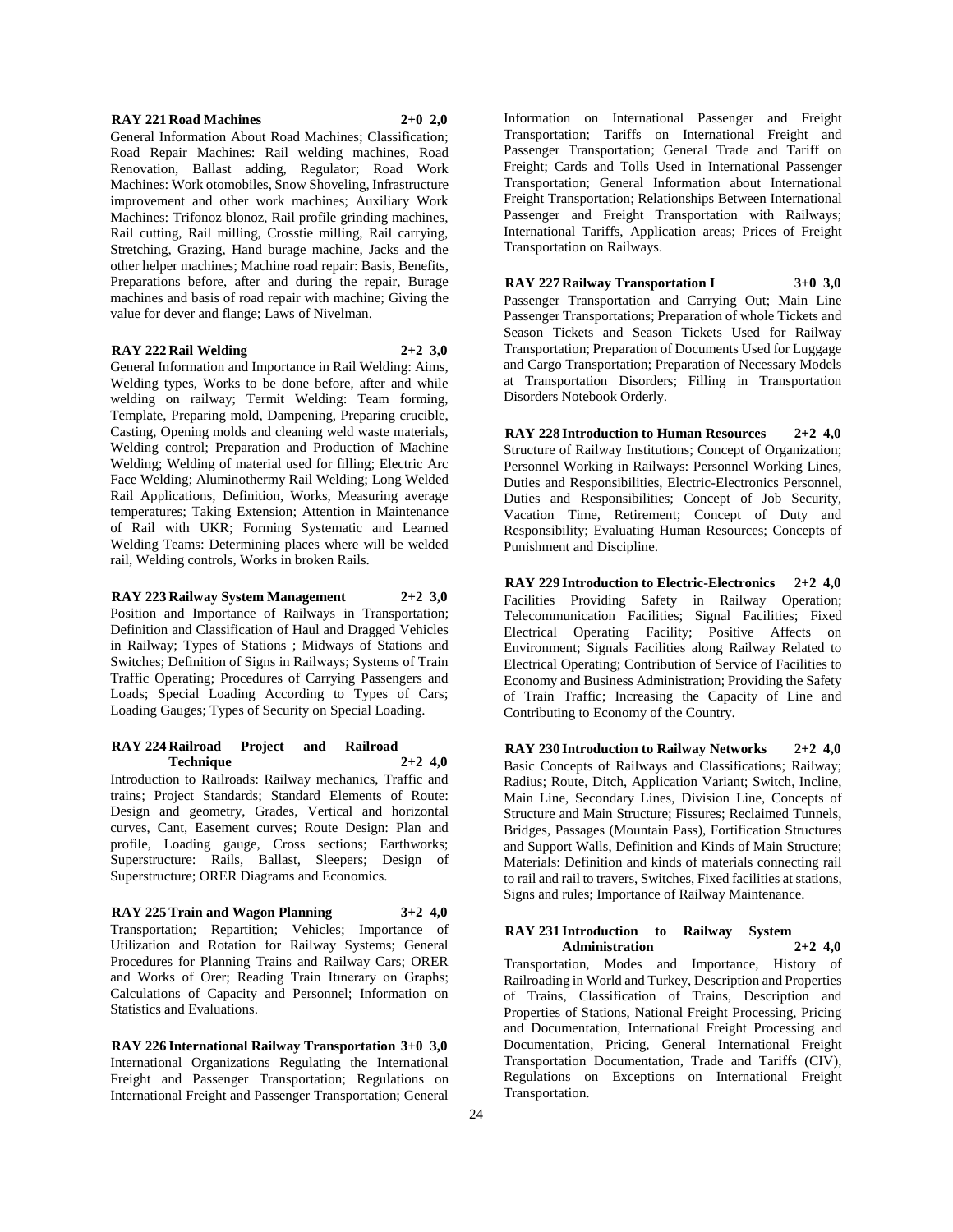**RAY 221 Road Machines 2+0 2,0**

General Information About Road Machines; Classification; Road Repair Machines: Rail welding machines, Road Renovation, Ballast adding, Regulator; Road Work Machines: Work otomobiles, Snow Shoveling, Infrastructure improvement and other work machines; Auxiliary Work Machines: Trifonoz blonoz, Rail profile grinding machines, Rail cutting, Rail milling, Crosstie milling, Rail carrying, Stretching, Grazing, Hand burage machine, Jacks and the other helper machines; Machine road repair: Basis, Benefits, Preparations before, after and during the repair, Burage machines and basis of road repair with machine; Giving the value for dever and flange; Laws of Nivelman.

**RAY 222 Rail Welding 2+2 3,0**

General Information and Importance in Rail Welding: Aims, Welding types, Works to be done before, after and while welding on railway; Termit Welding: Team forming, Template, Preparing mold, Dampening, Preparing crucible, Casting, Opening molds and cleaning weld waste materials, Welding control; Preparation and Production of Machine Welding; Welding of material used for filling; Electric Arc Face Welding; Aluminothermy Rail Welding; Long Welded Rail Applications, Definition, Works, Measuring average temperatures; Taking Extension; Attention in Maintenance of Rail with UKR; Forming Systematic and Learned Welding Teams: Determining places where will be welded rail, Welding controls, Works in broken Rails.

**RAY 223 Railway System Management 2+2 3,0**

Position and Importance of Railways in Transportation; Definition and Classification of Haul and Dragged Vehicles in Railway; Types of Stations ; Midways of Stations and Switches; Definition of Signs in Railways; Systems of Train Traffic Operating; Procedures of Carrying Passengers and Loads; Special Loading According to Types of Cars; Loading Gauges; Types of Security on Special Loading.

**RAY 224 Railroad Project and Railroad Technique 2+2 4,0**

Introduction to Railroads: Railway mechanics, Traffic and trains; Project Standards; Standard Elements of Route: Design and geometry, Grades, Vertical and horizontal curves, Cant, Easement curves; Route Design: Plan and profile, Loading gauge, Cross sections; Earthworks; Superstructure: Rails, Ballast, Sleepers; Design of Superstructure; ORER Diagrams and Economics.

**RAY 225 Train and Wagon Planning 3+2 4,0**

Transportation; Repartition; Vehicles; Importance of Utilization and Rotation for Railway Systems; General Procedures for Planning Trains and Railway Cars; ORER and Works of Orer; Reading Train Itınerary on Graphs; Calculations of Capacity and Personnel; Information on Statistics and Evaluations.

**RAY 226 International Railway Transportation 3+0 3,0**

International Organizations Regulating the International Freight and Passenger Transportation; Regulations on International Freight and Passenger Transportation; General Information on International Passenger and Freight Transportation; Tariffs on International Freight and Passenger Transportation; General Trade and Tariff on Freight; Cards and Tolls Used in International Passenger Transportation; General Information about International Freight Transportation; Relationships Between International Passenger and Freight Transportation with Railways; International Tariffs, Application areas; Prices of Freight Transportation on Railways.

**RAY 227 Railway Transportation I 3+0 3,0**

Passenger Transportation and Carrying Out; Main Line Passenger Transportations; Preparation of whole Tickets and Season Tickets and Season Tickets Used for Railway Transportation; Preparation of Documents Used for Luggage and Cargo Transportation; Preparation of Necessary Models at Transportation Disorders; Filling in Transportation Disorders Notebook Orderly.

**RAY 228 Introduction to Human Resources 2+2 4,0**

Structure of Railway Institutions; Concept of Organization; Personnel Working in Railways: Personnel Working Lines, Duties and Responsibilities, Electric-Electronics Personnel, Duties and Responsibilities; Concept of Job Security, Vacation Time, Retirement; Concept of Duty and Responsibility; Evaluating Human Resources; Concepts of Punishment and Discipline.

**RAY 229 Introduction to Electric-Electronics 2+2 4,0**

Facilities Providing Safety in Railway Operation; Telecommunication Facilities; Signal Facilities; Fixed Electrical Operating Facility; Positive Affects on Environment; Signals Facilities along Railway Related to Electrical Operating; Contribution of Service of Facilities to Economy and Business Administration; Providing the Safety of Train Traffic; Increasing the Capacity of Line and Contributing to Economy of the Country.

**RAY 230 Introduction to Railway Networks 2+2 4,0**

Basic Concepts of Railways and Classifications; Railway; Radius; Route, Ditch, Application Variant; Switch, Incline, Main Line, Secondary Lines, Division Line, Concepts of Structure and Main Structure; Fissures; Reclaimed Tunnels, Bridges, Passages (Mountain Pass), Fortification Structures and Support Walls, Definition and Kinds of Main Structure; Materials: Definition and kinds of materials connecting rail to rail and rail to travers, Switches, Fixed facilities at stations, Signs and rules; Importance of Railway Maintenance.

**RAY 231 Introduction to Railway System Administration 2+2 4,0**

Transportation, Modes and Importance, History of Railroading in World and Turkey, Description and Properties of Trains, Classification of Trains, Description and Properties of Stations, National Freight Processing, Pricing and Documentation, International Freight Processing and Documentation, Pricing, General International Freight Transportation Documentation, Trade and Tariffs (CIV), Regulations on Exceptions on International Freight Transportation.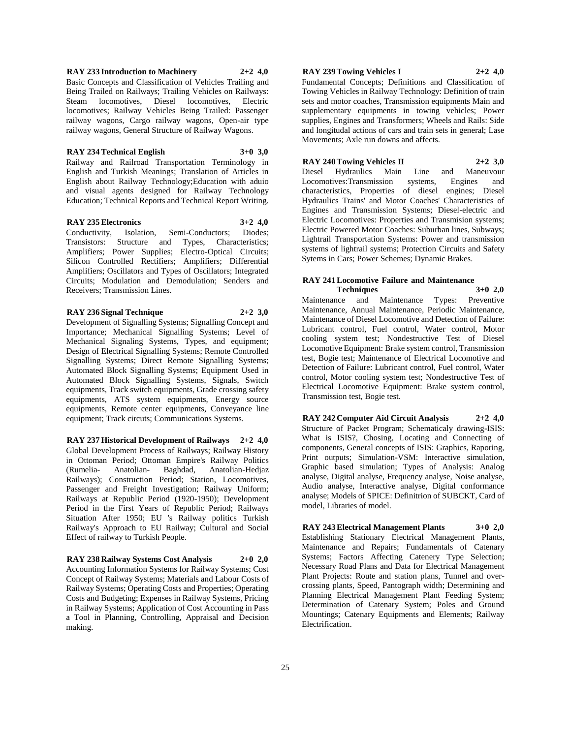**RAY 233 Introduction to Machinery 2+2 4,0**

Basic Concepts and Classification of Vehicles Trailing and Being Trailed on Railways; Trailing Vehicles on Railways: Steam locomotives, Diesel locomotives, Electric locomotives; Railway Vehicles Being Trailed: Passenger railway wagons, Cargo railway wagons, Open-air type railway wagons, General Structure of Railway Wagons.

**RAY 234 Technical English 3+0 3,0**

Railway and Railroad Transportation Terminology in English and Turkish Meanings; Translation of Articles in English about Railway Technology;Education with aduio and visual agents designed for Railway Technology Education; Technical Reports and Technical Report Writing.

**RAY 235 Electronics 3+2 4,0**

Conductivity, Isolation, Semi-Conductors; Diodes; Transistors: Structure and Types, Characteristics; Amplifiers; Power Supplies; Electro-Optical Circuits; Silicon Controlled Rectifiers; Amplifiers; Differential Amplifiers; Oscillators and Types of Oscillators; Integrated Circuits; Modulation and Demodulation; Senders and Receivers; Transmission Lines.

**RAY 236 Signal Technique 2+2 3,0**

Development of Signalling Systems; Signalling Concept and Importance; Mechanical Signalling Systems; Level of Mechanical Signaling Systems, Types, and equipment; Design of Electrical Signalling Systems; Remote Controlled Signalling Systems; Direct Remote Signalling Systems; Automated Block Signalling Systems; Equipment Used in Automated Block Signalling Systems, Signals, Switch equipments, Track switch equipments, Grade crossing safety equipments, ATS system equipments, Energy source equipments, Remote center equipments, Conveyance line equipment; Track circuts; Communications Systems.

**RAY 237 Historical Development of Railways 2+2 4,0**

Global Development Process of Railways; Railway History in Ottoman Period; Ottoman Empire's Railway Politics (Rumelia- Anatolian- Baghdad, Anatolian-Hedjaz Railways); Construction Period; Station, Locomotives, Passenger and Freight Investigation; Railway Uniform; Railways at Republic Period (1920-1950); Development Period in the First Years of Republic Period; Railways Situation After 1950; EU 's Railway politics Turkish Railway's Approach to EU Railway; Cultural and Social Effect of railway to Turkish People.

**RAY 238 Railway Systems Cost Analysis 2+0 2,0**

Accounting Information Systems for Railway Systems; Cost Concept of Railway Systems; Materials and Labour Costs of Railway Systems; Operating Costs and Properties; Operating Costs and Budgeting; Expenses in Railway Systems, Pricing in Railway Systems; Application of Cost Accounting in Pass a Tool in Planning, Controlling, Appraisal and Decision making.

**RAY 239 Towing Vehicles I 2+2 4,0**

Fundamental Concepts; Definitions and Classification of Towing Vehicles in Railway Technology: Definition of train sets and motor coaches, Transmission equipments Main and supplementary equipments in towing vehicles; Power supplies, Engines and Transformers; Wheels and Rails: Side and longitudal actions of cars and train sets in general; Lase Movements; Axle run downs and affects.

**RAY 240 Towing Vehicles II 2+2 3,0**

Diesel Hydraulics Main Line and Maneuvour Locomotives:Transmission systems, Engines and characteristics, Properties of diesel engines; Diesel Hydraulics Trains' and Motor Coaches' Characteristics of Engines and Transmission Systems; Diesel-electric and Electric Locomotives: Properties and Transmision systems; Electric Powered Motor Coaches: Suburban lines, Subways; Lightrail Transportation Systems: Power and transmission systems of lightrail systems; Protection Circuits and Safety Sytems in Cars; Power Schemes; Dynamic Brakes.

**RAY 241 Locomotive Failure and Maintenance Techniques 3+0 2,0**

Maintenance and Maintenance Types: Preventive Maintenance, Annual Maintenance, Periodic Maintenance, Maintenance of Diesel Locomotive and Detection of Failure: Lubricant control, Fuel control, Water control, Motor cooling system test; Nondestructive Test of Diesel Locomotive Equipment: Brake system control, Transmission test, Bogie test; Maintenance of Electrical Locomotive and Detection of Failure: Lubricant control, Fuel control, Water control, Motor cooling system test; Nondestructive Test of Electrical Locomotive Equipment: Brake system control, Transmission test, Bogie test.

**RAY 242 Computer Aid Circuit Analysis 2+2 4,0**

Structure of Packet Program; Schematicaly drawing-ISIS: What is ISIS?, Chosing, Locating and Connecting of components, General concepts of ISIS: Graphics, Raporing, Print outputs; Simulation-VSM: Interactive simulation, Graphic based simulation; Types of Analysis: Analog analyse, Digital analyse, Frequency analyse, Noise analyse, Audio analyse, Interactive analyse, Digital conformance analyse; Models of SPICE: Definitrion of SUBCKT, Card of model, Libraries of model.

**RAY 243 Electrical Management Plants 3+0 2,0**

Establishing Stationary Electrical Management Plants, Maintenance and Repairs; Fundamentals of Catenary Systems; Factors Affecting Catenery Type Selection; Necessary Road Plans and Data for Electrical Management Plant Projects: Route and station plans, Tunnel and over-crossing plants, Speed, Pantograph width; Determining and Planning Electrical Management Plant Feeding System; Determination of Catenary System; Poles and Ground Mountings; Catenary Equipments and Elements; Railway Electrification.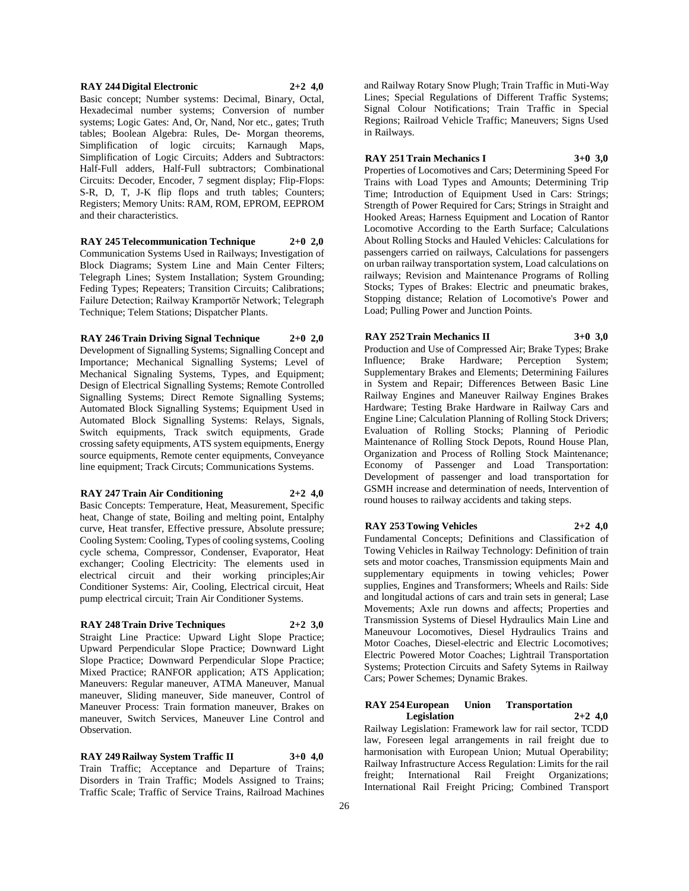**RAY 244 Digital Electronic 2+2 4,0**

Basic concept; Number systems: Decimal, Binary, Octal, Hexadecimal number systems; Conversion of number systems; Logic Gates: And, Or, Nand, Nor etc., gates; Truth tables; Boolean Algebra: Rules, De- Morgan theorems, Simplification of logic circuits; Karnaugh Maps, Simplification of Logic Circuits; Adders and Subtractors: Half-Full adders, Half-Full subtractors; Combinational Circuits: Decoder, Encoder, 7 segment display; Flip-Flops: S-R, D, T, J-K flip flops and truth tables; Counters; Registers; Memory Units: RAM, ROM, EPROM, EEPROM and their characteristics.

**RAY 245 Telecommunication Technique 2+0 2,0**

Communication Systems Used in Railways; Investigation of Block Diagrams; System Line and Main Center Filters; Telegraph Lines; System Installation; System Grounding; Feding Types; Repeaters; Transition Circuits; Calibrations; Failure Detection; Railway Kramportör Network; Telegraph Technique; Telem Stations; Dispatcher Plants.

**RAY 246 Train Driving Signal Technique 2+0 2,0**

Development of Signalling Systems; Signalling Concept and Importance; Mechanical Signalling Systems; Level of Mechanical Signaling Systems, Types, and Equipment; Design of Electrical Signalling Systems; Remote Controlled Signalling Systems; Direct Remote Signalling Systems; Automated Block Signalling Systems; Equipment Used in Automated Block Signalling Systems: Relays, Signals, Switch equipments, Track switch equipments, Grade crossing safety equipments, ATS system equipments, Energy source equipments, Remote center equipments, Conveyance line equipment; Track Circuts; Communications Systems.

**RAY 247 Train Air Conditioning 2+2 4,0**

Basic Concepts: Temperature, Heat, Measurement, Specific heat, Change of state, Boiling and melting point, Entalphy curve, Heat transfer, Effective pressure, Absolute pressure; Cooling System: Cooling, Types of cooling systems, Cooling cycle schema, Compressor, Condenser, Evaporator, Heat exchanger; Cooling Electricity: The elements used in electrical circuit and their working principles;Air Conditioner Systems: Air, Cooling, Electrical circuit, Heat pump electrical circuit; Train Air Conditioner Systems.

**RAY 248 Train Drive Techniques 2+2 3,0**

Straight Line Practice: Upward Light Slope Practice; Upward Perpendicular Slope Practice; Downward Light Slope Practice; Downward Perpendicular Slope Practice; Mixed Practice; RANFOR application; ATS Application; Maneuvers: Regular maneuver, ATMA Maneuver, Manual maneuver, Sliding maneuver, Side maneuver, Control of Maneuver Process: Train formation maneuver, Brakes on maneuver, Switch Services, Maneuver Line Control and Observation.

**RAY 249 Railway System Traffic II 3+0 4,0**

Train Traffic; Acceptance and Departure of Trains; Disorders in Train Traffic; Models Assigned to Trains; Traffic Scale; Traffic of Service Trains, Railroad Machines and Railway Rotary Snow Plugh; Train Traffic in Muti-Way Lines; Special Regulations of Different Traffic Systems; Signal Colour Notifications; Train Traffic in Special Regions; Railroad Vehicle Traffic; Maneuvers; Signs Used in Railways.

**RAY 251 Train Mechanics I 3+0 3,0**

Properties of Locomotives and Cars; Determining Speed For Trains with Load Types and Amounts; Determining Trip Time; Introduction of Equipment Used in Cars: Strings; Strength of Power Required for Cars; Strings in Straight and Hooked Areas; Harness Equipment and Location of Rantor Locomotive According to the Earth Surface; Calculations About Rolling Stocks and Hauled Vehicles: Calculations for passengers carried on railways, Calculations for passengers on urban railway transportation system, Load calculations on railways; Revision and Maintenance Programs of Rolling Stocks; Types of Brakes: Electric and pneumatic brakes, Stopping distance; Relation of Locomotive's Power and Load; Pulling Power and Junction Points.

**RAY 252 Train Mechanics II 3+0 3,0**

Production and Use of Compressed Air; Brake Types; Brake Influence; Brake Hardware; Perception System; Supplementary Brakes and Elements; Determining Failures in System and Repair; Differences Between Basic Line Railway Engines and Maneuver Railway Engines Brakes Hardware; Testing Brake Hardware in Railway Cars and Engine Line; Calculation Planning of Rolling Stock Drivers; Evaluation of Rolling Stocks; Planning of Periodic Maintenance of Rolling Stock Depots, Round House Plan, Organization and Process of Rolling Stock Maintenance; Economy of Passenger and Load Transportation: Development of passenger and load transportation for GSMH increase and determination of needs, Intervention of round houses to railway accidents and taking steps.

**RAY 253 Towing Vehicles 2+2 4,0**

Fundamental Concepts; Definitions and Classification of Towing Vehicles in Railway Technology: Definition of train sets and motor coaches, Transmission equipments Main and supplementary equipments in towing vehicles; Power supplies, Engines and Transformers; Wheels and Rails: Side and longitudal actions of cars and train sets in general; Lase Movements; Axle run downs and affects; Properties and Transmission Systems of Diesel Hydraulics Main Line and Maneuvour Locomotives, Diesel Hydraulics Trains and Motor Coaches, Diesel-electric and Electric Locomotives; Electric Powered Motor Coaches; Lightrail Transportation Systems; Protection Circuits and Safety Sytems in Railway Cars; Power Schemes; Dynamic Brakes.

**RAY 254 European Union Transportation Legislation 2+2 4,0**

Railway Legislation: Framework law for rail sector, TCDD law, Foreseen legal arrangements in rail freight due to harmonisation with European Union; Mutual Operability; Railway Infrastructure Access Regulation: Limits for the rail freight; International Rail Freight Organizations; International Rail Freight Pricing; Combined Transport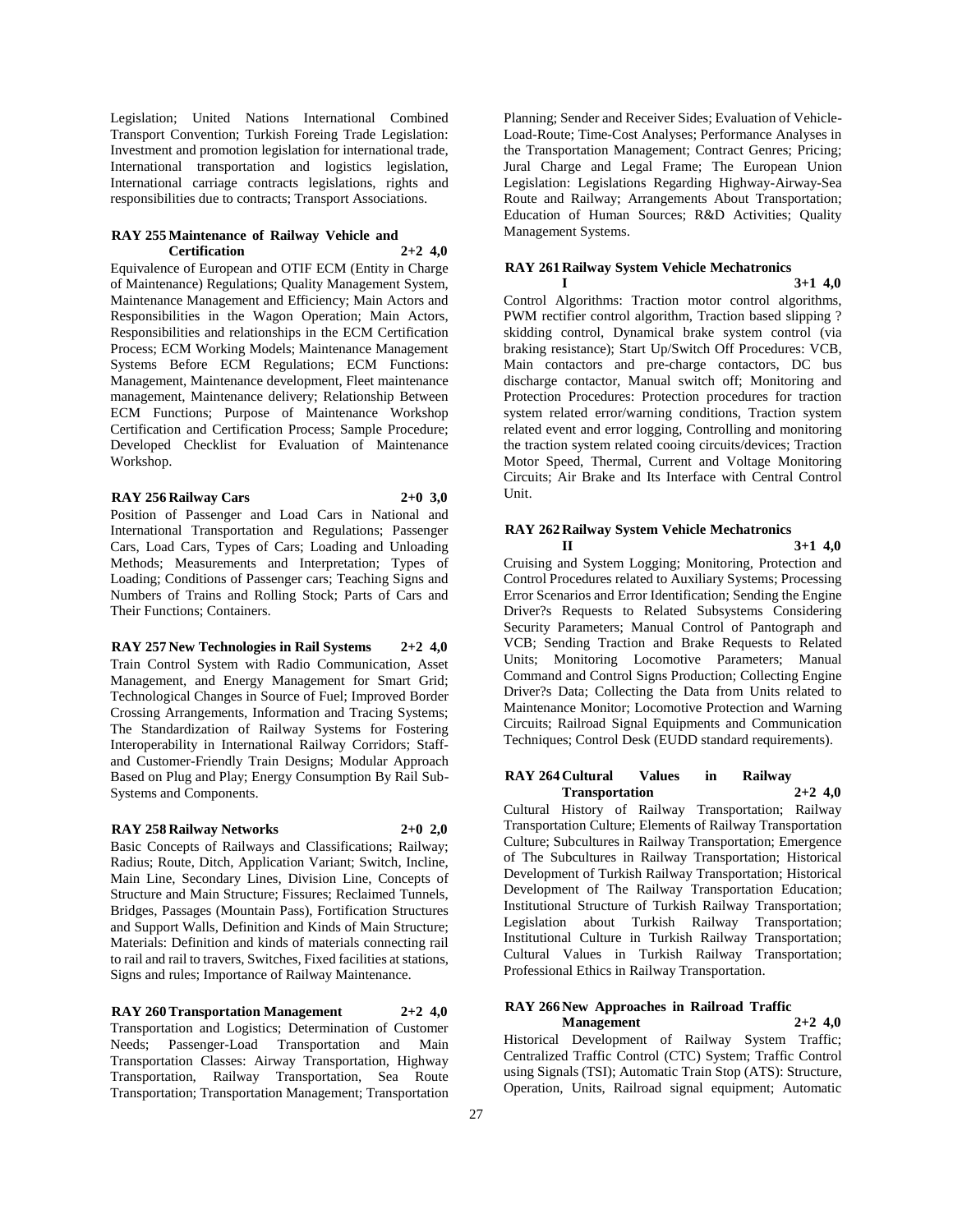Legislation; United Nations International Combined Transport Convention; Turkish Foreing Trade Legislation: Investment and promotion legislation for international trade, International transportation and logistics legislation, International carriage contracts legislations, rights and responsibilities due to contracts; Transport Associations.

**RAY 255 Maintenance of Railway Vehicle and Certification 2+2 4,0**

Equivalence of European and OTIF ECM (Entity in Charge of Maintenance) Regulations; Quality Management System, Maintenance Management and Efficiency; Main Actors and Responsibilities in the Wagon Operation; Main Actors, Responsibilities and relationships in the ECM Certification Process; ECM Working Models; Maintenance Management Systems Before ECM Regulations; ECM Functions: Management, Maintenance development, Fleet maintenance management, Maintenance delivery; Relationship Between ECM Functions; Purpose of Maintenance Workshop Certification and Certification Process; Sample Procedure; Developed Checklist for Evaluation of Maintenance Workshop.

**RAY 256 Railway Cars 2+0 3,0**

Position of Passenger and Load Cars in National and International Transportation and Regulations; Passenger Cars, Load Cars, Types of Cars; Loading and Unloading Methods; Measurements and Interpretation; Types of Loading; Conditions of Passenger cars; Teaching Signs and Numbers of Trains and Rolling Stock; Parts of Cars and Their Functions; Containers.

**RAY 257 New Technologies in Rail Systems 2+2 4,0**

Train Control System with Radio Communication, Asset Management, and Energy Management for Smart Grid; Technological Changes in Source of Fuel; Improved Border Crossing Arrangements, Information and Tracing Systems; The Standardization of Railway Systems for Fostering Interoperability in International Railway Corridors; Staff- and Customer-Friendly Train Designs; Modular Approach Based on Plug and Play; Energy Consumption By Rail Sub-Systems and Components.

**RAY 258 Railway Networks 2+0 2,0**

Basic Concepts of Railways and Classifications; Railway; Radius; Route, Ditch, Application Variant; Switch, Incline, Main Line, Secondary Lines, Division Line, Concepts of Structure and Main Structure; Fissures; Reclaimed Tunnels, Bridges, Passages (Mountain Pass), Fortification Structures and Support Walls, Definition and Kinds of Main Structure; Materials: Definition and kinds of materials connecting rail to rail and rail to travers, Switches, Fixed facilities at stations, Signs and rules; Importance of Railway Maintenance.

**RAY 260 Transportation Management 2+2 4,0**

Transportation and Logistics; Determination of Customer Needs; Passenger-Load Transportation and Main Transportation Classes: Airway Transportation, Highway Transportation, Railway Transportation, Sea Route Transportation; Transportation Management; Transportation Planning; Sender and Receiver Sides; Evaluation of Vehicle-Load-Route; Time-Cost Analyses; Performance Analyses in the Transportation Management; Contract Genres; Pricing; Jural Charge and Legal Frame; The European Union Legislation: Legislations Regarding Highway-Airway-Sea Route and Railway; Arrangements About Transportation; Education of Human Sources; R&D Activities; Quality Management Systems.

**RAY 261 Railway System Vehicle Mechatronics I 3+1 4,0**

Control Algorithms: Traction motor control algorithms, PWM rectifier control algorithm, Traction based slipping ? skidding control, Dynamical brake system control (via braking resistance); Start Up/Switch Off Procedures: VCB, Main contactors and pre-charge contactors, DC bus discharge contactor, Manual switch off; Monitoring and Protection Procedures: Protection procedures for traction system related error/warning conditions, Traction system related event and error logging, Controlling and monitoring the traction system related cooing circuits/devices; Traction Motor Speed, Thermal, Current and Voltage Monitoring Circuits; Air Brake and Its Interface with Central Control Unit.

**RAY 262 Railway System Vehicle Mechatronics II 3+1 4,0**

Cruising and System Logging; Monitoring, Protection and Control Procedures related to Auxiliary Systems; Processing Error Scenarios and Error Identification; Sending the Engine Driver?s Requests to Related Subsystems Considering Security Parameters; Manual Control of Pantograph and VCB; Sending Traction and Brake Requests to Related Units; Monitoring Locomotive Parameters; Manual Command and Control Signs Production; Collecting Engine Driver?s Data; Collecting the Data from Units related to Maintenance Monitor; Locomotive Protection and Warning Circuits; Railroad Signal Equipments and Communication Techniques; Control Desk (EUDD standard requirements).

**RAY 264 Cultural Values in Railway Transportation 2+2 4,0**

Cultural History of Railway Transportation; Railway Transportation Culture; Elements of Railway Transportation Culture; Subcultures in Railway Transportation; Emergence of The Subcultures in Railway Transportation; Historical Development of Turkish Railway Transportation; Historical Development of The Railway Transportation Education; Institutional Structure of Turkish Railway Transportation; Legislation about Turkish Railway Transportation; Institutional Culture in Turkish Railway Transportation; Cultural Values in Turkish Railway Transportation; Professional Ethics in Railway Transportation.

**RAY 266 New Approaches in Railroad Traffic Management 2+2 4,0**

Historical Development of Railway System Traffic; Centralized Traffic Control (CTC) System; Traffic Control using Signals (TSI); Automatic Train Stop (ATS): Structure, Operation, Units, Railroad signal equipment; Automatic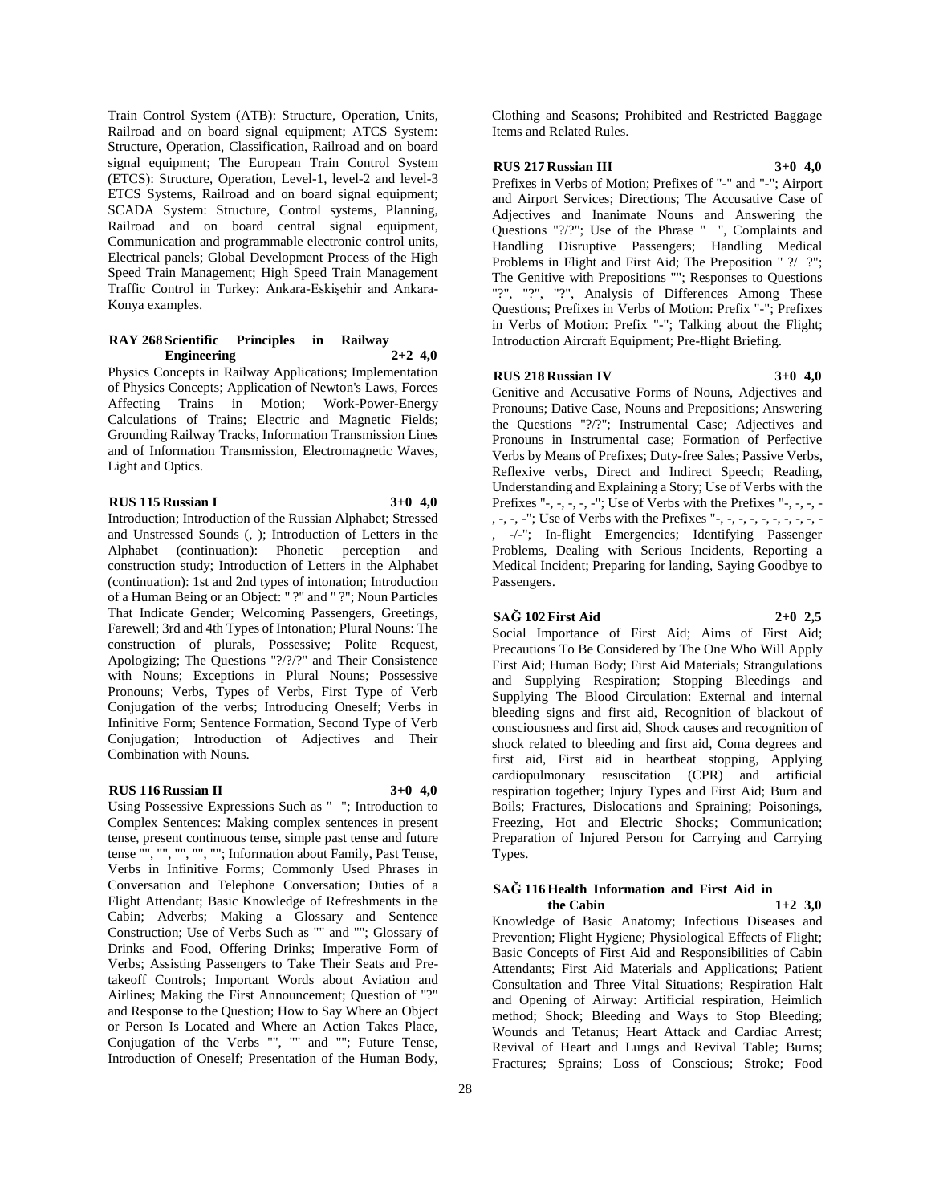Train Control System (ATB): Structure, Operation, Units, Railroad and on board signal equipment; ATCS System: Structure, Operation, Classification, Railroad and on board signal equipment; The European Train Control System (ETCS): Structure, Operation, Level-1, level-2 and level-3 ETCS Systems, Railroad and on board signal equipment; SCADA System: Structure, Control systems, Planning, Railroad and on board central signal equipment, Communication and programmable electronic control units, Electrical panels; Global Development Process of the High Speed Train Management; High Speed Train Management Traffic Control in Turkey: Ankara-Eskişehir and Ankara-Konya examples.

**RAY 268 Scientific Principles in Railway Engineering 2+2 4,0**

Physics Concepts in Railway Applications; Implementation of Physics Concepts; Application of Newton's Laws, Forces Affecting Trains in Motion; Work-Power-Energy Calculations of Trains; Electric and Magnetic Fields; Grounding Railway Tracks, Information Transmission Lines and of Information Transmission, Electromagnetic Waves, Light and Optics.

**RUS 115 Russian I 3+0 4,0**

Introduction; Introduction of the Russian Alphabet; Stressed and Unstressed Sounds (, ); Introduction of Letters in the Alphabet (continuation): Phonetic perception and construction study; Introduction of Letters in the Alphabet (continuation): 1st and 2nd types of intonation; Introduction of a Human Being or an Object: " ?" and " ?"; Noun Particles That Indicate Gender; Welcoming Passengers, Greetings, Farewell; 3rd and 4th Types of Intonation; Plural Nouns: The construction of plurals, Possessive; Polite Request, Apologizing; The Questions "?/?/?" and Their Consistence with Nouns; Exceptions in Plural Nouns; Possessive Pronouns; Verbs, Types of Verbs, First Type of Verb Conjugation of the verbs; Introducing Oneself; Verbs in Infinitive Form; Sentence Formation, Second Type of Verb Conjugation; Introduction of Adjectives and Their Combination with Nouns.

**RUS 116 Russian II 3+0 4,0**

Using Possessive Expressions Such as " "; Introduction to Complex Sentences: Making complex sentences in present tense, present continuous tense, simple past tense and future tense "", "", "", "", ""; Information about Family, Past Tense, Verbs in Infinitive Forms; Commonly Used Phrases in Conversation and Telephone Conversation; Duties of a Flight Attendant; Basic Knowledge of Refreshments in the Cabin; Adverbs; Making a Glossary and Sentence Construction; Use of Verbs Such as "" and ""; Glossary of Drinks and Food, Offering Drinks; Imperative Form of Verbs; Assisting Passengers to Take Their Seats and Pre-takeoff Controls; Important Words about Aviation and Airlines; Making the First Announcement; Question of "?" and Response to the Question; How to Say Where an Object or Person Is Located and Where an Action Takes Place, Conjugation of the Verbs "", "" and ""; Future Tense, Introduction of Oneself; Presentation of the Human Body, Clothing and Seasons; Prohibited and Restricted Baggage Items and Related Rules.

**RUS 217 Russian III 3+0 4,0**

Prefixes in Verbs of Motion; Prefixes of "-" and "-"; Airport and Airport Services; Directions; The Accusative Case of Adjectives and Inanimate Nouns and Answering the Questions "?/?"; Use of the Phrase " ", Complaints and Handling Disruptive Passengers; Handling Medical Problems in Flight and First Aid; The Preposition " ?/ ?"; The Genitive with Prepositions ""; Responses to Questions "?", "?", "?", Analysis of Differences Among These Questions; Prefixes in Verbs of Motion: Prefix "-"; Prefixes in Verbs of Motion: Prefix "-"; Talking about the Flight; Introduction Aircraft Equipment; Pre-flight Briefing.

**RUS 218 Russian IV 3+0 4,0**

Genitive and Accusative Forms of Nouns, Adjectives and Pronouns; Dative Case, Nouns and Prepositions; Answering the Questions "?/?"; Instrumental Case; Adjectives and Pronouns in Instrumental case; Formation of Perfective Verbs by Means of Prefixes; Duty-free Sales; Passive Verbs, Reflexive verbs, Direct and Indirect Speech; Reading, Understanding and Explaining a Story; Use of Verbs with the Prefixes "-, -, -, -, -"; Use of Verbs with the Prefixes "-, -, -, -, -, -, -"; Use of Verbs with the Prefixes "-, -, -, -, -, -, -, -, -, -, -/-"; In-flight Emergencies; Identifying Passenger Problems, Dealing with Serious Incidents, Reporting a Medical Incident; Preparing for landing, Saying Goodbye to Passengers.

**SAĞ 102 First Aid 2+0 2,5**

Social Importance of First Aid; Aims of First Aid; Precautions To Be Considered by The One Who Will Apply First Aid; Human Body; First Aid Materials; Strangulations and Supplying Respiration; Stopping Bleedings and Supplying The Blood Circulation: External and internal bleeding signs and first aid, Recognition of blackout of consciousness and first aid, Shock causes and recognition of shock related to bleeding and first aid, Coma degrees and first aid, First aid in heartbeat stopping, Applying cardiopulmonary resuscitation (CPR) and artificial respiration together; Injury Types and First Aid; Burn and Boils; Fractures, Dislocations and Spraining; Poisonings, Freezing, Hot and Electric Shocks; Communication; Preparation of Injured Person for Carrying and Carrying Types.

**SAĞ 116 Health Information and First Aid in the Cabin 1+2 3,0**

Knowledge of Basic Anatomy; Infectious Diseases and Prevention; Flight Hygiene; Physiological Effects of Flight; Basic Concepts of First Aid and Responsibilities of Cabin Attendants; First Aid Materials and Applications; Patient Consultation and Three Vital Situations; Respiration Halt and Opening of Airway: Artificial respiration, Heimlich method; Shock; Bleeding and Ways to Stop Bleeding; Wounds and Tetanus; Heart Attack and Cardiac Arrest; Revival of Heart and Lungs and Revival Table; Burns; Fractures; Sprains; Loss of Conscious; Stroke; Food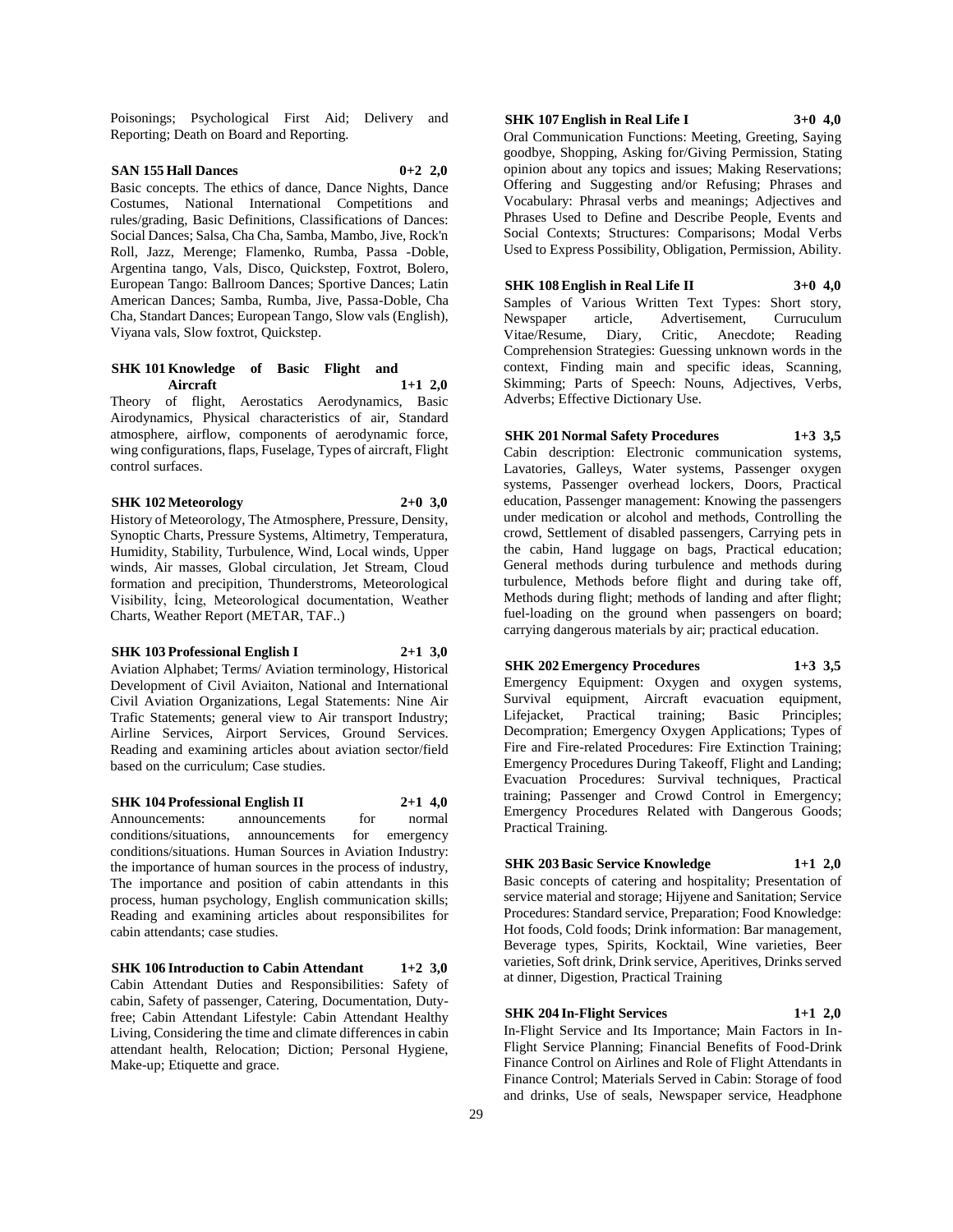Poisonings; Psychological First Aid; Delivery and Reporting; Death on Board and Reporting.

**SAN 155 Hall Dances 0+2 2,0**

Basic concepts. The ethics of dance, Dance Nights, Dance Costumes, National International Competitions and rules/grading, Basic Definitions, Classifications of Dances: Social Dances; Salsa, Cha Cha, Samba, Mambo, Jive, Rock'n Roll, Jazz, Merenge; Flamenko, Rumba, Passa -Doble, Argentina tango, Vals, Disco, Quickstep, Foxtrot, Bolero, European Tango: Ballroom Dances; Sportive Dances; Latin American Dances; Samba, Rumba, Jive, Passa-Doble, Cha Cha, Standart Dances; European Tango, Slow vals (English), Viyana vals, Slow foxtrot, Quickstep.

**SHK 101 Knowledge of Basic Flight and Aircraft 1+1 2,0**

Theory of flight, Aerostatics Aerodynamics, Basic Airodynamics, Physical characteristics of air, Standard atmosphere, airflow, components of aerodynamic force, wing configurations, flaps, Fuselage, Types of aircraft, Flight control surfaces.

**SHK 102 Meteorology 2+0 3,0**

History of Meteorology, The Atmosphere, Pressure, Density, Synoptic Charts, Pressure Systems, Altimetry, Temperatura, Humidity, Stability, Turbulence, Wind, Local winds, Upper winds, Air masses, Global circulation, Jet Stream, Cloud formation and precipition, Thunderstroms, Meteorological Visibility, İcing, Meteorological documentation, Weather Charts, Weather Report (METAR, TAF..)

**SHK 103 Professional English I 2+1 3,0**

Aviation Alphabet; Terms/ Aviation terminology, Historical Development of Civil Aviaiton, National and International Civil Aviation Organizations, Legal Statements: Nine Air Trafic Statements; general view to Air transport Industry; Airline Services, Airport Services, Ground Services. Reading and examining articles about aviation sector/field based on the curriculum; Case studies.

**SHK 104 Professional English II 2+1 4,0**

Announcements: announcements for normal conditions/situations, announcements for emergency conditions/situations. Human Sources in Aviation Industry: the importance of human sources in the process of industry, The importance and position of cabin attendants in this process, human psychology, English communication skills; Reading and examining articles about responsibilites for cabin attendants; case studies.

**SHK 106 Introduction to Cabin Attendant 1+2 3,0**

Cabin Attendant Duties and Responsibilities: Safety of cabin, Safety of passenger, Catering, Documentation, Duty-free; Cabin Attendant Lifestyle: Cabin Attendant Healthy Living, Considering the time and climate differences in cabin attendant health, Relocation; Diction; Personal Hygiene, Make-up; Etiquette and grace.

**SHK 107 English in Real Life I 3+0 4,0**

Oral Communication Functions: Meeting, Greeting, Saying goodbye, Shopping, Asking for/Giving Permission, Stating opinion about any topics and issues; Making Reservations; Offering and Suggesting and/or Refusing; Phrases and Vocabulary: Phrasal verbs and meanings; Adjectives and Phrases Used to Define and Describe People, Events and Social Contexts; Structures: Comparisons; Modal Verbs Used to Express Possibility, Obligation, Permission, Ability.

**SHK 108 English in Real Life II 3+0 4,0**

Samples of Various Written Text Types: Short story, Newspaper article, Advertisement, Curruculum Vitae/Resume, Diary, Critic, Anecdote; Reading Comprehension Strategies: Guessing unknown words in the context, Finding main and specific ideas, Scanning, Skimming; Parts of Speech: Nouns, Adjectives, Verbs, Adverbs; Effective Dictionary Use.

**SHK 201 Normal Safety Procedures 1+3 3,5**

Cabin description: Electronic communication systems, Lavatories, Galleys, Water systems, Passenger oxygen systems, Passenger overhead lockers, Doors, Practical education, Passenger management: Knowing the passengers under medication or alcohol and methods, Controlling the crowd, Settlement of disabled passengers, Carrying pets in the cabin, Hand luggage on bags, Practical education; General methods during turbulence and methods during turbulence, Methods before flight and during take off, Methods during flight; methods of landing and after flight; fuel-loading on the ground when passengers on board; carrying dangerous materials by air; practical education.

**SHK 202 Emergency Procedures 1+3 3,5**

Emergency Equipment: Oxygen and oxygen systems, Survival equipment, Aircraft evacuation equipment, Lifejacket, Practical training; Basic Principles; Decompration; Emergency Oxygen Applications; Types of Fire and Fire-related Procedures: Fire Extinction Training; Emergency Procedures During Takeoff, Flight and Landing; Evacuation Procedures: Survival techniques, Practical training; Passenger and Crowd Control in Emergency; Emergency Procedures Related with Dangerous Goods; Practical Training.

**SHK 203 Basic Service Knowledge 1+1 2,0**

Basic concepts of catering and hospitality; Presentation of service material and storage; Hijyene and Sanitation; Service Procedures: Standard service, Preparation; Food Knowledge: Hot foods, Cold foods; Drink information: Bar management, Beverage types, Spirits, Kocktail, Wine varieties, Beer varieties, Soft drink, Drink service, Aperitives, Drinks served at dinner, Digestion, Practical Training

**SHK 204 In-Flight Services 1+1 2,0**

In-Flight Service and Its Importance; Main Factors in In-Flight Service Planning; Financial Benefits of Food-Drink Finance Control on Airlines and Role of Flight Attendants in Finance Control; Materials Served in Cabin: Storage of food and drinks, Use of seals, Newspaper service, Headphone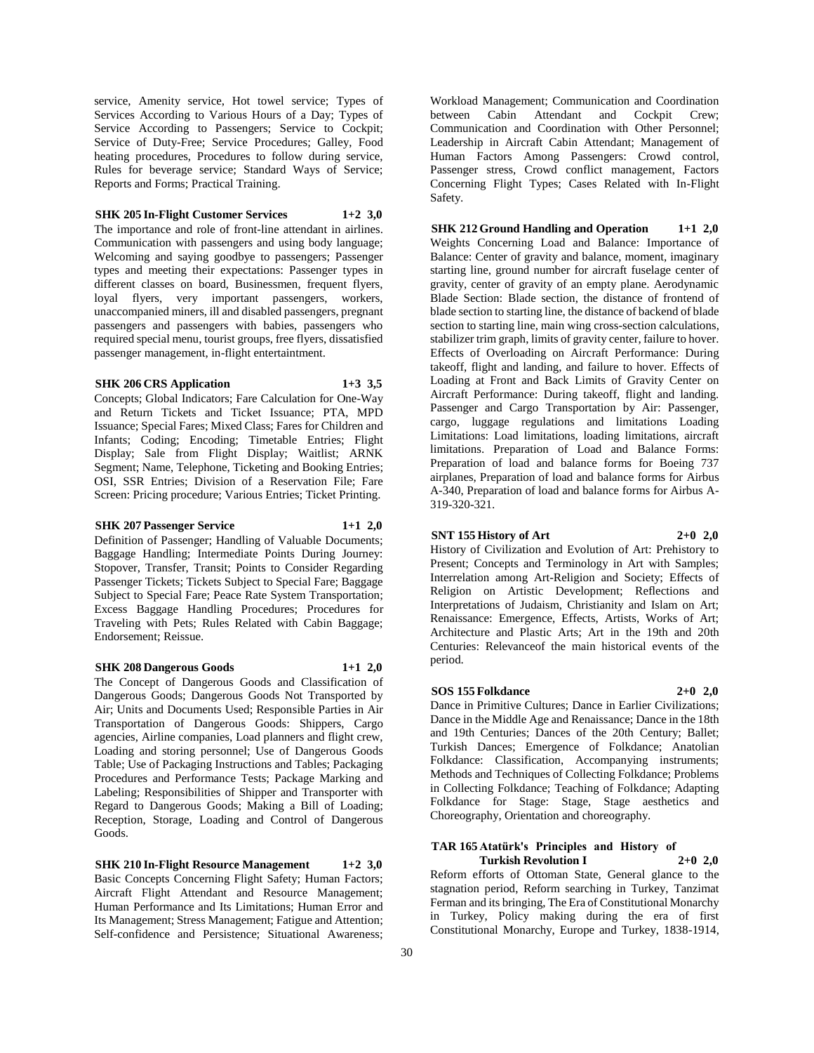service, Amenity service, Hot towel service; Types of Services According to Various Hours of a Day; Types of Service According to Passengers; Service to Cockpit; Service of Duty-Free; Service Procedures; Galley, Food heating procedures, Procedures to follow during service, Rules for beverage service; Standard Ways of Service; Reports and Forms; Practical Training.

**SHK 205 In-Flight Customer Services 1+2 3,0**

The importance and role of front-line attendant in airlines. Communication with passengers and using body language; Welcoming and saying goodbye to passengers; Passenger types and meeting their expectations: Passenger types in different classes on board, Businessmen, frequent flyers, loyal flyers, very important passengers, workers, unaccompanied miners, ill and disabled passengers, pregnant passengers and passengers with babies, passengers who required special menu, tourist groups, free flyers, dissatisfied passenger management, in-flight entertaintment.

**SHK 206 CRS Application 1+3 3,5**

Concepts; Global Indicators; Fare Calculation for One-Way and Return Tickets and Ticket Issuance; PTA, MPD Issuance; Special Fares; Mixed Class; Fares for Children and Infants; Coding; Encoding; Timetable Entries; Flight Display; Sale from Flight Display; Waitlist; ARNK Segment; Name, Telephone, Ticketing and Booking Entries; OSI, SSR Entries; Division of a Reservation File; Fare Screen: Pricing procedure; Various Entries; Ticket Printing.

**SHK 207 Passenger Service 1+1 2,0**

Definition of Passenger; Handling of Valuable Documents; Baggage Handling; Intermediate Points During Journey: Stopover, Transfer, Transit; Points to Consider Regarding Passenger Tickets; Tickets Subject to Special Fare; Baggage Subject to Special Fare; Peace Rate System Transportation; Excess Baggage Handling Procedures; Procedures for Traveling with Pets; Rules Related with Cabin Baggage; Endorsement; Reissue.

**SHK 208 Dangerous Goods 1+1 2,0**

The Concept of Dangerous Goods and Classification of Dangerous Goods; Dangerous Goods Not Transported by Air; Units and Documents Used; Responsible Parties in Air Transportation of Dangerous Goods: Shippers, Cargo agencies, Airline companies, Load planners and flight crew, Loading and storing personnel; Use of Dangerous Goods Table; Use of Packaging Instructions and Tables; Packaging Procedures and Performance Tests; Package Marking and Labeling; Responsibilities of Shipper and Transporter with Regard to Dangerous Goods; Making a Bill of Loading; Reception, Storage, Loading and Control of Dangerous Goods.

**SHK 210 In-Flight Resource Management 1+2 3,0**

Basic Concepts Concerning Flight Safety; Human Factors; Aircraft Flight Attendant and Resource Management; Human Performance and Its Limitations; Human Error and Its Management; Stress Management; Fatigue and Attention; Self-confidence and Persistence; Situational Awareness; Workload Management; Communication and Coordination between Cabin Attendant and Cockpit Crew; Communication and Coordination with Other Personnel; Leadership in Aircraft Cabin Attendant; Management of Human Factors Among Passengers: Crowd control, Passenger stress, Crowd conflict management, Factors Concerning Flight Types; Cases Related with In-Flight Safety.

**SHK 212 Ground Handling and Operation 1+1 2,0**

Weights Concerning Load and Balance: Importance of Balance: Center of gravity and balance, moment, imaginary starting line, ground number for aircraft fuselage center of gravity, center of gravity of an empty plane. Aerodynamic Blade Section: Blade section, the distance of frontend of blade section to starting line, the distance of backend of blade section to starting line, main wing cross-section calculations, stabilizer trim graph, limits of gravity center, failure to hover. Effects of Overloading on Aircraft Performance: During takeoff, flight and landing, and failure to hover. Effects of Loading at Front and Back Limits of Gravity Center on Aircraft Performance: During takeoff, flight and landing. Passenger and Cargo Transportation by Air: Passenger, cargo, luggage regulations and limitations Loading Limitations: Load limitations, loading limitations, aircraft limitations. Preparation of Load and Balance Forms: Preparation of load and balance forms for Boeing 737 airplanes, Preparation of load and balance forms for Airbus A-340, Preparation of load and balance forms for Airbus A-319-320-321.

**SNT 155 History of Art 2+0 2,0**

History of Civilization and Evolution of Art: Prehistory to Present; Concepts and Terminology in Art with Samples; Interrelation among Art-Religion and Society; Effects of Religion on Artistic Development; Reflections and Interpretations of Judaism, Christianity and Islam on Art; Renaissance: Emergence, Effects, Artists, Works of Art; Architecture and Plastic Arts; Art in the 19th and 20th Centuries: Relevanceof the main historical events of the period.

**SOS 155 Folkdance 2+0 2,0**

Dance in Primitive Cultures; Dance in Earlier Civilizations; Dance in the Middle Age and Renaissance; Dance in the 18th and 19th Centuries; Dances of the 20th Century; Ballet; Turkish Dances; Emergence of Folkdance; Anatolian Folkdance: Classification, Accompanying instruments; Methods and Techniques of Collecting Folkdance; Problems in Collecting Folkdance; Teaching of Folkdance; Adapting Folkdance for Stage: Stage, Stage aesthetics and Choreography, Orientation and choreography.

**TAR 165 Atatürk's Principles and History of Turkish Revolution I 2+0 2,0**

Reform efforts of Ottoman State, General glance to the stagnation period, Reform searching in Turkey, Tanzimat Ferman and its bringing, The Era of Constitutional Monarchy in Turkey, Policy making during the era of first Constitutional Monarchy, Europe and Turkey, 1838-1914,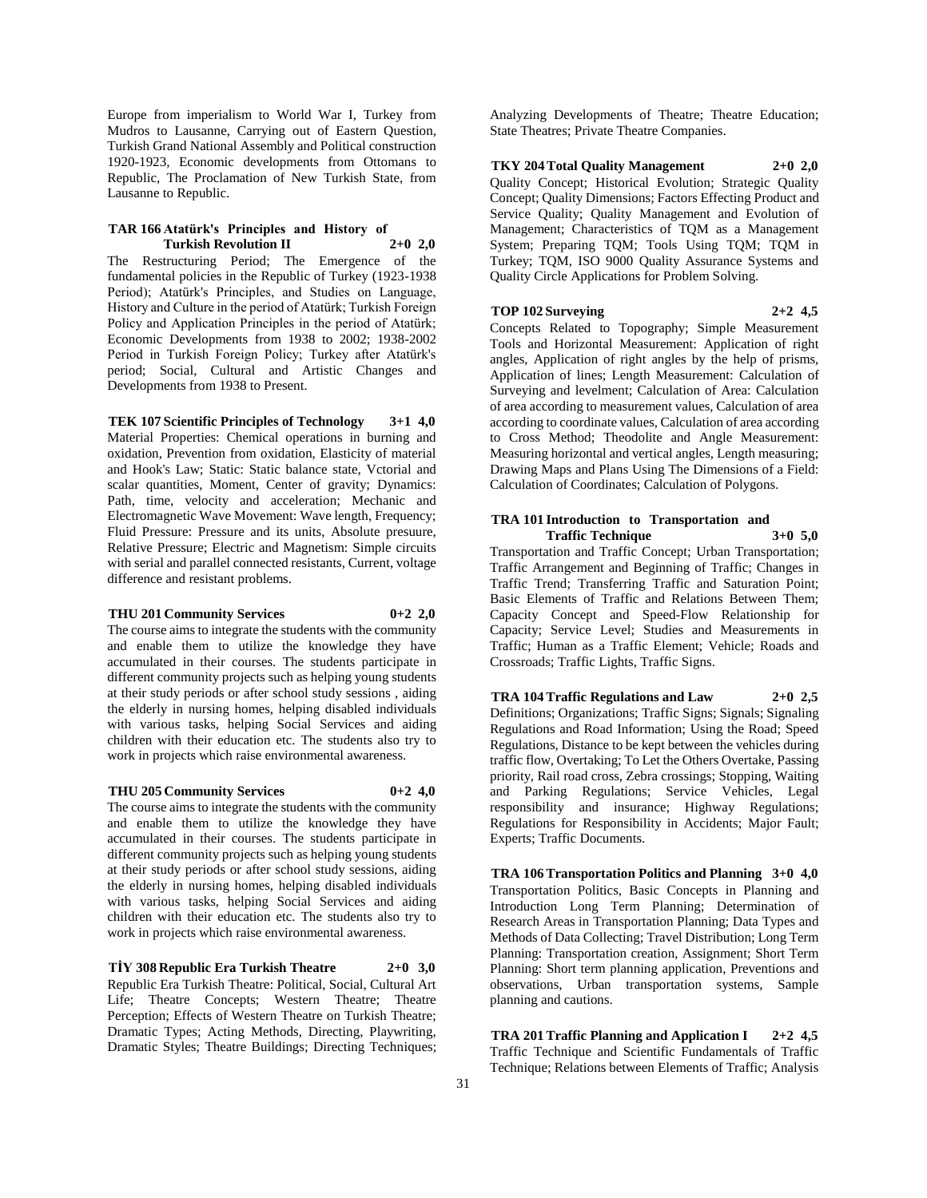Europe from imperialism to World War I, Turkey from Mudros to Lausanne, Carrying out of Eastern Question, Turkish Grand National Assembly and Political construction 1920-1923, Economic developments from Ottomans to Republic, The Proclamation of New Turkish State, from Lausanne to Republic.

**TAR 166 Atatürk's Principles and History of Turkish Revolution II 2+0 2,0**

The Restructuring Period; The Emergence of the fundamental policies in the Republic of Turkey (1923-1938 Period); Atatürk's Principles, and Studies on Language, History and Culture in the period of Atatürk; Turkish Foreign Policy and Application Principles in the period of Atatürk; Economic Developments from 1938 to 2002; 1938-2002 Period in Turkish Foreign Policy; Turkey after Atatürk's period; Social, Cultural and Artistic Changes and Developments from 1938 to Present.

**TEK 107 Scientific Principles of Technology 3+1 4,0**

Material Properties: Chemical operations in burning and oxidation, Prevention from oxidation, Elasticity of material and Hook's Law; Static: Static balance state, Vctorial and scalar quantities, Moment, Center of gravity; Dynamics: Path, time, velocity and acceleration; Mechanic and Electromagnetic Wave Movement: Wave length, Frequency; Fluid Pressure: Pressure and its units, Absolute presuure, Relative Pressure; Electric and Magnetism: Simple circuits with serial and parallel connected resistants, Current, voltage difference and resistant problems.

**THU 201 Community Services 0+2 2,0**

The course aims to integrate the students with the community and enable them to utilize the knowledge they have accumulated in their courses. The students participate in different community projects such as helping young students at their study periods or after school study sessions , aiding the elderly in nursing homes, helping disabled individuals with various tasks, helping Social Services and aiding children with their education etc. The students also try to work in projects which raise environmental awareness.

**THU 205 Community Services 0+2 4,0**

The course aims to integrate the students with the community and enable them to utilize the knowledge they have accumulated in their courses. The students participate in different community projects such as helping young students at their study periods or after school study sessions, aiding the elderly in nursing homes, helping disabled individuals with various tasks, helping Social Services and aiding children with their education etc. The students also try to work in projects which raise environmental awareness.

**TİY 308 Republic Era Turkish Theatre 2+0 3,0**

Republic Era Turkish Theatre: Political, Social, Cultural Art Life; Theatre Concepts; Western Theatre; Theatre Perception; Effects of Western Theatre on Turkish Theatre; Dramatic Types; Acting Methods, Directing, Playwriting, Dramatic Styles; Theatre Buildings; Directing Techniques; Analyzing Developments of Theatre; Theatre Education; State Theatres; Private Theatre Companies.

**TKY 204 Total Quality Management 2+0 2,0**

Quality Concept; Historical Evolution; Strategic Quality Concept; Quality Dimensions; Factors Effecting Product and Service Quality; Quality Management and Evolution of Management; Characteristics of TQM as a Management System; Preparing TQM; Tools Using TQM; TQM in Turkey; TQM, ISO 9000 Quality Assurance Systems and Quality Circle Applications for Problem Solving.

**TOP 102 Surveying 2+2 4,5**

Concepts Related to Topography; Simple Measurement Tools and Horizontal Measurement: Application of right angles, Application of right angles by the help of prisms, Application of lines; Length Measurement: Calculation of Surveying and levelment; Calculation of Area: Calculation of area according to measurement values, Calculation of area according to coordinate values, Calculation of area according to Cross Method; Theodolite and Angle Measurement: Measuring horizontal and vertical angles, Length measuring; Drawing Maps and Plans Using The Dimensions of a Field: Calculation of Coordinates; Calculation of Polygons.

**TRA 101 Introduction to Transportation and Traffic Technique 3+0 5,0**

Transportation and Traffic Concept; Urban Transportation; Traffic Arrangement and Beginning of Traffic; Changes in Traffic Trend; Transferring Traffic and Saturation Point; Basic Elements of Traffic and Relations Between Them; Capacity Concept and Speed-Flow Relationship for Capacity; Service Level; Studies and Measurements in Traffic; Human as a Traffic Element; Vehicle; Roads and Crossroads; Traffic Lights, Traffic Signs.

**TRA 104 Traffic Regulations and Law 2+0 2,5**

Definitions; Organizations; Traffic Signs; Signals; Signaling Regulations and Road Information; Using the Road; Speed Regulations, Distance to be kept between the vehicles during traffic flow, Overtaking; To Let the Others Overtake, Passing priority, Rail road cross, Zebra crossings; Stopping, Waiting and Parking Regulations; Service Vehicles, Legal responsibility and insurance; Highway Regulations; Regulations for Responsibility in Accidents; Major Fault; Experts; Traffic Documents.

**TRA 106 Transportation Politics and Planning 3+0 4,0**

Transportation Politics, Basic Concepts in Planning and Introduction Long Term Planning; Determination of Research Areas in Transportation Planning; Data Types and Methods of Data Collecting; Travel Distribution; Long Term Planning: Transportation creation, Assignment; Short Term Planning: Short term planning application, Preventions and observations, Urban transportation systems, Sample planning and cautions.

**TRA 201 Traffic Planning and Application I 2+2 4,5**

Traffic Technique and Scientific Fundamentals of Traffic Technique; Relations between Elements of Traffic; Analysis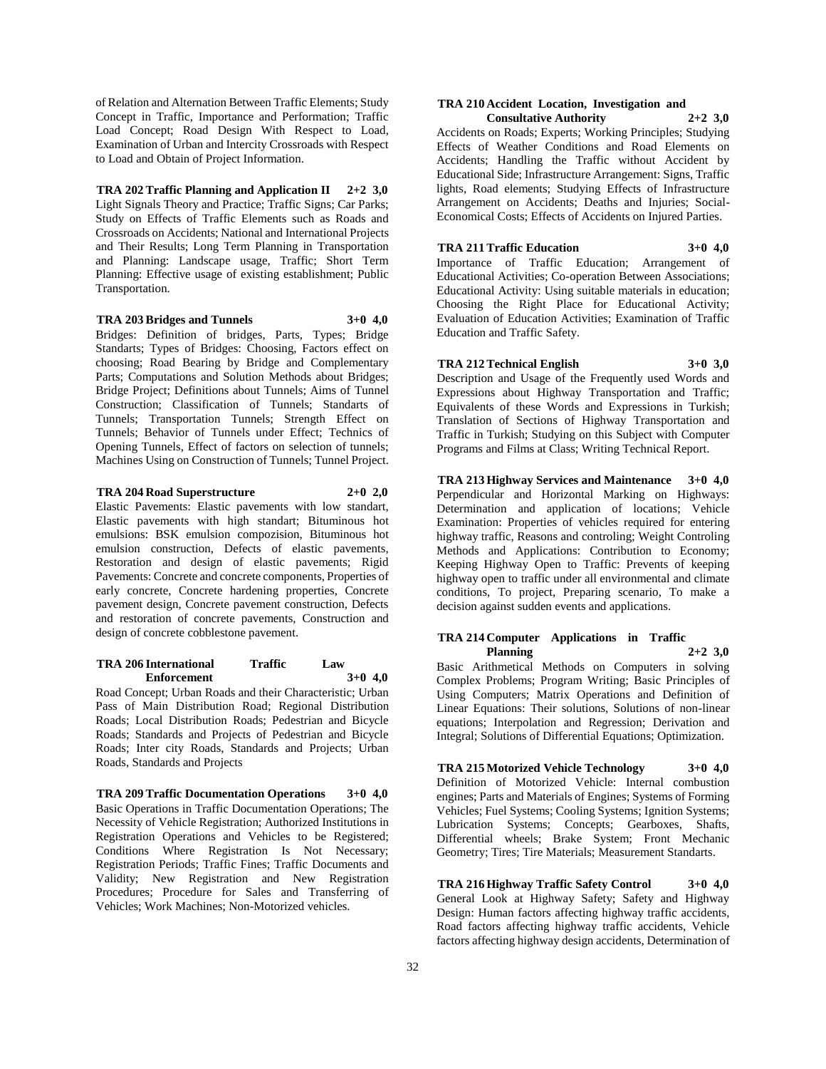of Relation and Alternation Between Traffic Elements; Study Concept in Traffic, Importance and Performation; Traffic Load Concept; Road Design With Respect to Load, Examination of Urban and Intercity Crossroads with Respect to Load and Obtain of Project Information.

**TRA 202 Traffic Planning and Application II 2+2 3,0**
Light Signals Theory and Practice; Traffic Signs; Car Parks; Study on Effects of Traffic Elements such as Roads and Crossroads on Accidents; National and International Projects and Their Results; Long Term Planning in Transportation and Planning: Landscape usage, Traffic; Short Term Planning: Effective usage of existing establishment; Public Transportation.

**TRA 203 Bridges and Tunnels 3+0 4,0**
Bridges: Definition of bridges, Parts, Types; Bridge Standarts; Types of Bridges: Choosing, Factors effect on choosing; Road Bearing by Bridge and Complementary Parts; Computations and Solution Methods about Bridges; Bridge Project; Definitions about Tunnels; Aims of Tunnel Construction; Classification of Tunnels; Standarts of Tunnels; Transportation Tunnels; Strength Effect on Tunnels; Behavior of Tunnels under Effect; Technics of Opening Tunnels, Effect of factors on selection of tunnels; Machines Using on Construction of Tunnels; Tunnel Project.

**TRA 204 Road Superstructure 2+0 2,0**
Elastic Pavements: Elastic pavements with low standart, Elastic pavements with high standart; Bituminous hot emulsions: BSK emulsion compozision, Bituminous hot emulsion construction, Defects of elastic pavements, Restoration and design of elastic pavements; Rigid Pavements: Concrete and concrete components, Properties of early concrete, Concrete hardening properties, Concrete pavement design, Concrete pavement construction, Defects and restoration of concrete pavements, Construction and design of concrete cobblestone pavement.

**TRA 206 International Traffic Law Enforcement 3+0 4,0**
Road Concept; Urban Roads and their Characteristic; Urban Pass of Main Distribution Road; Regional Distribution Roads; Local Distribution Roads; Pedestrian and Bicycle Roads; Standards and Projects of Pedestrian and Bicycle Roads; Inter city Roads, Standards and Projects; Urban Roads, Standards and Projects

**TRA 209 Traffic Documentation Operations 3+0 4,0**
Basic Operations in Traffic Documentation Operations; The Necessity of Vehicle Registration; Authorized Institutions in Registration Operations and Vehicles to be Registered; Conditions Where Registration Is Not Necessary; Registration Periods; Traffic Fines; Traffic Documents and Validity; New Registration and New Registration Procedures; Procedure for Sales and Transferring of Vehicles; Work Machines; Non-Motorized vehicles.

**TRA 210 Accident Location, Investigation and Consultative Authority 2+2 3,0**
Accidents on Roads; Experts; Working Principles; Studying Effects of Weather Conditions and Road Elements on Accidents; Handling the Traffic without Accident by Educational Side; Infrastructure Arrangement: Signs, Traffic lights, Road elements; Studying Effects of Infrastructure Arrangement on Accidents; Deaths and Injuries; Social-Economical Costs; Effects of Accidents on Injured Parties.

**TRA 211 Traffic Education 3+0 4,0**
Importance of Traffic Education; Arrangement of Educational Activities; Co-operation Between Associations; Educational Activity: Using suitable materials in education; Choosing the Right Place for Educational Activity; Evaluation of Education Activities; Examination of Traffic Education and Traffic Safety.

**TRA 212 Technical English 3+0 3,0**
Description and Usage of the Frequently used Words and Expressions about Highway Transportation and Traffic; Equivalents of these Words and Expressions in Turkish; Translation of Sections of Highway Transportation and Traffic in Turkish; Studying on this Subject with Computer Programs and Films at Class; Writing Technical Report.

**TRA 213 Highway Services and Maintenance 3+0 4,0**
Perpendicular and Horizontal Marking on Highways: Determination and application of locations; Vehicle Examination: Properties of vehicles required for entering highway traffic, Reasons and controling; Weight Controling Methods and Applications: Contribution to Economy; Keeping Highway Open to Traffic: Prevents of keeping highway open to traffic under all environmental and climate conditions, To project, Preparing scenario, To make a decision against sudden events and applications.

**TRA 214 Computer Applications in Traffic Planning 2+2 3,0**
Basic Arithmetical Methods on Computers in solving Complex Problems; Program Writing; Basic Principles of Using Computers; Matrix Operations and Definition of Linear Equations: Their solutions, Solutions of non-linear equations; Interpolation and Regression; Derivation and Integral; Solutions of Differential Equations; Optimization.

**TRA 215 Motorized Vehicle Technology 3+0 4,0**
Definition of Motorized Vehicle: Internal combustion engines; Parts and Materials of Engines; Systems of Forming Vehicles; Fuel Systems; Cooling Systems; Ignition Systems; Lubrication Systems; Concepts; Gearboxes, Shafts, Differential wheels; Brake System; Front Mechanic Geometry; Tires; Tire Materials; Measurement Standarts.

**TRA 216 Highway Traffic Safety Control 3+0 4,0**
General Look at Highway Safety; Safety and Highway Design: Human factors affecting highway traffic accidents, Road factors affecting highway traffic accidents, Vehicle factors affecting highway design accidents, Determination of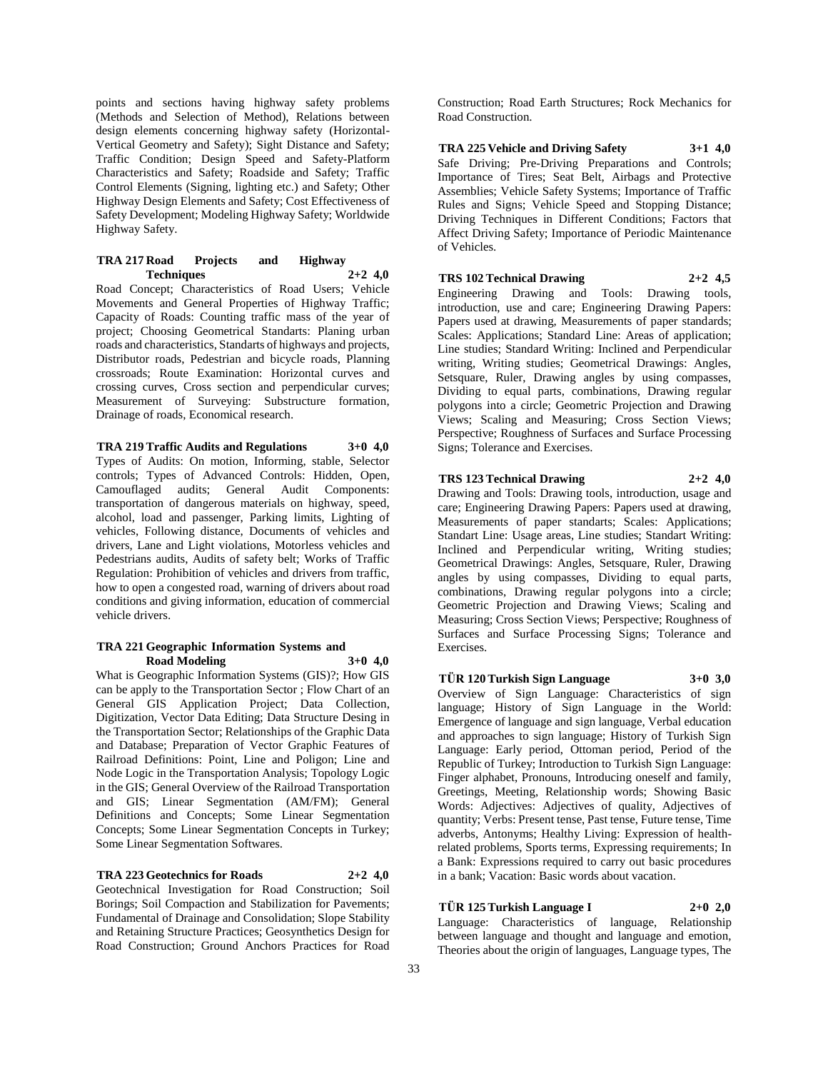points and sections having highway safety problems (Methods and Selection of Method), Relations between design elements concerning highway safety (Horizontal-Vertical Geometry and Safety); Sight Distance and Safety; Traffic Condition; Design Speed and Safety-Platform Characteristics and Safety; Roadside and Safety; Traffic Control Elements (Signing, lighting etc.) and Safety; Other Highway Design Elements and Safety; Cost Effectiveness of Safety Development; Modeling Highway Safety; Worldwide Highway Safety.

**TRA 217 Road Projects and Highway Techniques 2+2 4,0**

Road Concept; Characteristics of Road Users; Vehicle Movements and General Properties of Highway Traffic; Capacity of Roads: Counting traffic mass of the year of project; Choosing Geometrical Standarts: Planing urban roads and characteristics, Standarts of highways and projects, Distributor roads, Pedestrian and bicycle roads, Planning crossroads; Route Examination: Horizontal curves and crossing curves, Cross section and perpendicular curves; Measurement of Surveying: Substructure formation, Drainage of roads, Economical research.

**TRA 219 Traffic Audits and Regulations 3+0 4,0**

Types of Audits: On motion, Informing, stable, Selector controls; Types of Advanced Controls: Hidden, Open, Camouflaged audits; General Audit Components: transportation of dangerous materials on highway, speed, alcohol, load and passenger, Parking limits, Lighting of vehicles, Following distance, Documents of vehicles and drivers, Lane and Light violations, Motorless vehicles and Pedestrians audits, Audits of safety belt; Works of Traffic Regulation: Prohibition of vehicles and drivers from traffic, how to open a congested road, warning of drivers about road conditions and giving information, education of commercial vehicle drivers.

**TRA 221 Geographic Information Systems and Road Modeling 3+0 4,0**

What is Geographic Information Systems (GIS)?; How GIS can be apply to the Transportation Sector ; Flow Chart of an General GIS Application Project; Data Collection, Digitization, Vector Data Editing; Data Structure Desing in the Transportation Sector; Relationships of the Graphic Data and Database; Preparation of Vector Graphic Features of Railroad Definitions: Point, Line and Poligon; Line and Node Logic in the Transportation Analysis; Topology Logic in the GIS; General Overview of the Railroad Transportation and GIS; Linear Segmentation (AM/FM); General Definitions and Concepts; Some Linear Segmentation Concepts; Some Linear Segmentation Concepts in Turkey; Some Linear Segmentation Softwares.

**TRA 223 Geotechnics for Roads 2+2 4,0**

Geotechnical Investigation for Road Construction; Soil Borings; Soil Compaction and Stabilization for Pavements; Fundamental of Drainage and Consolidation; Slope Stability and Retaining Structure Practices; Geosynthetics Design for Road Construction; Ground Anchors Practices for Road Construction; Road Earth Structures; Rock Mechanics for Road Construction.

**TRA 225 Vehicle and Driving Safety 3+1 4,0**

Safe Driving; Pre-Driving Preparations and Controls; Importance of Tires; Seat Belt, Airbags and Protective Assemblies; Vehicle Safety Systems; Importance of Traffic Rules and Signs; Vehicle Speed and Stopping Distance; Driving Techniques in Different Conditions; Factors that Affect Driving Safety; Importance of Periodic Maintenance of Vehicles.

**TRS 102 Technical Drawing 2+2 4,5**

Engineering Drawing and Tools: Drawing tools, introduction, use and care; Engineering Drawing Papers: Papers used at drawing, Measurements of paper standarts; Scales: Applications; Standard Line: Areas of application; Line studies; Standard Writing: Inclined and Perpendicular writing, Writing studies; Geometrical Drawings: Angles, Setsquare, Ruler, Drawing angles by using compasses, Dividing to equal parts, combinations, Drawing regular polygons into a circle; Geometric Projection and Drawing Views; Scaling and Measuring; Cross Section Views; Perspective; Roughness of Surfaces and Surface Processing Signs; Tolerance and Exercises.

**TRS 123 Technical Drawing 2+2 4,0**

Drawing and Tools: Drawing tools, introduction, usage and care; Engineering Drawing Papers: Papers used at drawing, Measurements of paper standarts; Scales: Applications; Standart Line: Usage areas, Line studies; Standart Writing: Inclined and Perpendicular writing, Writing studies; Geometrical Drawings: Angles, Setsquare, Ruler, Drawing angles by using compasses, Dividing to equal parts, combinations, Drawing regular polygons into a circle; Geometric Projection and Drawing Views; Scaling and Measuring; Cross Section Views; Perspective; Roughness of Surfaces and Surface Processing Signs; Tolerance and Exercises.

**TÜR 120 Turkish Sign Language 3+0 3,0**

Overview of Sign Language: Characteristics of sign language; History of Sign Language in the World: Emergence of language and sign language, Verbal education and approaches to sign language; History of Turkish Sign Language: Early period, Ottoman period, Period of the Republic of Turkey; Introduction to Turkish Sign Language: Finger alphabet, Pronouns, Introducing oneself and family, Greetings, Meeting, Relationship words; Showing Basic Words: Adjectives: Adjectives of quality, Adjectives of quantity; Verbs: Present tense, Past tense, Future tense, Time adverbs, Antonyms; Healthy Living: Expression of health-related problems, Sports terms, Expressing requirements; In a Bank: Expressions required to carry out basic procedures in a bank; Vacation: Basic words about vacation.

**TÜR 125 Turkish Language I 2+0 2,0**

Language: Characteristics of language, Relationship between language and thought and language and emotion, Theories about the origin of languages, Language types, The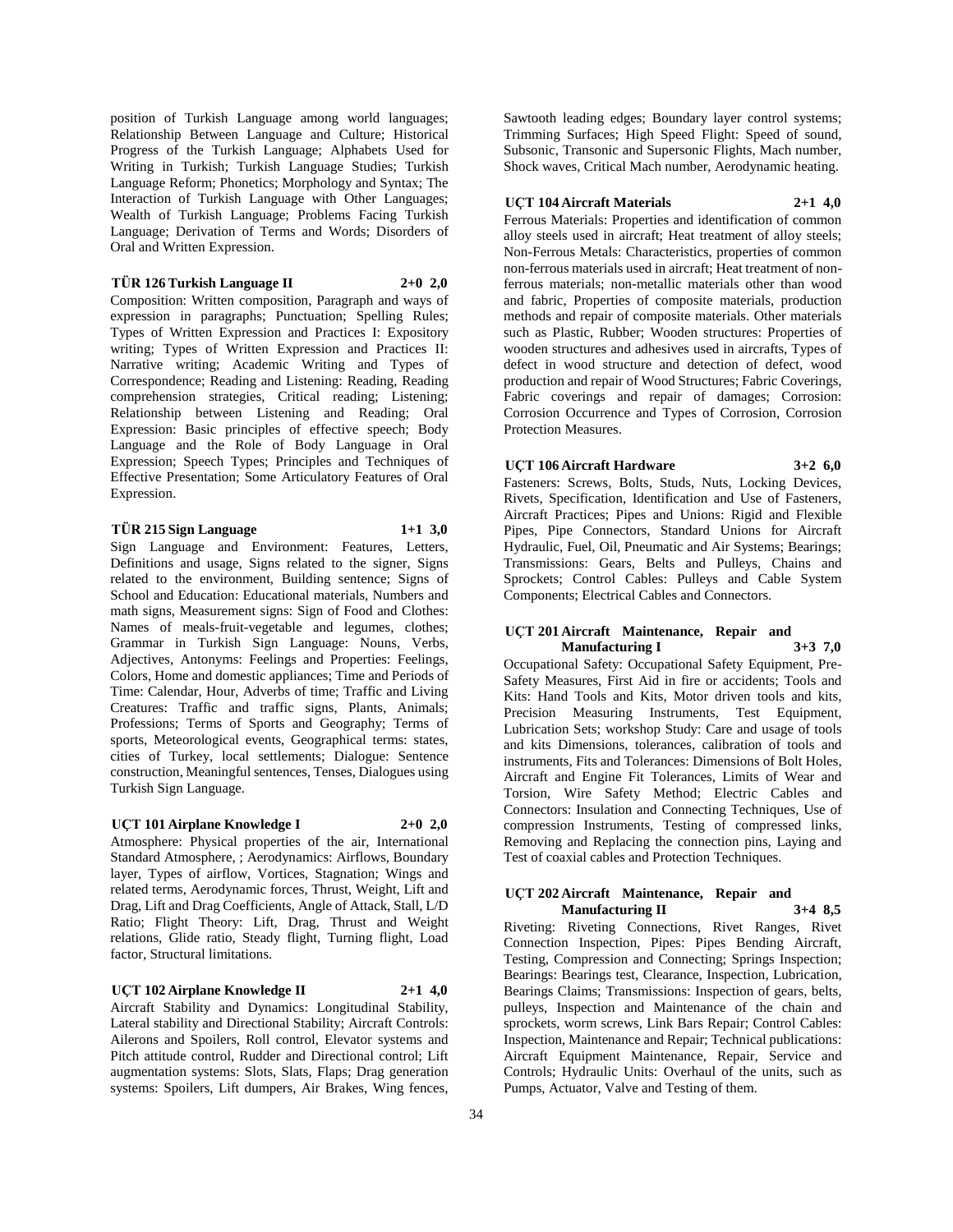position of Turkish Language among world languages; Relationship Between Language and Culture; Historical Progress of the Turkish Language; Alphabets Used for Writing in Turkish; Turkish Language Studies; Turkish Language Reform; Phonetics; Morphology and Syntax; The Interaction of Turkish Language with Other Languages; Wealth of Turkish Language; Problems Facing Turkish Language; Derivation of Terms and Words; Disorders of Oral and Written Expression.

**TÜR 126 Turkish Language II 2+0 2,0**

Composition: Written composition, Paragraph and ways of expression in paragraphs; Punctuation; Spelling Rules; Types of Written Expression and Practices I: Expository writing; Types of Written Expression and Practices II: Narrative writing; Academic Writing and Types of Correspondence; Reading and Listening: Reading, Reading comprehension strategies, Critical reading; Listening; Relationship between Listening and Reading; Oral Expression: Basic principles of effective speech; Body Language and the Role of Body Language in Oral Expression; Speech Types; Principles and Techniques of Effective Presentation; Some Articulatory Features of Oral Expression.

**TÜR 215 Sign Language 1+1 3,0**

Sign Language and Environment: Features, Letters, Definitions and usage, Signs related to the signer, Signs related to the environment, Building sentence; Signs of School and Education: Educational materials, Numbers and math signs, Measurement signs: Sign of Food and Clothes: Names of meals-fruit-vegetable and legumes, clothes; Grammar in Turkish Sign Language: Nouns, Verbs, Adjectives, Antonyms: Feelings and Properties: Feelings, Colors, Home and domestic appliances; Time and Periods of Time: Calendar, Hour, Adverbs of time; Traffic and Living Creatures: Traffic and traffic signs, Plants, Animals; Professions; Terms of Sports and Geography; Terms of sports, Meteorological events, Geographical terms: states, cities of Turkey, local settlements; Dialogue: Sentence construction, Meaningful sentences, Tenses, Dialogues using Turkish Sign Language.

**UÇT 101 Airplane Knowledge I 2+0 2,0**

Atmosphere: Physical properties of the air, International Standard Atmosphere, ; Aerodynamics: Airflows, Boundary layer, Types of airflow, Vortices, Stagnation; Wings and related terms, Aerodynamic forces, Thrust, Weight, Lift and Drag, Lift and Drag Coefficients, Angle of Attack, Stall, L/D Ratio; Flight Theory: Lift, Drag, Thrust and Weight relations, Glide ratio, Steady flight, Turning flight, Load factor, Structural limitations.

**UÇT 102 Airplane Knowledge II 2+1 4,0**

Aircraft Stability and Dynamics: Longitudinal Stability, Lateral stability and Directional Stability; Aircraft Controls: Ailerons and Spoilers, Roll control, Elevator systems and Pitch attitude control, Rudder and Directional control; Lift augmentation systems: Slots, Slats, Flaps; Drag generation systems: Spoilers, Lift dumpers, Air Brakes, Wing fences, Sawtooth leading edges; Boundary layer control systems; Trimming Surfaces; High Speed Flight: Speed of sound, Subsonic, Transonic and Supersonic Flights, Mach number, Shock waves, Critical Mach number, Aerodynamic heating.

**UÇT 104 Aircraft Materials 2+1 4,0**

Ferrous Materials: Properties and identification of common alloy steels used in aircraft; Heat treatment of alloy steels; Non-Ferrous Metals: Characteristics, properties of common non-ferrous materials used in aircraft; Heat treatment of non-ferrous materials; non-metallic materials other than wood and fabric, Properties of composite materials, production methods and repair of composite materials. Other materials such as Plastic, Rubber; Wooden structures: Properties of wooden structures and adhesives used in aircrafts, Types of defect in wood structure and detection of defect, wood production and repair of Wood Structures; Fabric Coverings, Fabric coverings and repair of damages; Corrosion: Corrosion Occurrence and Types of Corrosion, Corrosion Protection Measures.

**UÇT 106 Aircraft Hardware 3+2 6,0**

Fasteners: Screws, Bolts, Studs, Nuts, Locking Devices, Rivets, Specification, Identification and Use of Fasteners, Aircraft Practices; Pipes and Unions: Rigid and Flexible Pipes, Pipe Connectors, Standard Unions for Aircraft Hydraulic, Fuel, Oil, Pneumatic and Air Systems; Bearings; Transmissions: Gears, Belts and Pulleys, Chains and Sprockets; Control Cables: Pulleys and Cable System Components; Electrical Cables and Connectors.

**UÇT 201 Aircraft Maintenance, Repair and Manufacturing I 3+3 7,0**

Occupational Safety: Occupational Safety Equipment, Pre-Safety Measures, First Aid in fire or accidents; Tools and Kits: Hand Tools and Kits, Motor driven tools and kits, Precision Measuring Instruments, Test Equipment, Lubrication Sets; workshop Study: Care and usage of tools and kits Dimensions, tolerances, calibration of tools and instruments, Fits and Tolerances: Dimensions of Bolt Holes, Aircraft and Engine Fit Tolerances, Limits of Wear and Torsion, Wire Safety Method; Electric Cables and Connectors: Insulation and Connecting Techniques, Use of compression Instruments, Testing of compressed links, Removing and Replacing the connection pins, Laying and Test of coaxial cables and Protection Techniques.

**UÇT 202 Aircraft Maintenance, Repair and Manufacturing II 3+4 8,5**

Riveting: Riveting Connections, Rivet Ranges, Rivet Connection Inspection, Pipes: Pipes Bending Aircraft, Testing, Compression and Connecting; Springs Inspection; Bearings: Bearings test, Clearance, Inspection, Lubrication, Bearings Claims; Transmissions: Inspection of gears, belts, pulleys, Inspection and Maintenance of the chain and sprockets, worm screws, Link Bars Repair; Control Cables: Inspection, Maintenance and Repair; Technical publications: Aircraft Equipment Maintenance, Repair, Service and Controls; Hydraulic Units: Overhaul of the units, such as Pumps, Actuator, Valve and Testing of them.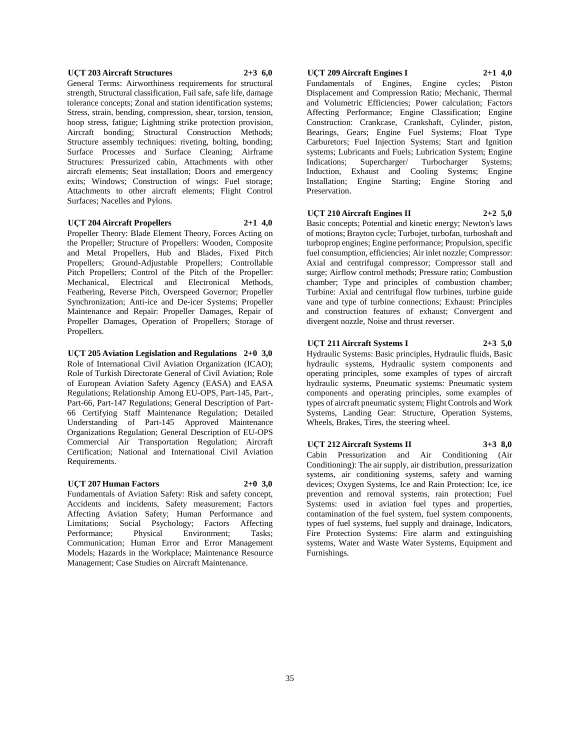**UÇT 203 Aircraft Structures 2+3 6,0**

General Terms: Airworthiness requirements for structural strength, Structural classification, Fail safe, safe life, damage tolerance concepts; Zonal and station identification systems; Stress, strain, bending, compression, shear, torsion, tension, hoop stress, fatigue; Lightning strike protection provision, Aircraft bonding; Structural Construction Methods; Structure assembly techniques: riveting, bolting, bonding; Surface Processes and Surface Cleaning; Airframe Structures: Pressurized cabin, Attachments with other aircraft elements; Seat installation; Doors and emergency exits; Windows; Construction of wings: Fuel storage; Attachments to other aircraft elements; Flight Control Surfaces; Nacelles and Pylons.

**UÇT 204 Aircraft Propellers 2+1 4,0**

Propeller Theory: Blade Element Theory, Forces Acting on the Propeller; Structure of Propellers: Wooden, Composite and Metal Propellers, Hub and Blades, Fixed Pitch Propellers; Ground-Adjustable Propellers; Controllable Pitch Propellers; Control of the Pitch of the Propeller: Mechanical, Electrical and Electronical Methods, Feathering, Reverse Pitch, Overspeed Governor; Propeller Synchronization; Anti-ice and De-icer Systems; Propeller Maintenance and Repair: Propeller Damages, Repair of Propeller Damages, Operation of Propellers; Storage of Propellers.

**UÇT 205 Aviation Legislation and Regulations 2+0 3,0**

Role of International Civil Aviation Organization (ICAO); Role of Turkish Directorate General of Civil Aviation; Role of European Aviation Safety Agency (EASA) and EASA Regulations; Relationship Among EU-OPS, Part-145, Part-, Part-66, Part-147 Regulations; General Description of Part-66 Certifying Staff Maintenance Regulation; Detailed Understanding of Part-145 Approved Maintenance Organizations Regulation; General Description of EU-OPS Commercial Air Transportation Regulation; Aircraft Certification; National and International Civil Aviation Requirements.

**UÇT 207 Human Factors 2+0 3,0**

Fundamentals of Aviation Safety: Risk and safety concept, Accidents and incidents, Safety measurement; Factors Affecting Aviation Safety; Human Performance and Limitations; Social Psychology; Factors Affecting Performance; Physical Environment; Tasks; Communication; Human Error and Error Management Models; Hazards in the Workplace; Maintenance Resource Management; Case Studies on Aircraft Maintenance.

**UÇT 209 Aircraft Engines I 2+1 4,0**

Fundamentals of Engines, Engine cycles; Piston Displacement and Compression Ratio; Mechanic, Thermal and Volumetric Efficiencies; Power calculation; Factors Affecting Performance; Engine Classification; Engine Construction: Crankcase, Crankshaft, Cylinder, piston, Bearings, Gears; Engine Fuel Systems; Float Type Carburetors; Fuel Injection Systems; Start and Ignition systems; Lubricants and Fuels; Lubrication System; Engine Indications; Supercharger/ Turbocharger Systems; Induction, Exhaust and Cooling Systems; Engine Installation; Engine Starting; Engine Storing and Preservation.

**UÇT 210 Aircraft Engines II 2+2 5,0**

Basic concepts; Potential and kinetic energy; Newton's laws of motions; Brayton cycle; Turbojet, turbofan, turboshaft and turboprop engines; Engine performance; Propulsion, specific fuel consumption, efficiencies; Air inlet nozzle; Compressor: Axial and centrifugal compressor; Compressor stall and surge; Airflow control methods; Pressure ratio; Combustion chamber; Type and principles of combustion chamber; Turbine: Axial and centrifugal flow turbines, turbine guide vane and type of turbine connections; Exhaust: Principles and construction features of exhaust; Convergent and divergent nozzle, Noise and thrust reverser.

**UÇT 211 Aircraft Systems I 2+3 5,0**

Hydraulic Systems: Basic principles, Hydraulic fluids, Basic hydraulic systems, Hydraulic system components and operating principles, some examples of types of aircraft hydraulic systems, Pneumatic systems: Pneumatic system components and operating principles, some examples of types of aircraft pneumatic system; Flight Controls and Work Systems, Landing Gear: Structure, Operation Systems, Wheels, Brakes, Tires, the steering wheel.

**UÇT 212 Aircraft Systems II 3+3 8,0**

Cabin Pressurization and Air Conditioning (Air Conditioning): The air supply, air distribution, pressurization systems, air conditioning systems, safety and warning devices; Oxygen Systems, Ice and Rain Protection: Ice, ice prevention and removal systems, rain protection; Fuel Systems: used in aviation fuel types and properties, contamination of the fuel system, fuel system components, types of fuel systems, fuel supply and drainage, Indicators, Fire Protection Systems: Fire alarm and extinguishing systems, Water and Waste Water Systems, Equipment and Furnishings.